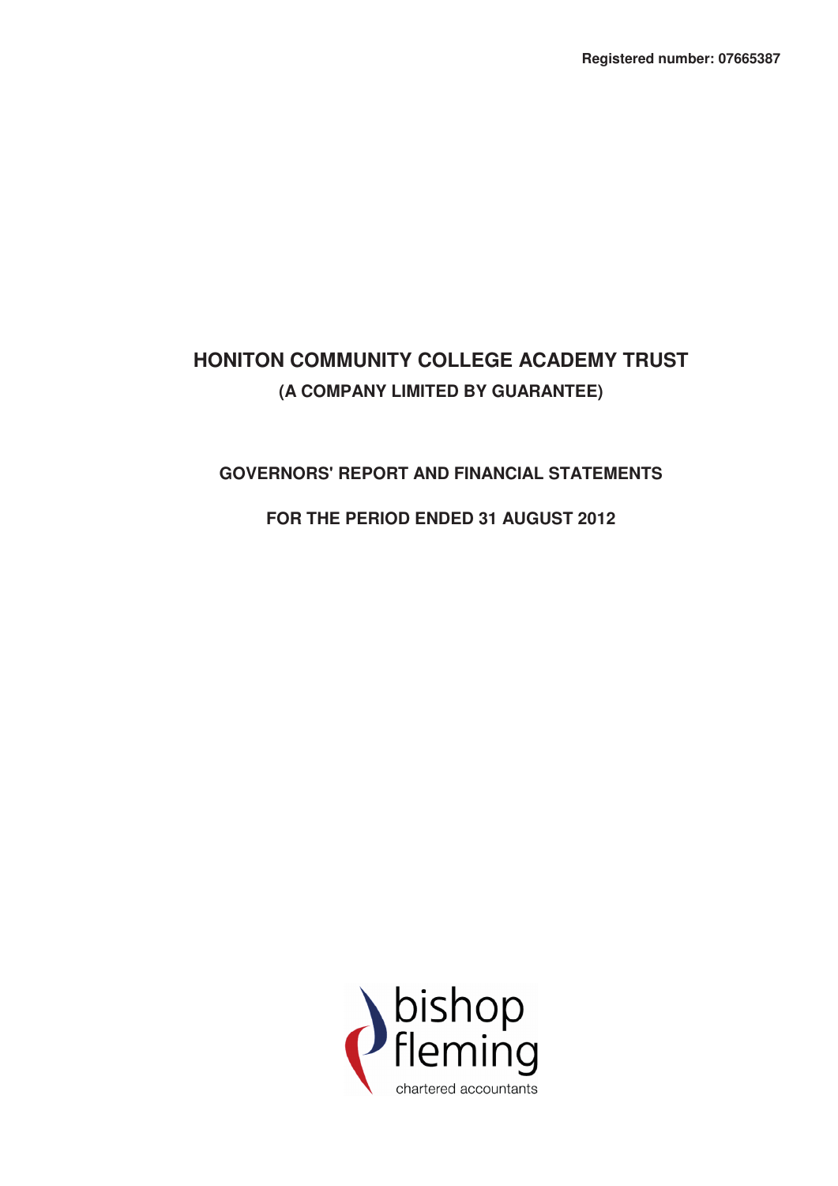Registered number: 07665387

# HONITON COMMUNITY COLLEGE ACADEMY TRUST

**(A COMPANY LIMITED BY GUARANTEE)**

## GOVERNORS' REPORT AND FINANCIAL STATEMENTS

## FOR THE PERIOD ENDED 31 AUGUST 2012

bishop fleming

chartered accountants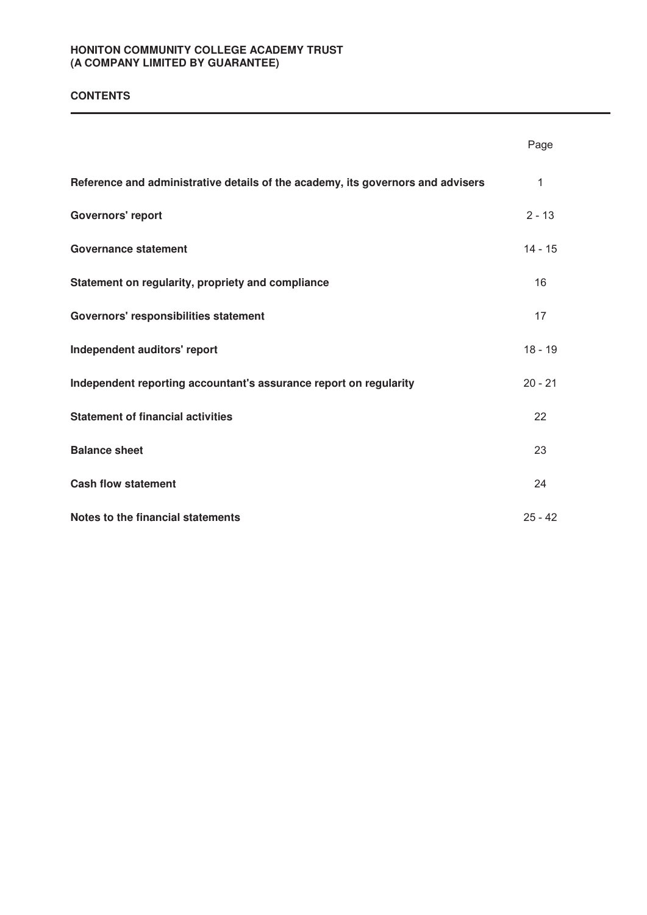**HONITON COMMUNITY COLLEGE ACADEMY TRUST**
**(A COMPANY LIMITED BY GUARANTEE)**

## CONTENTS

| | Page |
|---|---|
| **Reference and administrative details of the academy, its governors and advisers** | 1 |
| **Governors' report** | 2 - 13 |
| **Governance statement** | 14 - 15 |
| **Statement on regularity, propriety and compliance** | 16 |
| **Governors' responsibilities statement** | 17 |
| **Independent auditors' report** | 18 - 19 |
| **Independent reporting accountant's assurance report on regularity** | 20 - 21 |
| **Statement of financial activities** | 22 |
| **Balance sheet** | 23 |
| **Cash flow statement** | 24 |
| **Notes to the financial statements** | 25 - 42 |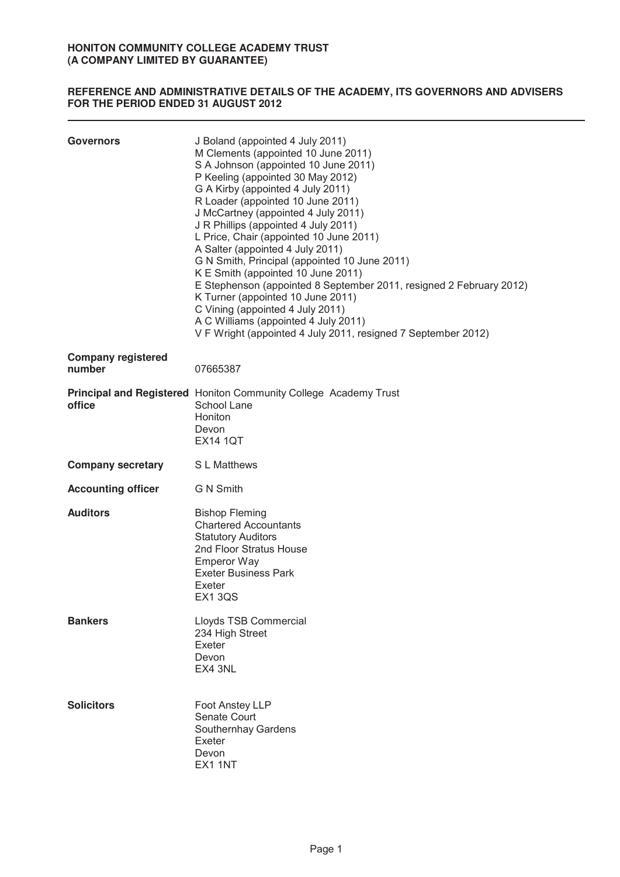**HONITON COMMUNITY COLLEGE ACADEMY TRUST**
**(A COMPANY LIMITED BY GUARANTEE)**

## REFERENCE AND ADMINISTRATIVE DETAILS OF THE ACADEMY, ITS GOVERNORS AND ADVISERS FOR THE PERIOD ENDED 31 AUGUST 2012

---

**Governors**

J Boland (appointed 4 July 2011)
M Clements (appointed 10 June 2011)
S A Johnson (appointed 10 June 2011)
P Keeling (appointed 30 May 2012)
G A Kirby (appointed 4 July 2011)
R Loader (appointed 10 June 2011)
J McCartney (appointed 4 July 2011)
J R Phillips (appointed 4 July 2011)
L Price, Chair (appointed 10 June 2011)
A Salter (appointed 4 July 2011)
G N Smith, Principal (appointed 10 June 2011)
K E Smith (appointed 10 June 2011)
E Stephenson (appointed 8 September 2011, resigned 2 February 2012)
K Turner (appointed 10 June 2011)
C Vining (appointed 4 July 2011)
A C Williams (appointed 4 July 2011)
V F Wright (appointed 4 July 2011, resigned 7 September 2012)

**Company registered number**

07665387

**Principal and Registered office**

Honiton Community College Academy Trust
School Lane
Honiton
Devon
EX14 1QT

**Company secretary**

S L Matthews

**Accounting officer**

G N Smith

**Auditors**

Bishop Fleming
Chartered Accountants
Statutory Auditors
2nd Floor Stratus House
Emperor Way
Exeter Business Park
Exeter
EX1 3QS

**Bankers**

Lloyds TSB Commercial
234 High Street
Exeter
Devon
EX4 3NL

**Solicitors**

Foot Anstey LLP
Senate Court
Southernhay Gardens
Exeter
Devon
EX1 1NT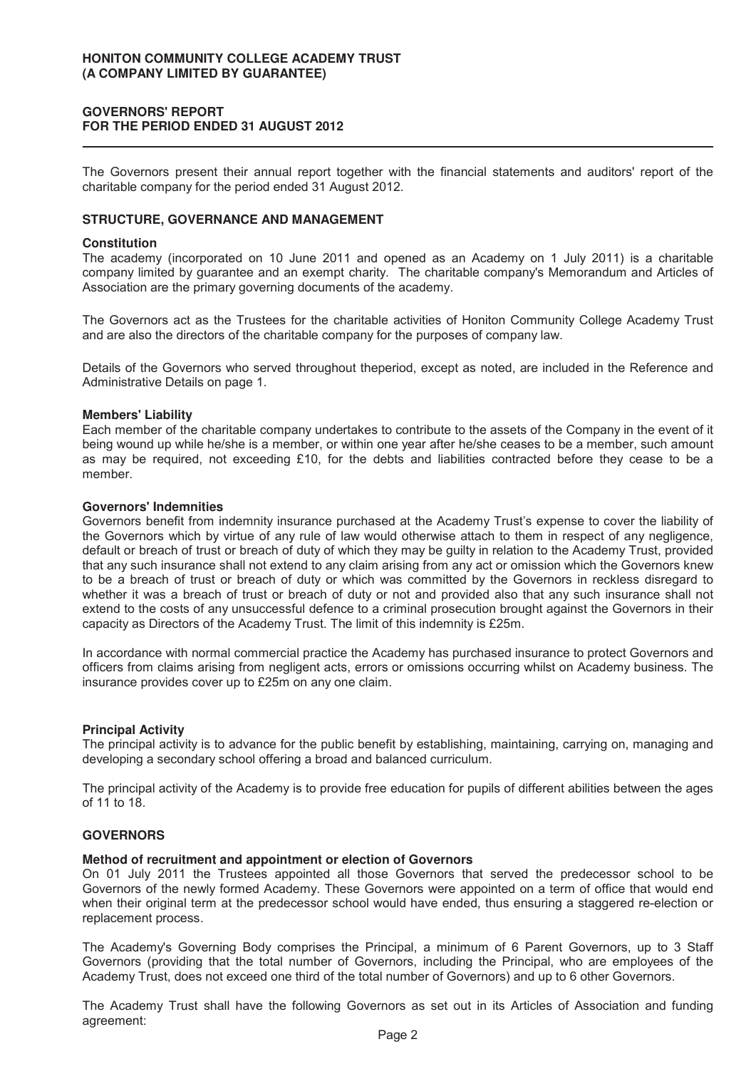## GOVERNORS' REPORT
## FOR THE PERIOD ENDED 31 AUGUST 2012

The Governors present their annual report together with the financial statements and auditors' report of the charitable company for the period ended 31 August 2012.

### STRUCTURE, GOVERNANCE AND MANAGEMENT

**Constitution**

The academy (incorporated on 10 June 2011 and opened as an Academy on 1 July 2011) is a charitable company limited by guarantee and an exempt charity. The charitable company's Memorandum and Articles of Association are the primary governing documents of the academy.

The Governors act as the Trustees for the charitable activities of Honiton Community College Academy Trust and are also the directors of the charitable company for the purposes of company law.

Details of the Governors who served throughout theperiod, except as noted, are included in the Reference and Administrative Details on page 1.

**Members' Liability**

Each member of the charitable company undertakes to contribute to the assets of the Company in the event of it being wound up while he/she is a member, or within one year after he/she ceases to be a member, such amount as may be required, not exceeding £10, for the debts and liabilities contracted before they cease to be a member.

**Governors' Indemnities**

Governors benefit from indemnity insurance purchased at the Academy Trust's expense to cover the liability of the Governors which by virtue of any rule of law would otherwise attach to them in respect of any negligence, default or breach of trust or breach of duty of which they may be guilty in relation to the Academy Trust, provided that any such insurance shall not extend to any claim arising from any act or omission which the Governors knew to be a breach of trust or breach of duty or which was committed by the Governors in reckless disregard to whether it was a breach of trust or breach of duty or not and provided also that any such insurance shall not extend to the costs of any unsuccessful defence to a criminal prosecution brought against the Governors in their capacity as Directors of the Academy Trust. The limit of this indemnity is £25m.

In accordance with normal commercial practice the Academy has purchased insurance to protect Governors and officers from claims arising from negligent acts, errors or omissions occurring whilst on Academy business. The insurance provides cover up to £25m on any one claim.

**Principal Activity**

The principal activity is to advance for the public benefit by establishing, maintaining, carrying on, managing and developing a secondary school offering a broad and balanced curriculum.

The principal activity of the Academy is to provide free education for pupils of different abilities between the ages of 11 to 18.

### GOVERNORS

**Method of recruitment and appointment or election of Governors**

On 01 July 2011 the Trustees appointed all those Governors that served the predecessor school to be Governors of the newly formed Academy. These Governors were appointed on a term of office that would end when their original term at the predecessor school would have ended, thus ensuring a staggered re-election or replacement process.

The Academy's Governing Body comprises the Principal, a minimum of 6 Parent Governors, up to 3 Staff Governors (providing that the total number of Governors, including the Principal, who are employees of the Academy Trust, does not exceed one third of the total number of Governors) and up to 6 other Governors.

The Academy Trust shall have the following Governors as set out in its Articles of Association and funding agreement: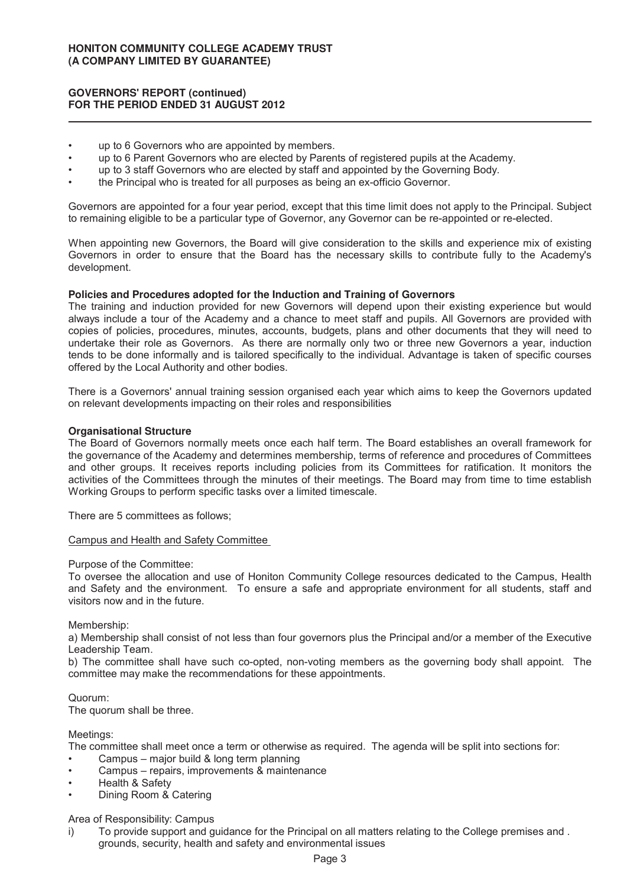- up to 6 Governors who are appointed by members.
- up to 6 Parent Governors who are elected by Parents of registered pupils at the Academy.
- up to 3 staff Governors who are elected by staff and appointed by the Governing Body.
- the Principal who is treated for all purposes as being an ex-officio Governor.

Governors are appointed for a four year period, except that this time limit does not apply to the Principal. Subject to remaining eligible to be a particular type of Governor, any Governor can be re-appointed or re-elected.

When appointing new Governors, the Board will give consideration to the skills and experience mix of existing Governors in order to ensure that the Board has the necessary skills to contribute fully to the Academy's development.

**Policies and Procedures adopted for the Induction and Training of Governors**

The training and induction provided for new Governors will depend upon their existing experience but would always include a tour of the Academy and a chance to meet staff and pupils. All Governors are provided with copies of policies, procedures, minutes, accounts, budgets, plans and other documents that they will need to undertake their role as Governors. As there are normally only two or three new Governors a year, induction tends to be done informally and is tailored specifically to the individual. Advantage is taken of specific courses offered by the Local Authority and other bodies.

There is a Governors' annual training session organised each year which aims to keep the Governors updated on relevant developments impacting on their roles and responsibilities

**Organisational Structure**

The Board of Governors normally meets once each half term. The Board establishes an overall framework for the governance of the Academy and determines membership, terms of reference and procedures of Committees and other groups. It receives reports including policies from its Committees for ratification. It monitors the activities of the Committees through the minutes of their meetings. The Board may from time to time establish Working Groups to perform specific tasks over a limited timescale.

There are 5 committees as follows;

Campus and Health and Safety Committee

Purpose of the Committee:

To oversee the allocation and use of Honiton Community College resources dedicated to the Campus, Health and Safety and the environment. To ensure a safe and appropriate environment for all students, staff and visitors now and in the future.

Membership:

a) Membership shall consist of not less than four governors plus the Principal and/or a member of the Executive Leadership Team.

b) The committee shall have such co-opted, non-voting members as the governing body shall appoint. The committee may make the recommendations for these appointments.

Quorum:

The quorum shall be three.

Meetings:

The committee shall meet once a term or otherwise as required. The agenda will be split into sections for:

- Campus – major build & long term planning
- Campus – repairs, improvements & maintenance
- Health & Safety
- Dining Room & Catering

Area of Responsibility: Campus

i) To provide support and guidance for the Principal on all matters relating to the College premises and . grounds, security, health and safety and environmental issues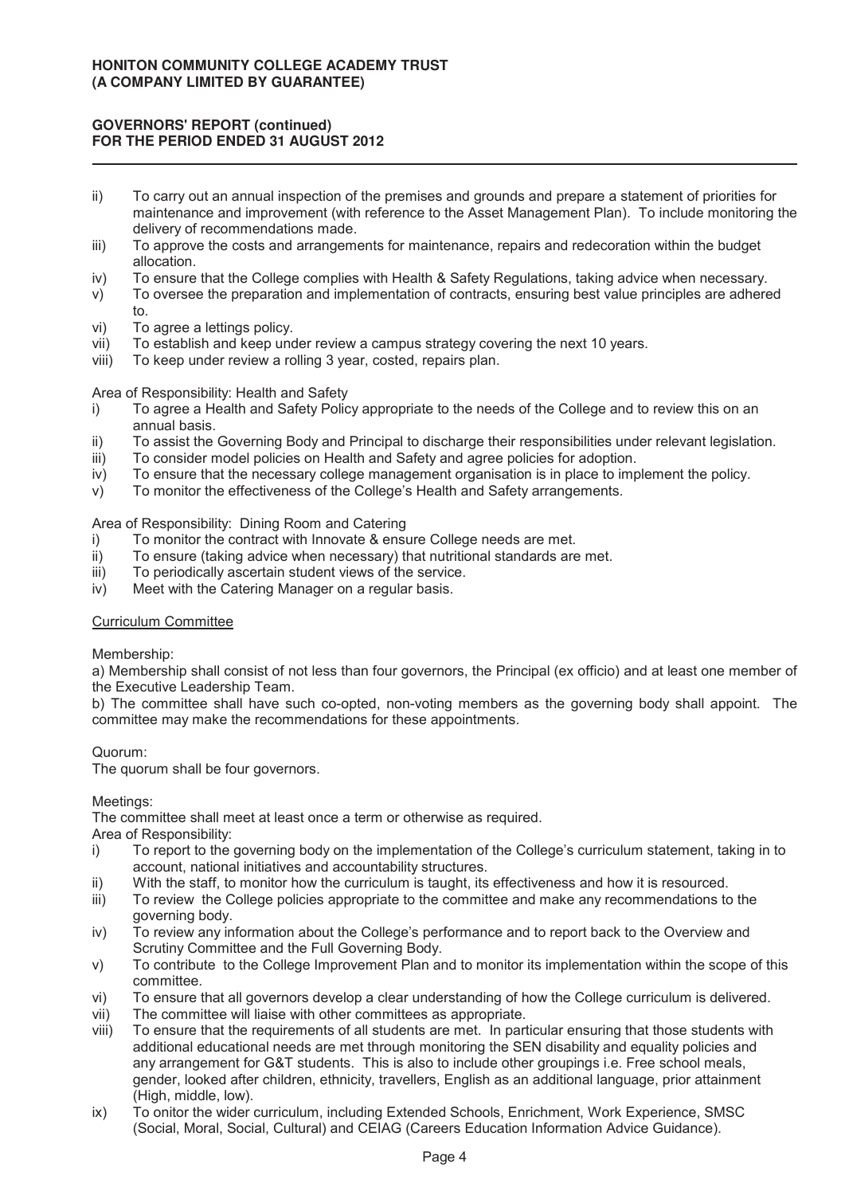ii) To carry out an annual inspection of the premises and grounds and prepare a statement of priorities for maintenance and improvement (with reference to the Asset Management Plan). To include monitoring the delivery of recommendations made.

iii) To approve the costs and arrangements for maintenance, repairs and redecoration within the budget allocation.

iv) To ensure that the College complies with Health & Safety Regulations, taking advice when necessary.

v) To oversee the preparation and implementation of contracts, ensuring best value principles are adhered to.

vi) To agree a lettings policy.

vii) To establish and keep under review a campus strategy covering the next 10 years.

viii) To keep under review a rolling 3 year, costed, repairs plan.

Area of Responsibility: Health and Safety

i) To agree a Health and Safety Policy appropriate to the needs of the College and to review this on an annual basis.

ii) To assist the Governing Body and Principal to discharge their responsibilities under relevant legislation.

iii) To consider model policies on Health and Safety and agree policies for adoption.

iv) To ensure that the necessary college management organisation is in place to implement the policy.

v) To monitor the effectiveness of the College's Health and Safety arrangements.

Area of Responsibility: Dining Room and Catering

i) To monitor the contract with Innovate & ensure College needs are met.

ii) To ensure (taking advice when necessary) that nutritional standards are met.

iii) To periodically ascertain student views of the service.

iv) Meet with the Catering Manager on a regular basis.

Curriculum Committee

Membership:

a) Membership shall consist of not less than four governors, the Principal (ex officio) and at least one member of the Executive Leadership Team.

b) The committee shall have such co-opted, non-voting members as the governing body shall appoint. The committee may make the recommendations for these appointments.

Quorum:

The quorum shall be four governors.

Meetings:

The committee shall meet at least once a term or otherwise as required.

Area of Responsibility:

i) To report to the governing body on the implementation of the College's curriculum statement, taking in to account, national initiatives and accountability structures.

ii) With the staff, to monitor how the curriculum is taught, its effectiveness and how it is resourced.

iii) To review the College policies appropriate to the committee and make any recommendations to the governing body.

iv) To review any information about the College's performance and to report back to the Overview and Scrutiny Committee and the Full Governing Body.

v) To contribute to the College Improvement Plan and to monitor its implementation within the scope of this committee.

vi) To ensure that all governors develop a clear understanding of how the College curriculum is delivered.

vii) The committee will liaise with other committees as appropriate.

viii) To ensure that the requirements of all students are met. In particular ensuring that those students with additional educational needs are met through monitoring the SEN disability and equality policies and any arrangement for G&T students. This is also to include other groupings i.e. Free school meals, gender, looked after children, ethnicity, travellers, English as an additional language, prior attainment (High, middle, low).

ix) To onitor the wider curriculum, including Extended Schools, Enrichment, Work Experience, SMSC (Social, Moral, Social, Cultural) and CEIAG (Careers Education Information Advice Guidance).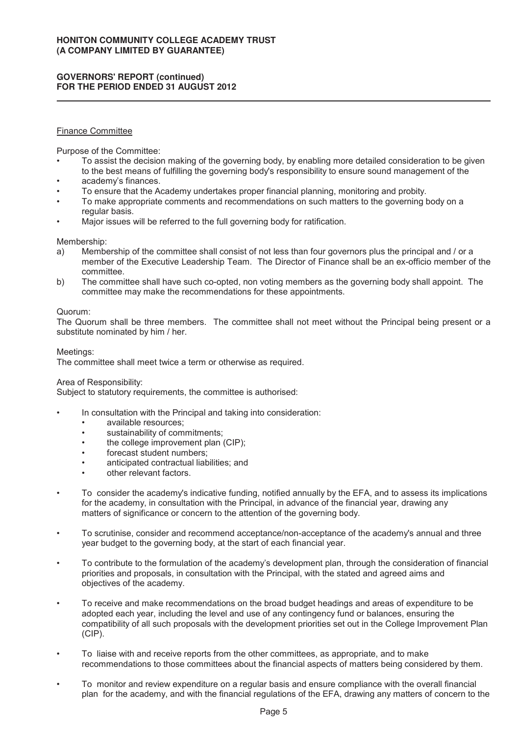#### Finance Committee

Purpose of the Committee:

- To assist the decision making of the governing body, by enabling more detailed consideration to be given to the best means of fulfilling the governing body's responsibility to ensure sound management of the
- academy's finances.
- To ensure that the Academy undertakes proper financial planning, monitoring and probity.
- To make appropriate comments and recommendations on such matters to the governing body on a regular basis.
- Major issues will be referred to the full governing body for ratification.

Membership:

a) Membership of the committee shall consist of not less than four governors plus the principal and / or a member of the Executive Leadership Team. The Director of Finance shall be an ex-officio member of the committee.

b) The committee shall have such co-opted, non voting members as the governing body shall appoint. The committee may make the recommendations for these appointments.

Quorum:

The Quorum shall be three members. The committee shall not meet without the Principal being present or a substitute nominated by him / her.

Meetings:

The committee shall meet twice a term or otherwise as required.

Area of Responsibility:

Subject to statutory requirements, the committee is authorised:

- In consultation with the Principal and taking into consideration:
  - available resources;
  - sustainability of commitments;
  - the college improvement plan (CIP);
  - forecast student numbers;
  - anticipated contractual liabilities; and
  - other relevant factors.

- To consider the academy's indicative funding, notified annually by the EFA, and to assess its implications for the academy, in consultation with the Principal, in advance of the financial year, drawing any matters of significance or concern to the attention of the governing body.

- To scrutinise, consider and recommend acceptance/non-acceptance of the academy's annual and three year budget to the governing body, at the start of each financial year.

- To contribute to the formulation of the academy's development plan, through the consideration of financial priorities and proposals, in consultation with the Principal, with the stated and agreed aims and objectives of the academy.

- To receive and make recommendations on the broad budget headings and areas of expenditure to be adopted each year, including the level and use of any contingency fund or balances, ensuring the compatibility of all such proposals with the development priorities set out in the College Improvement Plan (CIP).

- To liaise with and receive reports from the other committees, as appropriate, and to make recommendations to those committees about the financial aspects of matters being considered by them.

- To monitor and review expenditure on a regular basis and ensure compliance with the overall financial plan for the academy, and with the financial regulations of the EFA, drawing any matters of concern to the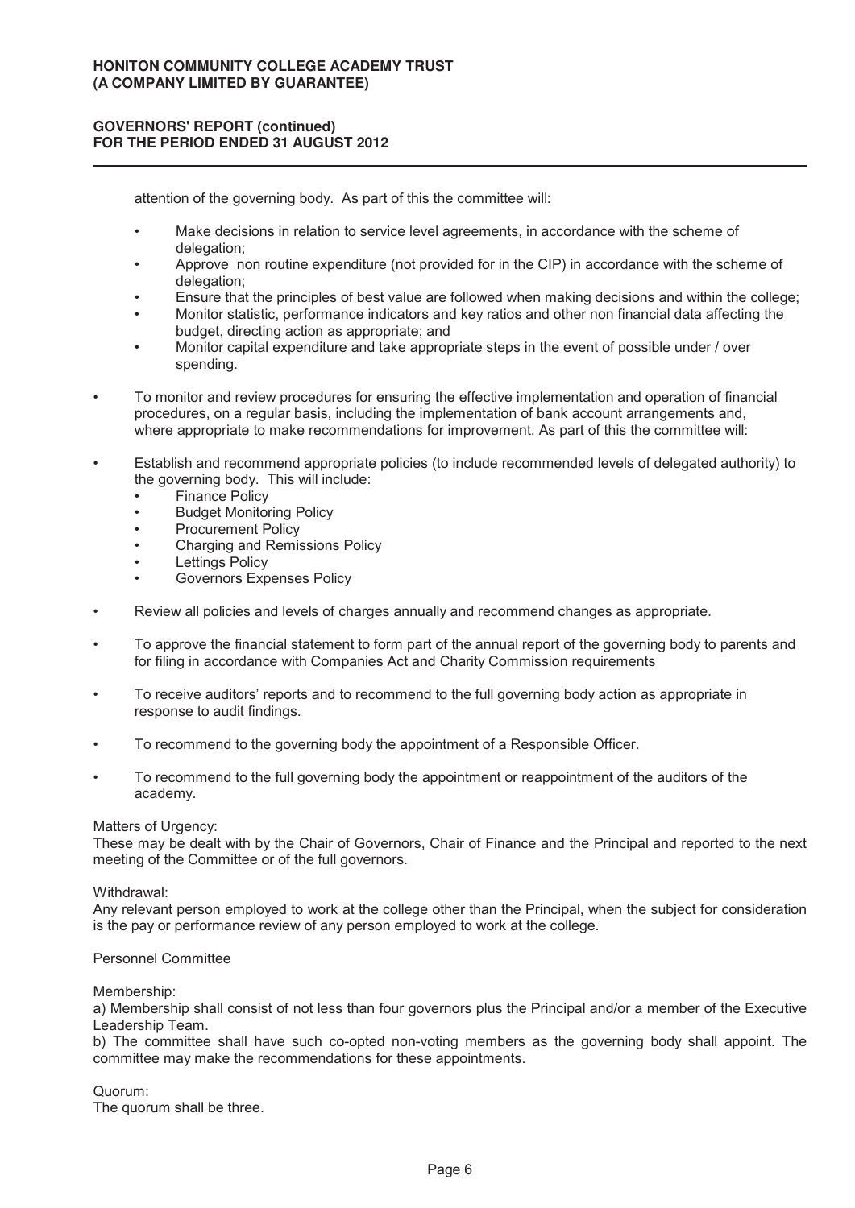attention of the governing body. As part of this the committee will:

- Make decisions in relation to service level agreements, in accordance with the scheme of delegation;
- Approve non routine expenditure (not provided for in the CIP) in accordance with the scheme of delegation;
- Ensure that the principles of best value are followed when making decisions and within the college;
- Monitor statistic, performance indicators and key ratios and other non financial data affecting the budget, directing action as appropriate; and
- Monitor capital expenditure and take appropriate steps in the event of possible under / over spending.

- To monitor and review procedures for ensuring the effective implementation and operation of financial procedures, on a regular basis, including the implementation of bank account arrangements and, where appropriate to make recommendations for improvement. As part of this the committee will:

- Establish and recommend appropriate policies (to include recommended levels of delegated authority) to the governing body. This will include:
  - Finance Policy
  - Budget Monitoring Policy
  - Procurement Policy
  - Charging and Remissions Policy
  - Lettings Policy
  - Governors Expenses Policy

- Review all policies and levels of charges annually and recommend changes as appropriate.

- To approve the financial statement to form part of the annual report of the governing body to parents and for filing in accordance with Companies Act and Charity Commission requirements

- To receive auditors' reports and to recommend to the full governing body action as appropriate in response to audit findings.

- To recommend to the governing body the appointment of a Responsible Officer.

- To recommend to the full governing body the appointment or reappointment of the auditors of the academy.

Matters of Urgency:
These may be dealt with by the Chair of Governors, Chair of Finance and the Principal and reported to the next meeting of the Committee or of the full governors.

Withdrawal:
Any relevant person employed to work at the college other than the Principal, when the subject for consideration is the pay or performance review of any person employed to work at the college.

Personnel Committee

Membership:
a) Membership shall consist of not less than four governors plus the Principal and/or a member of the Executive Leadership Team.
b) The committee shall have such co-opted non-voting members as the governing body shall appoint. The committee may make the recommendations for these appointments.

Quorum:
The quorum shall be three.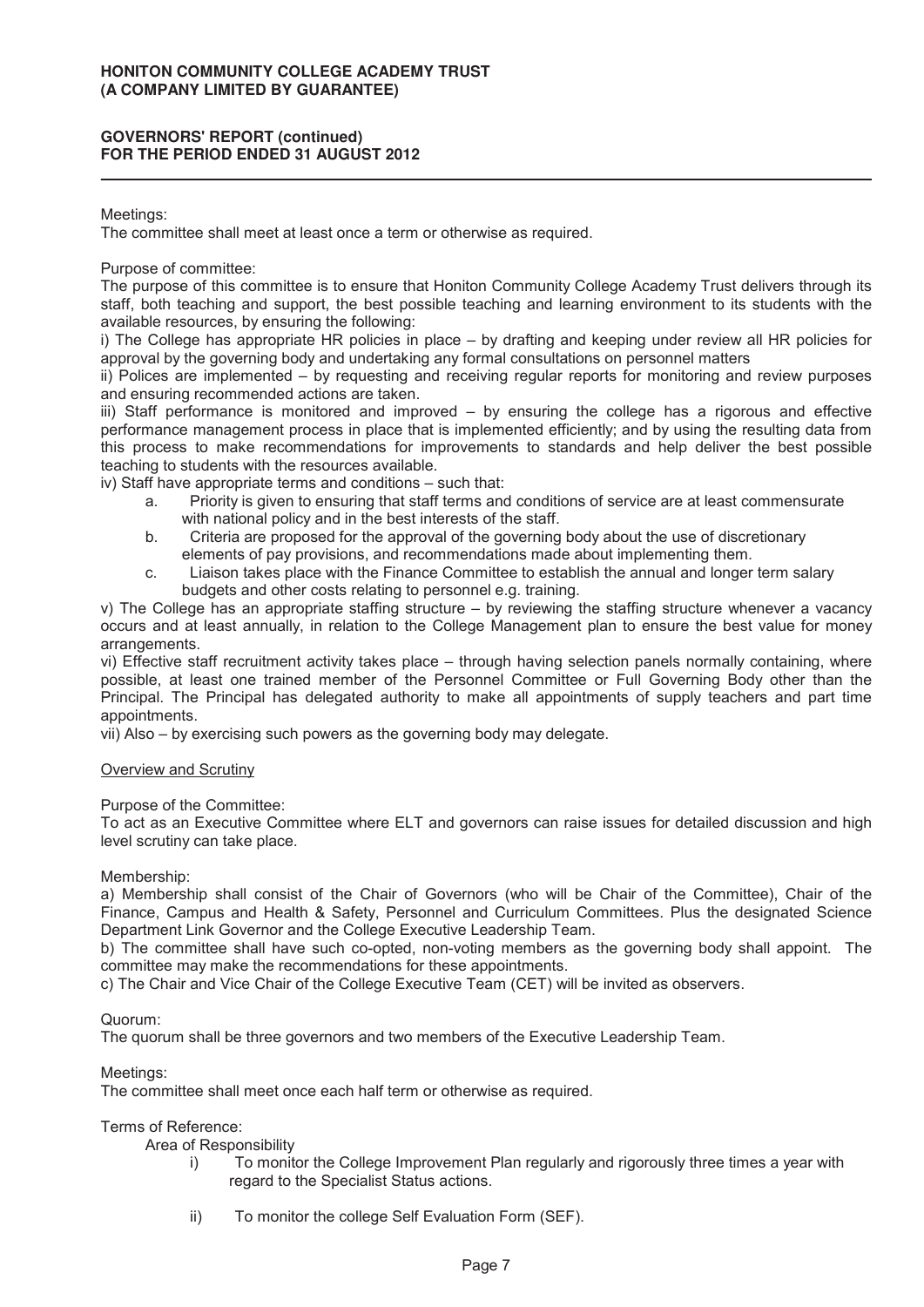Meetings:
The committee shall meet at least once a term or otherwise as required.

Purpose of committee:
The purpose of this committee is to ensure that Honiton Community College Academy Trust delivers through its staff, both teaching and support, the best possible teaching and learning environment to its students with the available resources, by ensuring the following:

i) The College has appropriate HR policies in place – by drafting and keeping under review all HR policies for approval by the governing body and undertaking any formal consultations on personnel matters

ii) Polices are implemented – by requesting and receiving regular reports for monitoring and review purposes and ensuring recommended actions are taken.

iii) Staff performance is monitored and improved – by ensuring the college has a rigorous and effective performance management process in place that is implemented efficiently; and by using the resulting data from this process to make recommendations for improvements to standards and help deliver the best possible teaching to students with the resources available.

iv) Staff have appropriate terms and conditions – such that:

a. Priority is given to ensuring that staff terms and conditions of service are at least commensurate with national policy and in the best interests of the staff.
b. Criteria are proposed for the approval of the governing body about the use of discretionary elements of pay provisions, and recommendations made about implementing them.
c. Liaison takes place with the Finance Committee to establish the annual and longer term salary budgets and other costs relating to personnel e.g. training.

v) The College has an appropriate staffing structure – by reviewing the staffing structure whenever a vacancy occurs and at least annually, in relation to the College Management plan to ensure the best value for money arrangements.

vi) Effective staff recruitment activity takes place – through having selection panels normally containing, where possible, at least one trained member of the Personnel Committee or Full Governing Body other than the Principal. The Principal has delegated authority to make all appointments of supply teachers and part time appointments.

vii) Also – by exercising such powers as the governing body may delegate.

Overview and Scrutiny

Purpose of the Committee:
To act as an Executive Committee where ELT and governors can raise issues for detailed discussion and high level scrutiny can take place.

Membership:
a) Membership shall consist of the Chair of Governors (who will be Chair of the Committee), Chair of the Finance, Campus and Health & Safety, Personnel and Curriculum Committees. Plus the designated Science Department Link Governor and the College Executive Leadership Team.

b) The committee shall have such co-opted, non-voting members as the governing body shall appoint. The committee may make the recommendations for these appointments.

c) The Chair and Vice Chair of the College Executive Team (CET) will be invited as observers.

Quorum:
The quorum shall be three governors and two members of the Executive Leadership Team.

Meetings:
The committee shall meet once each half term or otherwise as required.

Terms of Reference:

Area of Responsibility

i) To monitor the College Improvement Plan regularly and rigorously three times a year with regard to the Specialist Status actions.

ii) To monitor the college Self Evaluation Form (SEF).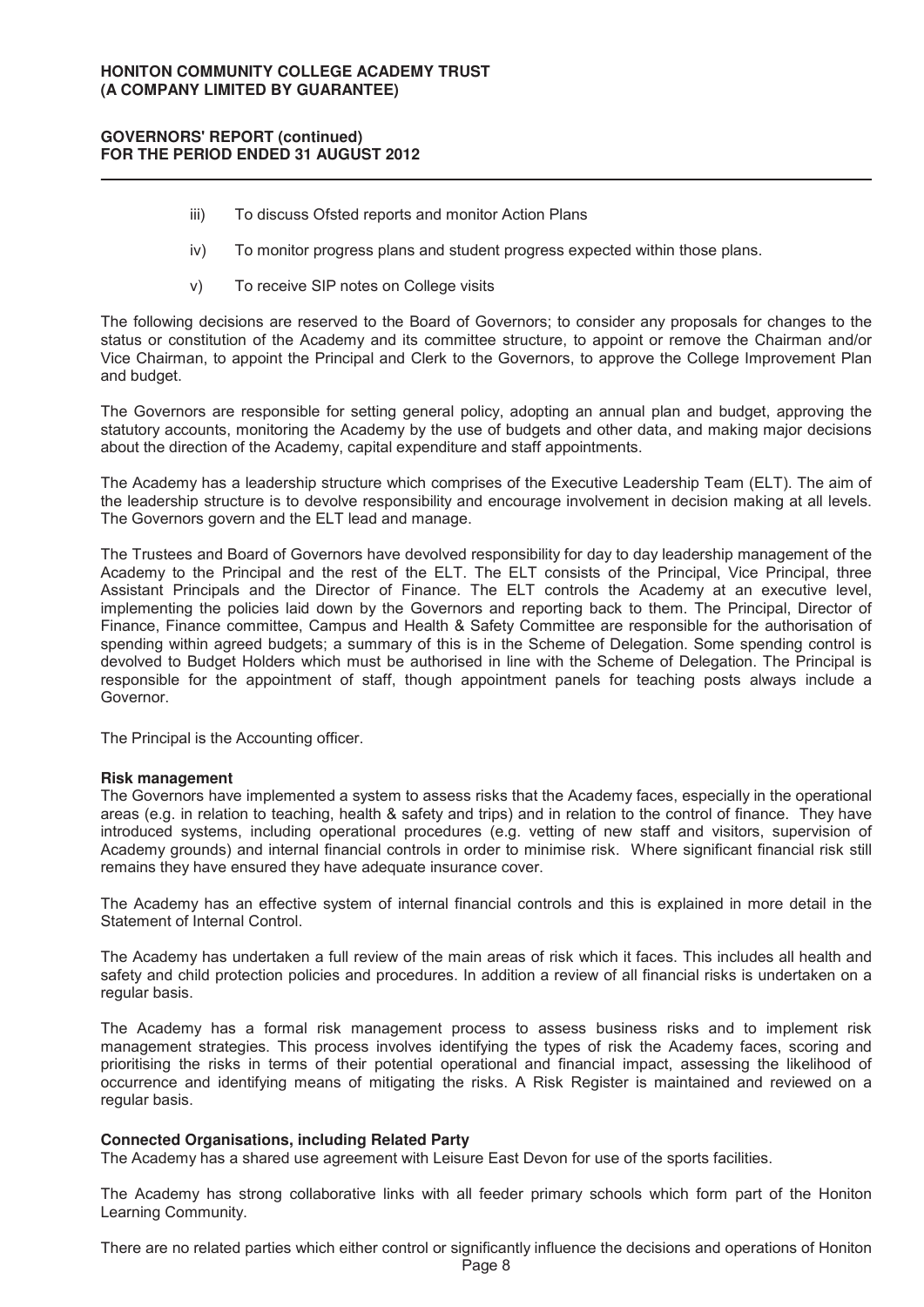iii) To discuss Ofsted reports and monitor Action Plans

iv) To monitor progress plans and student progress expected within those plans.

v) To receive SIP notes on College visits

The following decisions are reserved to the Board of Governors; to consider any proposals for changes to the status or constitution of the Academy and its committee structure, to appoint or remove the Chairman and/or Vice Chairman, to appoint the Principal and Clerk to the Governors, to approve the College Improvement Plan and budget.

The Governors are responsible for setting general policy, adopting an annual plan and budget, approving the statutory accounts, monitoring the Academy by the use of budgets and other data, and making major decisions about the direction of the Academy, capital expenditure and staff appointments.

The Academy has a leadership structure which comprises of the Executive Leadership Team (ELT). The aim of the leadership structure is to devolve responsibility and encourage involvement in decision making at all levels. The Governors govern and the ELT lead and manage.

The Trustees and Board of Governors have devolved responsibility for day to day leadership management of the Academy to the Principal and the rest of the ELT. The ELT consists of the Principal, Vice Principal, three Assistant Principals and the Director of Finance. The ELT controls the Academy at an executive level, implementing the policies laid down by the Governors and reporting back to them. The Principal, Director of Finance, Finance committee, Campus and Health & Safety Committee are responsible for the authorisation of spending within agreed budgets; a summary of this is in the Scheme of Delegation. Some spending control is devolved to Budget Holders which must be authorised in line with the Scheme of Delegation. The Principal is responsible for the appointment of staff, though appointment panels for teaching posts always include a Governor.

The Principal is the Accounting officer.

**Risk management**

The Governors have implemented a system to assess risks that the Academy faces, especially in the operational areas (e.g. in relation to teaching, health & safety and trips) and in relation to the control of finance. They have introduced systems, including operational procedures (e.g. vetting of new staff and visitors, supervision of Academy grounds) and internal financial controls in order to minimise risk. Where significant financial risk still remains they have ensured they have adequate insurance cover.

The Academy has an effective system of internal financial controls and this is explained in more detail in the Statement of Internal Control.

The Academy has undertaken a full review of the main areas of risk which it faces. This includes all health and safety and child protection policies and procedures. In addition a review of all financial risks is undertaken on a regular basis.

The Academy has a formal risk management process to assess business risks and to implement risk management strategies. This process involves identifying the types of risk the Academy faces, scoring and prioritising the risks in terms of their potential operational and financial impact, assessing the likelihood of occurrence and identifying means of mitigating the risks. A Risk Register is maintained and reviewed on a regular basis.

**Connected Organisations, including Related Party**

The Academy has a shared use agreement with Leisure East Devon for use of the sports facilities.

The Academy has strong collaborative links with all feeder primary schools which form part of the Honiton Learning Community.

There are no related parties which either control or significantly influence the decisions and operations of Honiton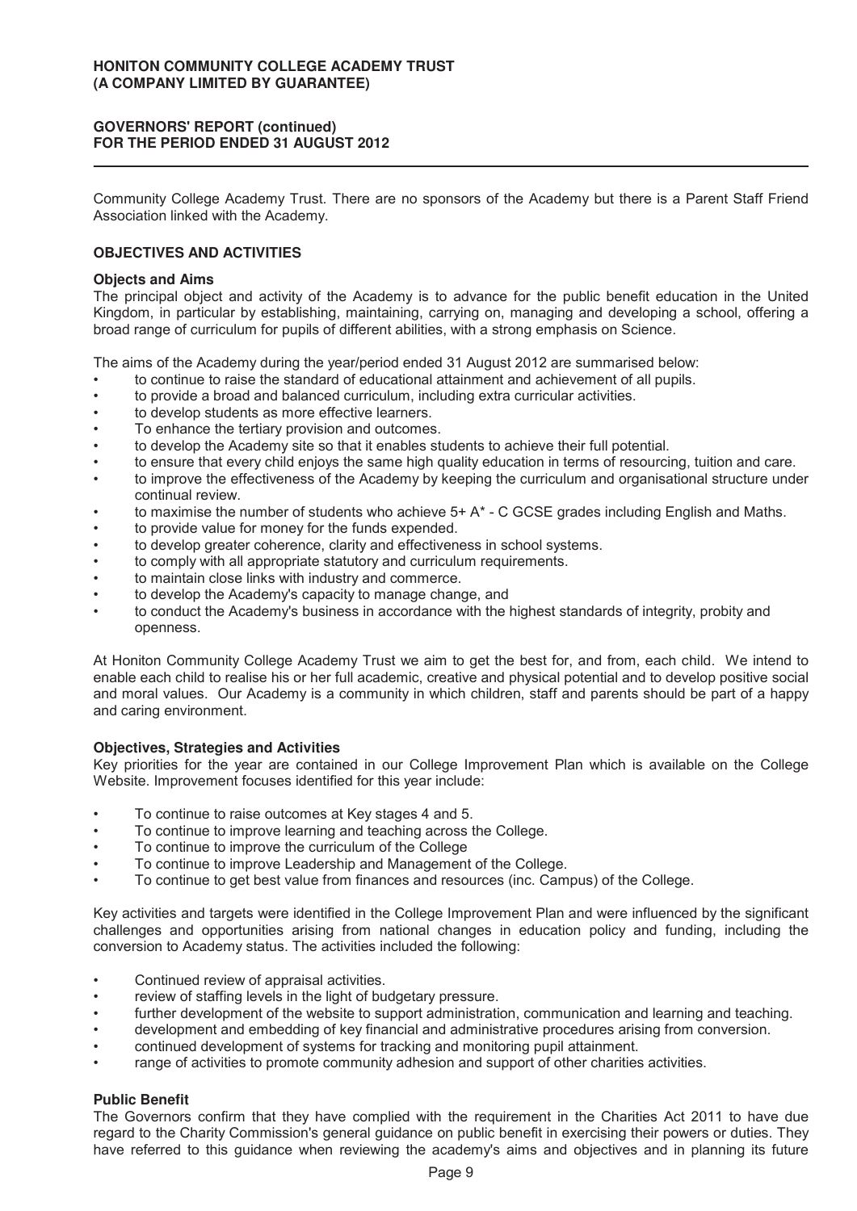Community College Academy Trust. There are no sponsors of the Academy but there is a Parent Staff Friend Association linked with the Academy.

## OBJECTIVES AND ACTIVITIES

### Objects and Aims

The principal object and activity of the Academy is to advance for the public benefit education in the United Kingdom, in particular by establishing, maintaining, carrying on, managing and developing a school, offering a broad range of curriculum for pupils of different abilities, with a strong emphasis on Science.

The aims of the Academy during the year/period ended 31 August 2012 are summarised below:

- to continue to raise the standard of educational attainment and achievement of all pupils.
- to provide a broad and balanced curriculum, including extra curricular activities.
- to develop students as more effective learners.
- To enhance the tertiary provision and outcomes.
- to develop the Academy site so that it enables students to achieve their full potential.
- to ensure that every child enjoys the same high quality education in terms of resourcing, tuition and care.
- to improve the effectiveness of the Academy by keeping the curriculum and organisational structure under continual review.
- to maximise the number of students who achieve 5+ A* - C GCSE grades including English and Maths.
- to provide value for money for the funds expended.
- to develop greater coherence, clarity and effectiveness in school systems.
- to comply with all appropriate statutory and curriculum requirements.
- to maintain close links with industry and commerce.
- to develop the Academy's capacity to manage change, and
- to conduct the Academy's business in accordance with the highest standards of integrity, probity and openness.

At Honiton Community College Academy Trust we aim to get the best for, and from, each child. We intend to enable each child to realise his or her full academic, creative and physical potential and to develop positive social and moral values. Our Academy is a community in which children, staff and parents should be part of a happy and caring environment.

### Objectives, Strategies and Activities

Key priorities for the year are contained in our College Improvement Plan which is available on the College Website. Improvement focuses identified for this year include:

- To continue to raise outcomes at Key stages 4 and 5.
- To continue to improve learning and teaching across the College.
- To continue to improve the curriculum of the College
- To continue to improve Leadership and Management of the College.
- To continue to get best value from finances and resources (inc. Campus) of the College.

Key activities and targets were identified in the College Improvement Plan and were influenced by the significant challenges and opportunities arising from national changes in education policy and funding, including the conversion to Academy status. The activities included the following:

- Continued review of appraisal activities.
- review of staffing levels in the light of budgetary pressure.
- further development of the website to support administration, communication and learning and teaching.
- development and embedding of key financial and administrative procedures arising from conversion.
- continued development of systems for tracking and monitoring pupil attainment.
- range of activities to promote community adhesion and support of other charities activities.

### Public Benefit

The Governors confirm that they have complied with the requirement in the Charities Act 2011 to have due regard to the Charity Commission's general guidance on public benefit in exercising their powers or duties. They have referred to this guidance when reviewing the academy's aims and objectives and in planning its future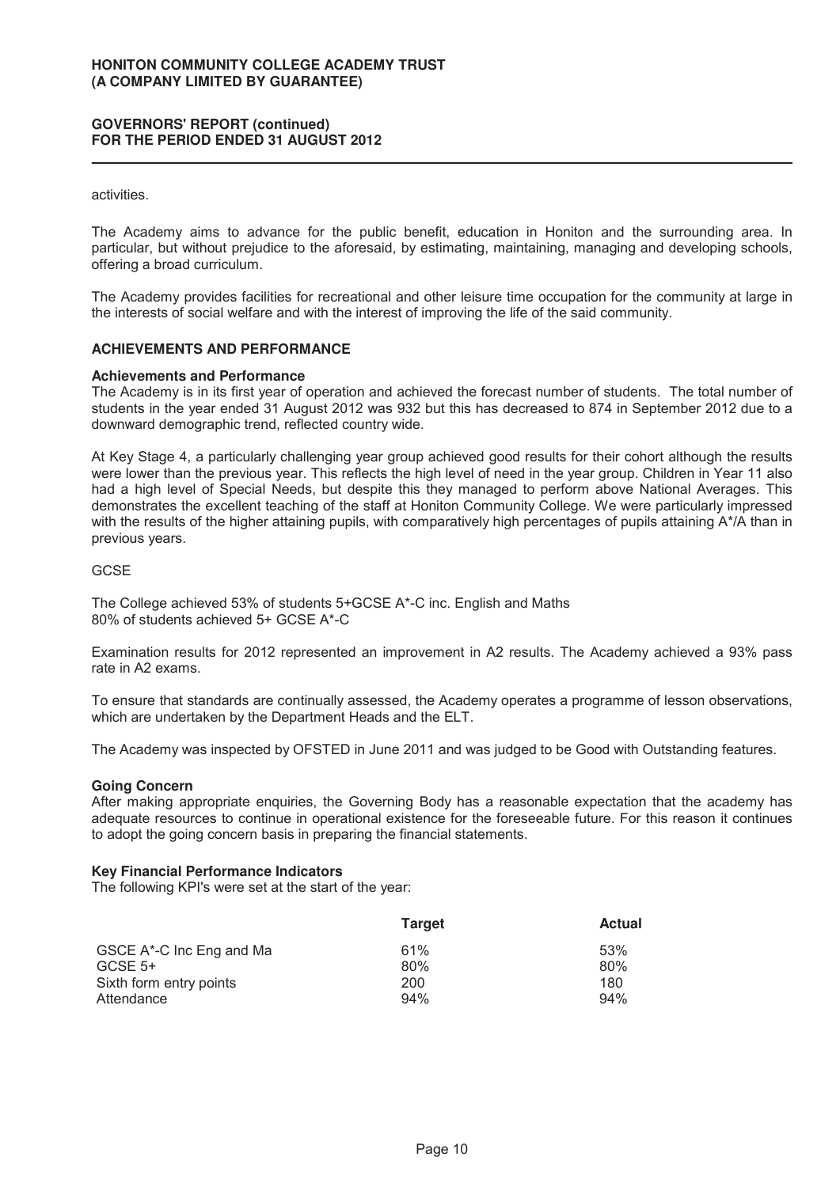activities.

The Academy aims to advance for the public benefit, education in Honiton and the surrounding area. In particular, but without prejudice to the aforesaid, by estimating, maintaining, managing and developing schools, offering a broad curriculum.

The Academy provides facilities for recreational and other leisure time occupation for the community at large in the interests of social welfare and with the interest of improving the life of the said community.

## ACHIEVEMENTS AND PERFORMANCE

### Achievements and Performance

The Academy is in its first year of operation and achieved the forecast number of students. The total number of students in the year ended 31 August 2012 was 932 but this has decreased to 874 in September 2012 due to a downward demographic trend, reflected country wide.

At Key Stage 4, a particularly challenging year group achieved good results for their cohort although the results were lower than the previous year. This reflects the high level of need in the year group. Children in Year 11 also had a high level of Special Needs, but despite this they managed to perform above National Averages. This demonstrates the excellent teaching of the staff at Honiton Community College. We were particularly impressed with the results of the higher attaining pupils, with comparatively high percentages of pupils attaining A*/A than in previous years.

GCSE

The College achieved 53% of students 5+GCSE A*-C inc. English and Maths
80% of students achieved 5+ GCSE A*-C

Examination results for 2012 represented an improvement in A2 results. The Academy achieved a 93% pass rate in A2 exams.

To ensure that standards are continually assessed, the Academy operates a programme of lesson observations, which are undertaken by the Department Heads and the ELT.

The Academy was inspected by OFSTED in June 2011 and was judged to be Good with Outstanding features.

### Going Concern

After making appropriate enquiries, the Governing Body has a reasonable expectation that the academy has adequate resources to continue in operational existence for the foreseeable future. For this reason it continues to adopt the going concern basis in preparing the financial statements.

### Key Financial Performance Indicators

The following KPI's were set at the start of the year:

| | Target | Actual |
|---|---|---|
| GSCE A*-C Inc Eng and Ma | 61% | 53% |
| GCSE 5+ | 80% | 80% |
| Sixth form entry points | 200 | 180 |
| Attendance | 94% | 94% |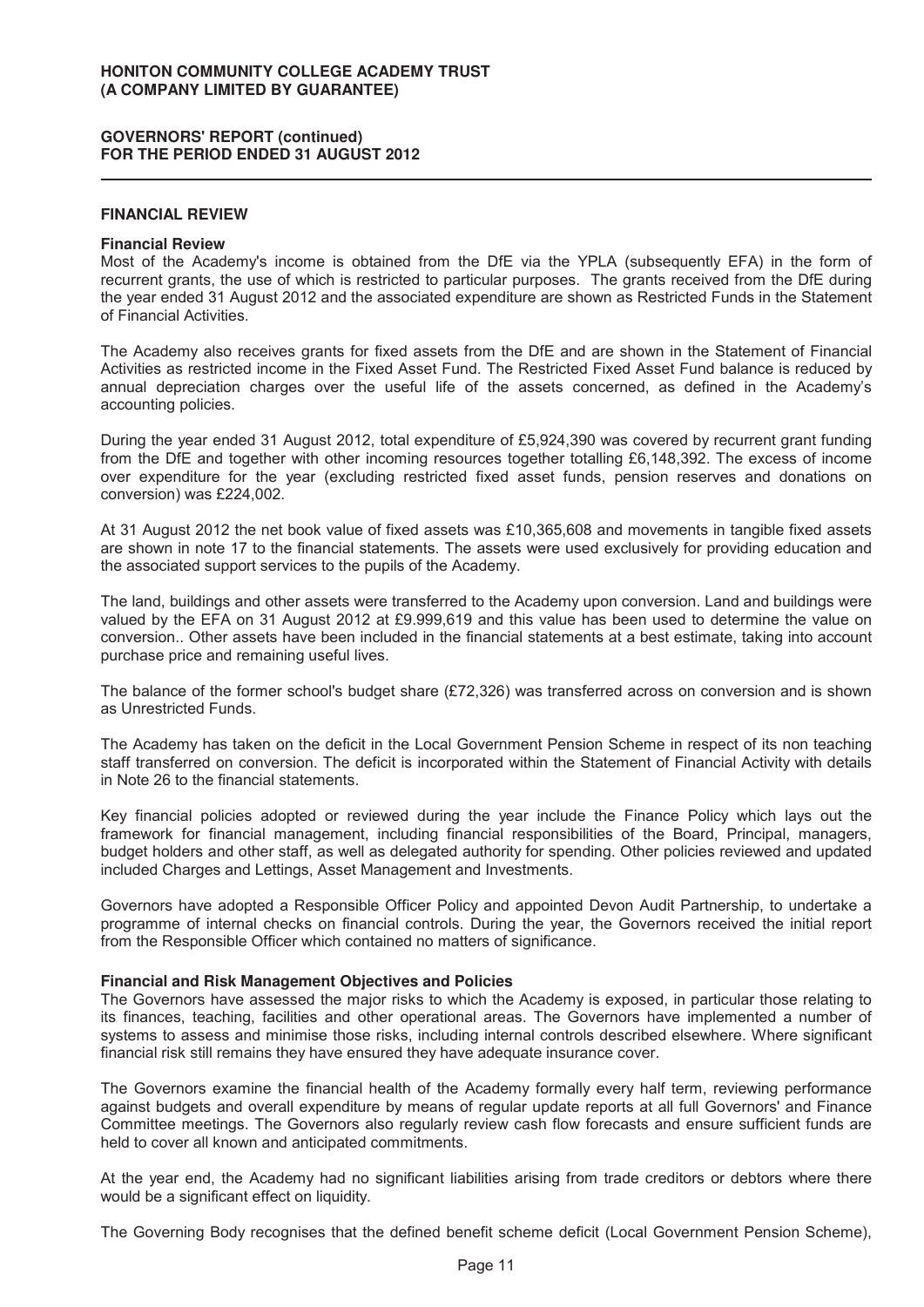## FINANCIAL REVIEW

### Financial Review

Most of the Academy's income is obtained from the DfE via the YPLA (subsequently EFA) in the form of recurrent grants, the use of which is restricted to particular purposes. The grants received from the DfE during the year ended 31 August 2012 and the associated expenditure are shown as Restricted Funds in the Statement of Financial Activities.

The Academy also receives grants for fixed assets from the DfE and are shown in the Statement of Financial Activities as restricted income in the Fixed Asset Fund. The Restricted Fixed Asset Fund balance is reduced by annual depreciation charges over the useful life of the assets concerned, as defined in the Academy's accounting policies.

During the year ended 31 August 2012, total expenditure of £5,924,390 was covered by recurrent grant funding from the DfE and together with other incoming resources together totalling £6,148,392. The excess of income over expenditure for the year (excluding restricted fixed asset funds, pension reserves and donations on conversion) was £224,002.

At 31 August 2012 the net book value of fixed assets was £10,365,608 and movements in tangible fixed assets are shown in note 17 to the financial statements. The assets were used exclusively for providing education and the associated support services to the pupils of the Academy.

The land, buildings and other assets were transferred to the Academy upon conversion. Land and buildings were valued by the EFA on 31 August 2012 at £9.999,619 and this value has been used to determine the value on conversion.. Other assets have been included in the financial statements at a best estimate, taking into account purchase price and remaining useful lives.

The balance of the former school's budget share (£72,326) was transferred across on conversion and is shown as Unrestricted Funds.

The Academy has taken on the deficit in the Local Government Pension Scheme in respect of its non teaching staff transferred on conversion. The deficit is incorporated within the Statement of Financial Activity with details in Note 26 to the financial statements.

Key financial policies adopted or reviewed during the year include the Finance Policy which lays out the framework for financial management, including financial responsibilities of the Board, Principal, managers, budget holders and other staff, as well as delegated authority for spending. Other policies reviewed and updated included Charges and Lettings, Asset Management and Investments.

Governors have adopted a Responsible Officer Policy and appointed Devon Audit Partnership, to undertake a programme of internal checks on financial controls. During the year, the Governors received the initial report from the Responsible Officer which contained no matters of significance.

### Financial and Risk Management Objectives and Policies

The Governors have assessed the major risks to which the Academy is exposed, in particular those relating to its finances, teaching, facilities and other operational areas. The Governors have implemented a number of systems to assess and minimise those risks, including internal controls described elsewhere. Where significant financial risk still remains they have ensured they have adequate insurance cover.

The Governors examine the financial health of the Academy formally every half term, reviewing performance against budgets and overall expenditure by means of regular update reports at all full Governors' and Finance Committee meetings. The Governors also regularly review cash flow forecasts and ensure sufficient funds are held to cover all known and anticipated commitments.

At the year end, the Academy had no significant liabilities arising from trade creditors or debtors where there would be a significant effect on liquidity.

The Governing Body recognises that the defined benefit scheme deficit (Local Government Pension Scheme),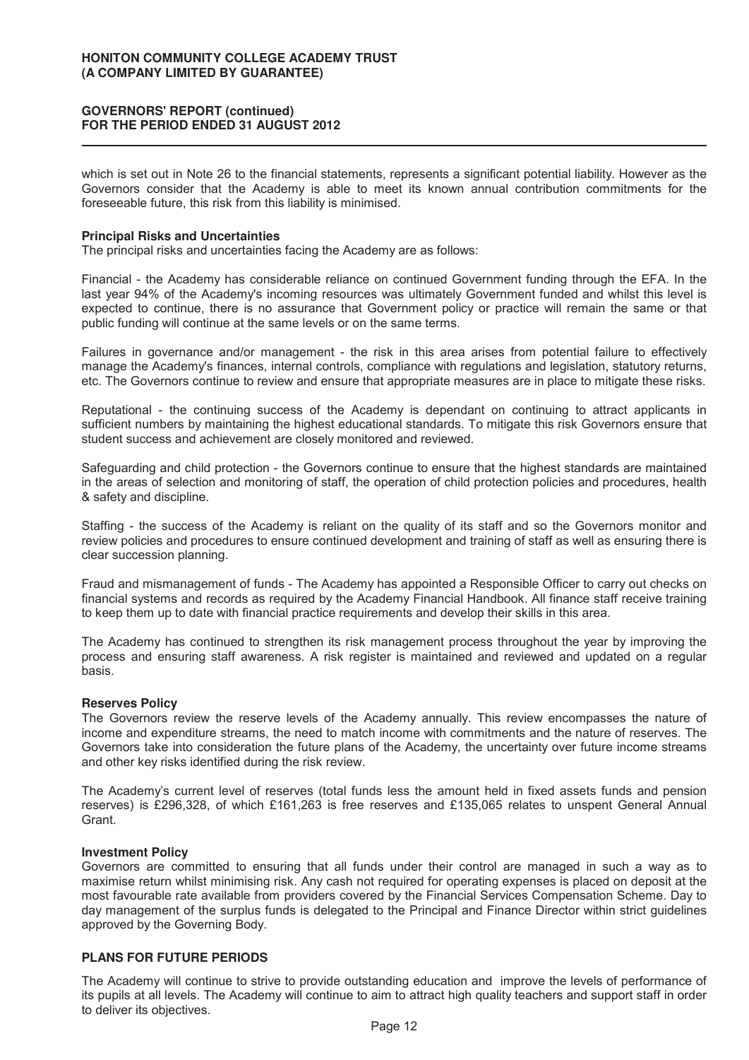which is set out in Note 26 to the financial statements, represents a significant potential liability. However as the Governors consider that the Academy is able to meet its known annual contribution commitments for the foreseeable future, this risk from this liability is minimised.

**Principal Risks and Uncertainties**

The principal risks and uncertainties facing the Academy are as follows:

Financial - the Academy has considerable reliance on continued Government funding through the EFA. In the last year 94% of the Academy's incoming resources was ultimately Government funded and whilst this level is expected to continue, there is no assurance that Government policy or practice will remain the same or that public funding will continue at the same levels or on the same terms.

Failures in governance and/or management - the risk in this area arises from potential failure to effectively manage the Academy's finances, internal controls, compliance with regulations and legislation, statutory returns, etc. The Governors continue to review and ensure that appropriate measures are in place to mitigate these risks.

Reputational - the continuing success of the Academy is dependant on continuing to attract applicants in sufficient numbers by maintaining the highest educational standards. To mitigate this risk Governors ensure that student success and achievement are closely monitored and reviewed.

Safeguarding and child protection - the Governors continue to ensure that the highest standards are maintained in the areas of selection and monitoring of staff, the operation of child protection policies and procedures, health & safety and discipline.

Staffing - the success of the Academy is reliant on the quality of its staff and so the Governors monitor and review policies and procedures to ensure continued development and training of staff as well as ensuring there is clear succession planning.

Fraud and mismanagement of funds - The Academy has appointed a Responsible Officer to carry out checks on financial systems and records as required by the Academy Financial Handbook. All finance staff receive training to keep them up to date with financial practice requirements and develop their skills in this area.

The Academy has continued to strengthen its risk management process throughout the year by improving the process and ensuring staff awareness. A risk register is maintained and reviewed and updated on a regular basis.

**Reserves Policy**

The Governors review the reserve levels of the Academy annually. This review encompasses the nature of income and expenditure streams, the need to match income with commitments and the nature of reserves. The Governors take into consideration the future plans of the Academy, the uncertainty over future income streams and other key risks identified during the risk review.

The Academy's current level of reserves (total funds less the amount held in fixed assets funds and pension reserves) is £296,328, of which £161,263 is free reserves and £135,065 relates to unspent General Annual Grant.

**Investment Policy**

Governors are committed to ensuring that all funds under their control are managed in such a way as to maximise return whilst minimising risk. Any cash not required for operating expenses is placed on deposit at the most favourable rate available from providers covered by the Financial Services Compensation Scheme. Day to day management of the surplus funds is delegated to the Principal and Finance Director within strict guidelines approved by the Governing Body.

## PLANS FOR FUTURE PERIODS

The Academy will continue to strive to provide outstanding education and improve the levels of performance of its pupils at all levels. The Academy will continue to aim to attract high quality teachers and support staff in order to deliver its objectives.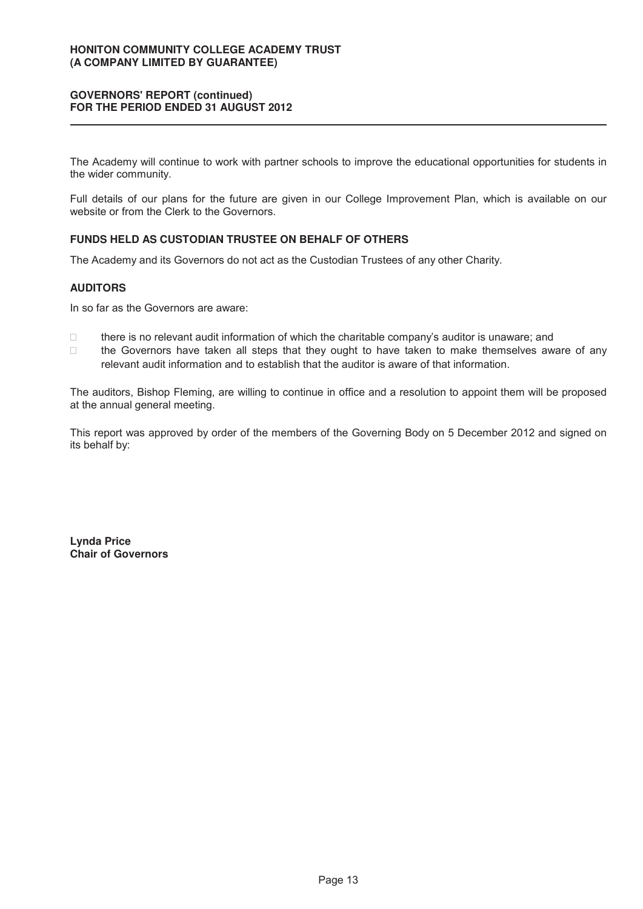The Academy will continue to work with partner schools to improve the educational opportunities for students in the wider community.

Full details of our plans for the future are given in our College Improvement Plan, which is available on our website or from the Clerk to the Governors.

## FUNDS HELD AS CUSTODIAN TRUSTEE ON BEHALF OF OTHERS

The Academy and its Governors do not act as the Custodian Trustees of any other Charity.

## AUDITORS

In so far as the Governors are aware:

- there is no relevant audit information of which the charitable company's auditor is unaware; and
- the Governors have taken all steps that they ought to have taken to make themselves aware of any relevant audit information and to establish that the auditor is aware of that information.

The auditors, Bishop Fleming, are willing to continue in office and a resolution to appoint them will be proposed at the annual general meeting.

This report was approved by order of the members of the Governing Body on 5 December 2012 and signed on its behalf by:

**Lynda Price**
**Chair of Governors**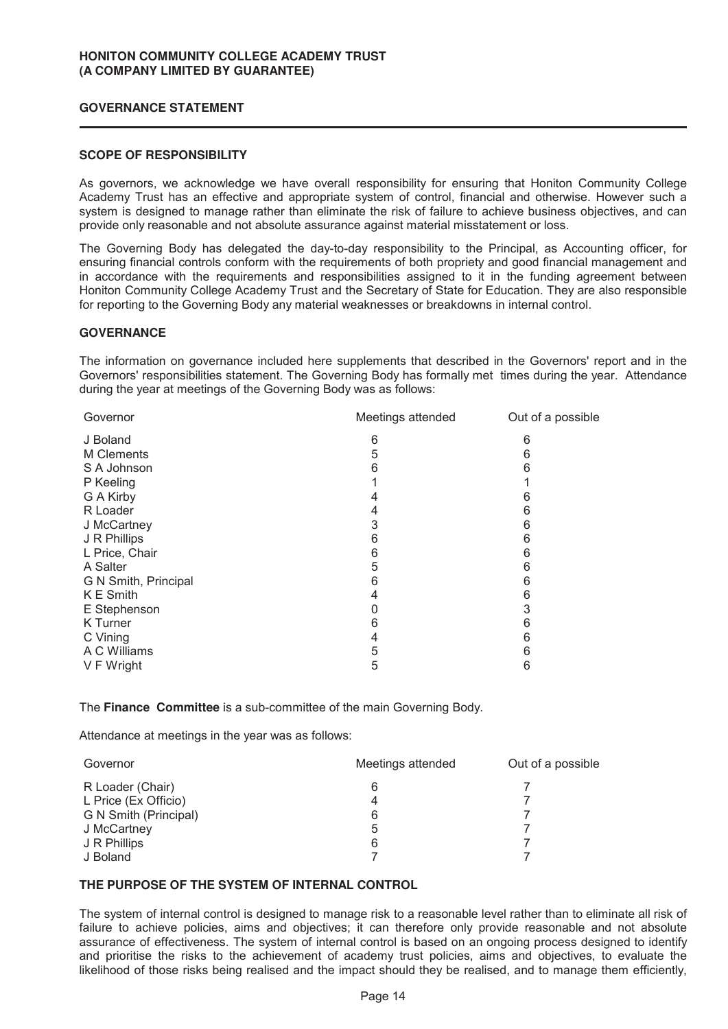**HONITON COMMUNITY COLLEGE ACADEMY TRUST**
**(A COMPANY LIMITED BY GUARANTEE)**

## GOVERNANCE STATEMENT

### SCOPE OF RESPONSIBILITY

As governors, we acknowledge we have overall responsibility for ensuring that Honiton Community College Academy Trust has an effective and appropriate system of control, financial and otherwise. However such a system is designed to manage rather than eliminate the risk of failure to achieve business objectives, and can provide only reasonable and not absolute assurance against material misstatement or loss.

The Governing Body has delegated the day-to-day responsibility to the Principal, as Accounting officer, for ensuring financial controls conform with the requirements of both propriety and good financial management and in accordance with the requirements and responsibilities assigned to it in the funding agreement between Honiton Community College Academy Trust and the Secretary of State for Education. They are also responsible for reporting to the Governing Body any material weaknesses or breakdowns in internal control.

### GOVERNANCE

The information on governance included here supplements that described in the Governors' report and in the Governors' responsibilities statement. The Governing Body has formally met  times during the year. Attendance during the year at meetings of the Governing Body was as follows:

| Governor | Meetings attended | Out of a possible |
|---|---|---|
| J Boland | 6 | 6 |
| M Clements | 5 | 6 |
| S A Johnson | 6 | 6 |
| P Keeling | 1 | 1 |
| G A Kirby | 4 | 6 |
| R Loader | 4 | 6 |
| J McCartney | 3 | 6 |
| J R Phillips | 6 | 6 |
| L Price, Chair | 6 | 6 |
| A Salter | 5 | 6 |
| G N Smith, Principal | 6 | 6 |
| K E Smith | 4 | 6 |
| E Stephenson | 0 | 3 |
| K Turner | 6 | 6 |
| C Vining | 4 | 6 |
| A C Williams | 5 | 6 |
| V F Wright | 5 | 6 |

The **Finance Committee** is a sub-committee of the main Governing Body.

Attendance at meetings in the year was as follows:

| Governor | Meetings attended | Out of a possible |
|---|---|---|
| R Loader (Chair) | 6 | 7 |
| L Price (Ex Officio) | 4 | 7 |
| G N Smith (Principal) | 6 | 7 |
| J McCartney | 5 | 7 |
| J R Phillips | 6 | 7 |
| J Boland | 7 | 7 |

### THE PURPOSE OF THE SYSTEM OF INTERNAL CONTROL

The system of internal control is designed to manage risk to a reasonable level rather than to eliminate all risk of failure to achieve policies, aims and objectives; it can therefore only provide reasonable and not absolute assurance of effectiveness. The system of internal control is based on an ongoing process designed to identify and prioritise the risks to the achievement of academy trust policies, aims and objectives, to evaluate the likelihood of those risks being realised and the impact should they be realised, and to manage them efficiently,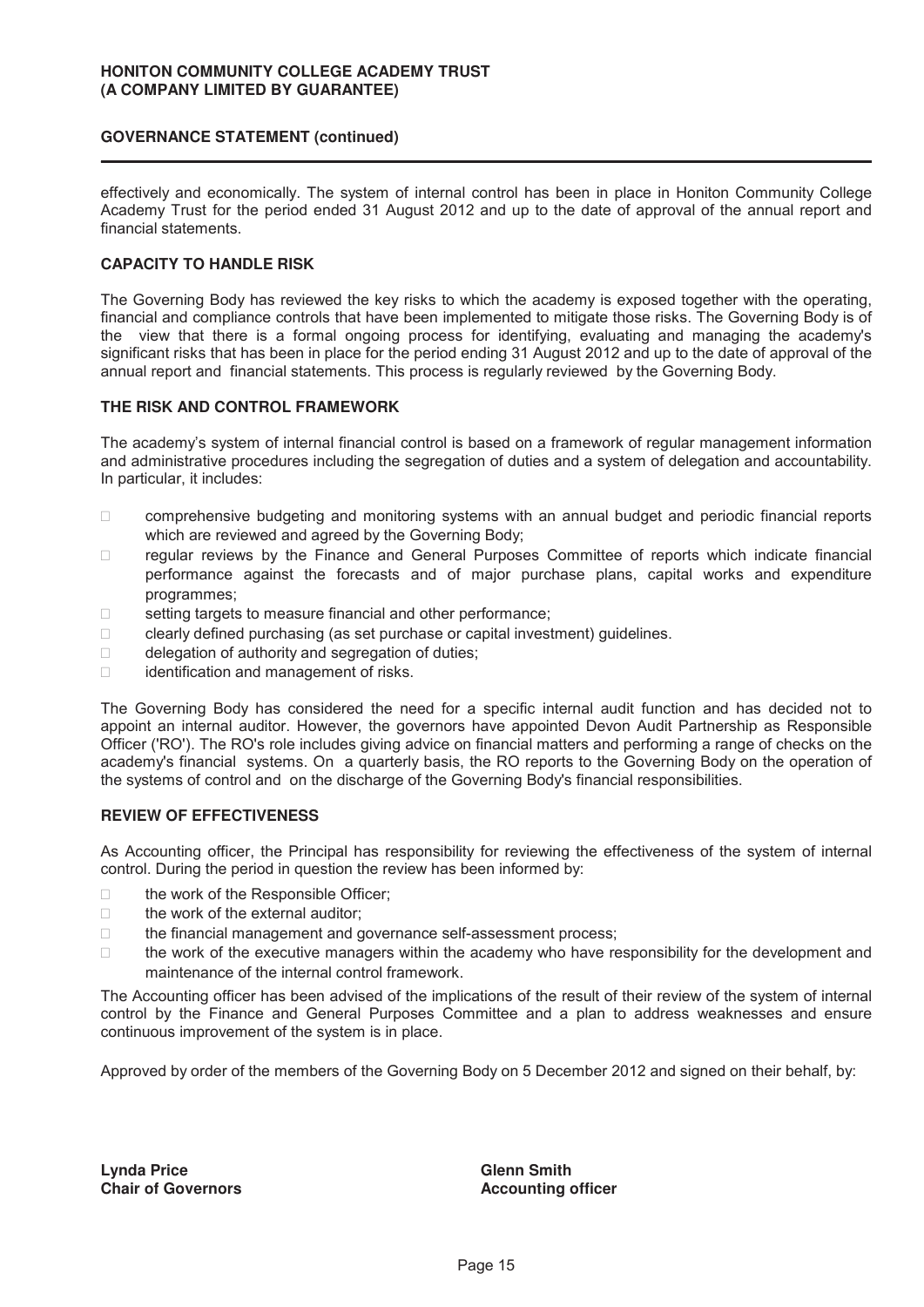effectively and economically. The system of internal control has been in place in Honiton Community College Academy Trust for the period ended 31 August 2012 and up to the date of approval of the annual report and financial statements.

## CAPACITY TO HANDLE RISK

The Governing Body has reviewed the key risks to which the academy is exposed together with the operating, financial and compliance controls that have been implemented to mitigate those risks. The Governing Body is of the view that there is a formal ongoing process for identifying, evaluating and managing the academy's significant risks that has been in place for the period ending 31 August 2012 and up to the date of approval of the annual report and financial statements. This process is regularly reviewed by the Governing Body.

## THE RISK AND CONTROL FRAMEWORK

The academy's system of internal financial control is based on a framework of regular management information and administrative procedures including the segregation of duties and a system of delegation and accountability. In particular, it includes:

- comprehensive budgeting and monitoring systems with an annual budget and periodic financial reports which are reviewed and agreed by the Governing Body;
- regular reviews by the Finance and General Purposes Committee of reports which indicate financial performance against the forecasts and of major purchase plans, capital works and expenditure programmes;
- setting targets to measure financial and other performance;
- clearly defined purchasing (as set purchase or capital investment) guidelines.
- delegation of authority and segregation of duties;
- identification and management of risks.

The Governing Body has considered the need for a specific internal audit function and has decided not to appoint an internal auditor. However, the governors have appointed Devon Audit Partnership as Responsible Officer ('RO'). The RO's role includes giving advice on financial matters and performing a range of checks on the academy's financial systems. On a quarterly basis, the RO reports to the Governing Body on the operation of the systems of control and on the discharge of the Governing Body's financial responsibilities.

## REVIEW OF EFFECTIVENESS

As Accounting officer, the Principal has responsibility for reviewing the effectiveness of the system of internal control. During the period in question the review has been informed by:

- the work of the Responsible Officer;
- the work of the external auditor;
- the financial management and governance self-assessment process;
- the work of the executive managers within the academy who have responsibility for the development and maintenance of the internal control framework.

The Accounting officer has been advised of the implications of the result of their review of the system of internal control by the Finance and General Purposes Committee and a plan to address weaknesses and ensure continuous improvement of the system is in place.

Approved by order of the members of the Governing Body on 5 December 2012 and signed on their behalf, by:

**Lynda Price**
**Chair of Governors**

**Glenn Smith**
**Accounting officer**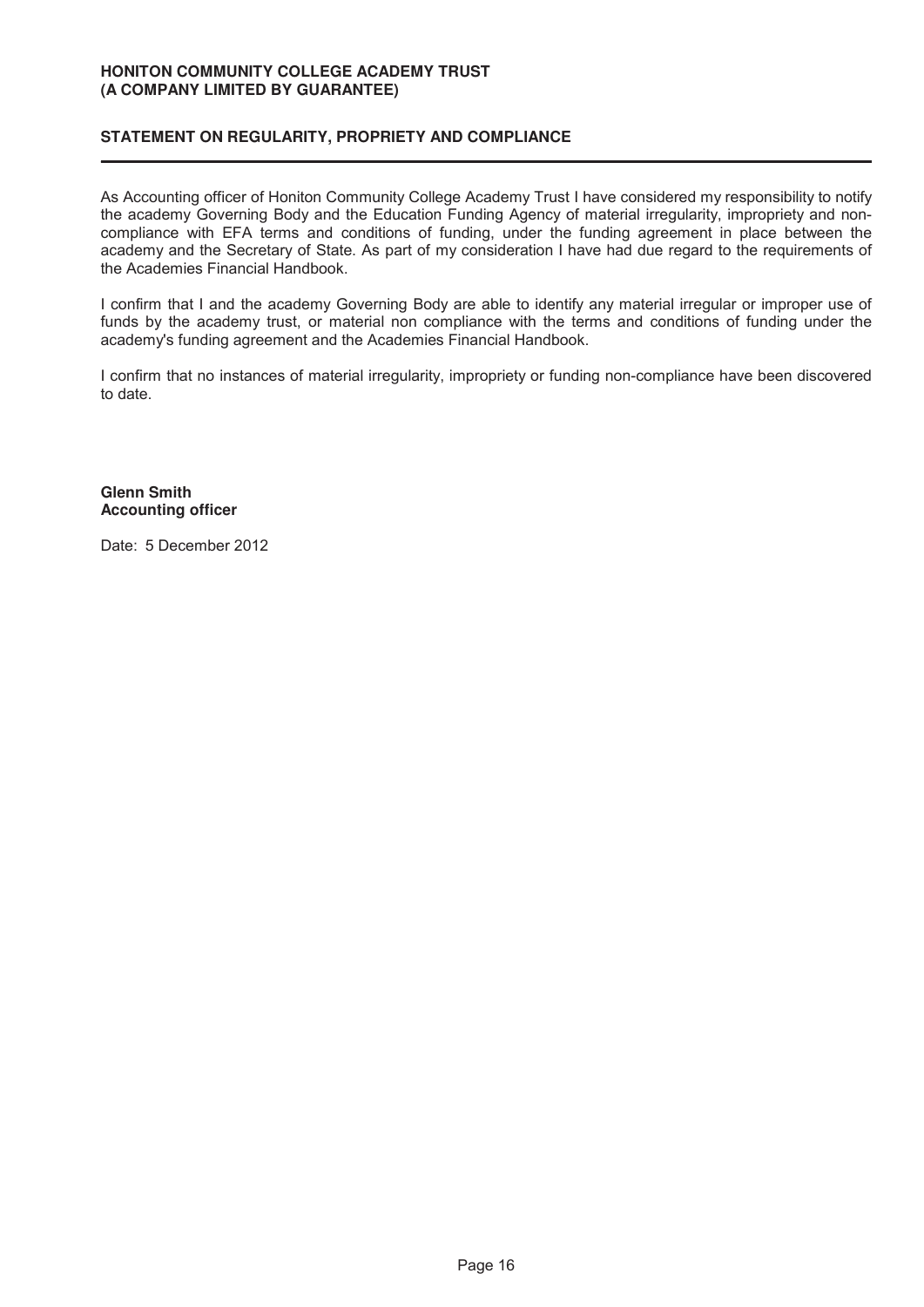## STATEMENT ON REGULARITY, PROPRIETY AND COMPLIANCE

As Accounting officer of Honiton Community College Academy Trust I have considered my responsibility to notify the academy Governing Body and the Education Funding Agency of material irregularity, impropriety and non-compliance with EFA terms and conditions of funding, under the funding agreement in place between the academy and the Secretary of State. As part of my consideration I have had due regard to the requirements of the Academies Financial Handbook.

I confirm that I and the academy Governing Body are able to identify any material irregular or improper use of funds by the academy trust, or material non compliance with the terms and conditions of funding under the academy's funding agreement and the Academies Financial Handbook.

I confirm that no instances of material irregularity, impropriety or funding non-compliance have been discovered to date.

**Glenn Smith**
**Accounting officer**

Date: 5 December 2012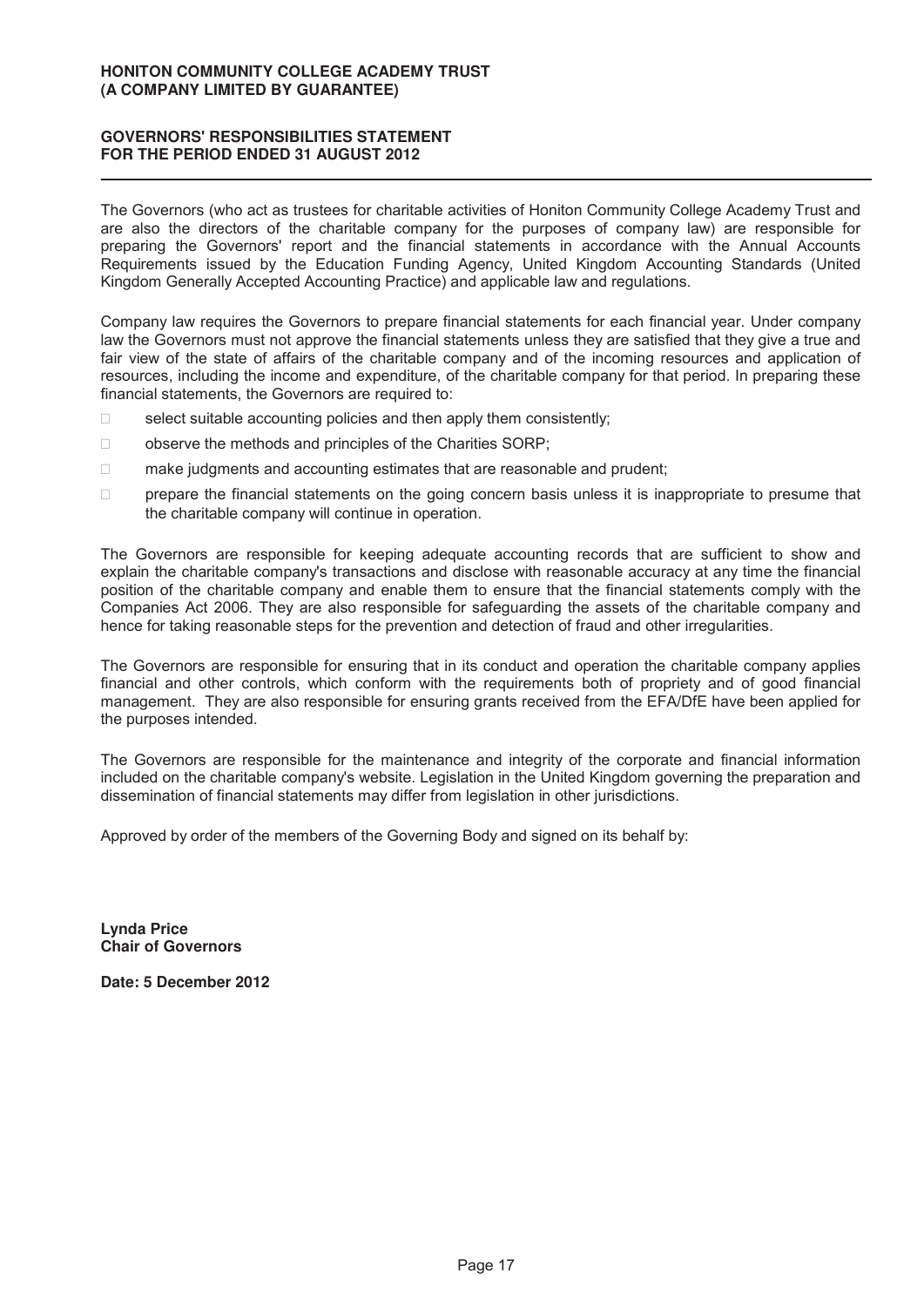**HONITON COMMUNITY COLLEGE ACADEMY TRUST**
**(A COMPANY LIMITED BY GUARANTEE)**

# GOVERNORS' RESPONSIBILITIES STATEMENT FOR THE PERIOD ENDED 31 AUGUST 2012

The Governors (who act as trustees for charitable activities of Honiton Community College Academy Trust and are also the directors of the charitable company for the purposes of company law) are responsible for preparing the Governors' report and the financial statements in accordance with the Annual Accounts Requirements issued by the Education Funding Agency, United Kingdom Accounting Standards (United Kingdom Generally Accepted Accounting Practice) and applicable law and regulations.

Company law requires the Governors to prepare financial statements for each financial year. Under company law the Governors must not approve the financial statements unless they are satisfied that they give a true and fair view of the state of affairs of the charitable company and of the incoming resources and application of resources, including the income and expenditure, of the charitable company for that period. In preparing these financial statements, the Governors are required to:

- select suitable accounting policies and then apply them consistently;
- observe the methods and principles of the Charities SORP;
- make judgments and accounting estimates that are reasonable and prudent;
- prepare the financial statements on the going concern basis unless it is inappropriate to presume that the charitable company will continue in operation.

The Governors are responsible for keeping adequate accounting records that are sufficient to show and explain the charitable company's transactions and disclose with reasonable accuracy at any time the financial position of the charitable company and enable them to ensure that the financial statements comply with the Companies Act 2006. They are also responsible for safeguarding the assets of the charitable company and hence for taking reasonable steps for the prevention and detection of fraud and other irregularities.

The Governors are responsible for ensuring that in its conduct and operation the charitable company applies financial and other controls, which conform with the requirements both of propriety and of good financial management. They are also responsible for ensuring grants received from the EFA/DfE have been applied for the purposes intended.

The Governors are responsible for the maintenance and integrity of the corporate and financial information included on the charitable company's website. Legislation in the United Kingdom governing the preparation and dissemination of financial statements may differ from legislation in other jurisdictions.

Approved by order of the members of the Governing Body and signed on its behalf by:

**Lynda Price**
**Chair of Governors**

**Date: 5 December 2012**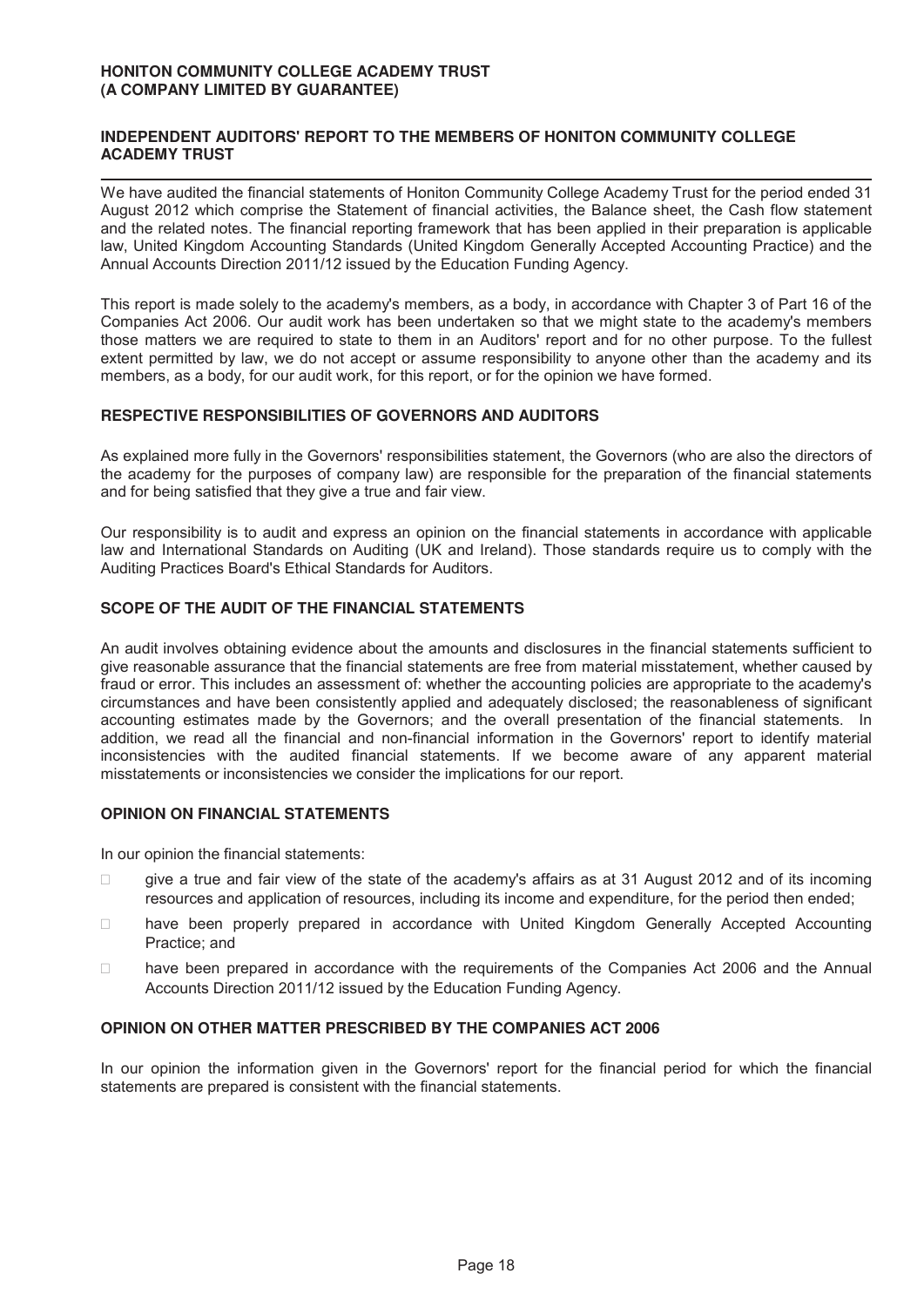**HONITON COMMUNITY COLLEGE ACADEMY TRUST**
**(A COMPANY LIMITED BY GUARANTEE)**

## INDEPENDENT AUDITORS' REPORT TO THE MEMBERS OF HONITON COMMUNITY COLLEGE ACADEMY TRUST

We have audited the financial statements of Honiton Community College Academy Trust for the period ended 31 August 2012 which comprise the Statement of financial activities, the Balance sheet, the Cash flow statement and the related notes. The financial reporting framework that has been applied in their preparation is applicable law, United Kingdom Accounting Standards (United Kingdom Generally Accepted Accounting Practice) and the Annual Accounts Direction 2011/12 issued by the Education Funding Agency.

This report is made solely to the academy's members, as a body, in accordance with Chapter 3 of Part 16 of the Companies Act 2006. Our audit work has been undertaken so that we might state to the academy's members those matters we are required to state to them in an Auditors' report and for no other purpose. To the fullest extent permitted by law, we do not accept or assume responsibility to anyone other than the academy and its members, as a body, for our audit work, for this report, or for the opinion we have formed.

### RESPECTIVE RESPONSIBILITIES OF GOVERNORS AND AUDITORS

As explained more fully in the Governors' responsibilities statement, the Governors (who are also the directors of the academy for the purposes of company law) are responsible for the preparation of the financial statements and for being satisfied that they give a true and fair view.

Our responsibility is to audit and express an opinion on the financial statements in accordance with applicable law and International Standards on Auditing (UK and Ireland). Those standards require us to comply with the Auditing Practices Board's Ethical Standards for Auditors.

### SCOPE OF THE AUDIT OF THE FINANCIAL STATEMENTS

An audit involves obtaining evidence about the amounts and disclosures in the financial statements sufficient to give reasonable assurance that the financial statements are free from material misstatement, whether caused by fraud or error. This includes an assessment of: whether the accounting policies are appropriate to the academy's circumstances and have been consistently applied and adequately disclosed; the reasonableness of significant accounting estimates made by the Governors; and the overall presentation of the financial statements. In addition, we read all the financial and non-financial information in the Governors' report to identify material inconsistencies with the audited financial statements. If we become aware of any apparent material misstatements or inconsistencies we consider the implications for our report.

### OPINION ON FINANCIAL STATEMENTS

In our opinion the financial statements:

- give a true and fair view of the state of the academy's affairs as at 31 August 2012 and of its incoming resources and application of resources, including its income and expenditure, for the period then ended;
- have been properly prepared in accordance with United Kingdom Generally Accepted Accounting Practice; and
- have been prepared in accordance with the requirements of the Companies Act 2006 and the Annual Accounts Direction 2011/12 issued by the Education Funding Agency.

### OPINION ON OTHER MATTER PRESCRIBED BY THE COMPANIES ACT 2006

In our opinion the information given in the Governors' report for the financial period for which the financial statements are prepared is consistent with the financial statements.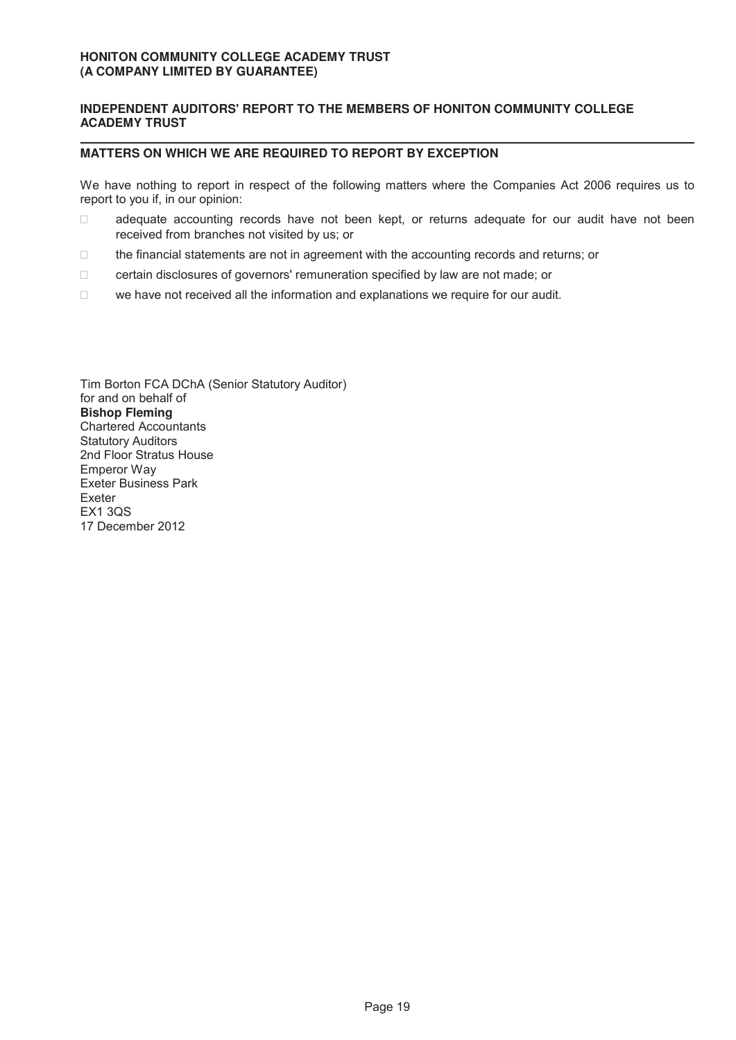**HONITON COMMUNITY COLLEGE ACADEMY TRUST**
**(A COMPANY LIMITED BY GUARANTEE)**

**INDEPENDENT AUDITORS' REPORT TO THE MEMBERS OF HONITON COMMUNITY COLLEGE ACADEMY TRUST**

## MATTERS ON WHICH WE ARE REQUIRED TO REPORT BY EXCEPTION

We have nothing to report in respect of the following matters where the Companies Act 2006 requires us to report to you if, in our opinion:

- adequate accounting records have not been kept, or returns adequate for our audit have not been received from branches not visited by us; or
- the financial statements are not in agreement with the accounting records and returns; or
- certain disclosures of governors' remuneration specified by law are not made; or
- we have not received all the information and explanations we require for our audit.

Tim Borton FCA DChA (Senior Statutory Auditor)
for and on behalf of
**Bishop Fleming**
Chartered Accountants
Statutory Auditors
2nd Floor Stratus House
Emperor Way
Exeter Business Park
Exeter
EX1 3QS
17 December 2012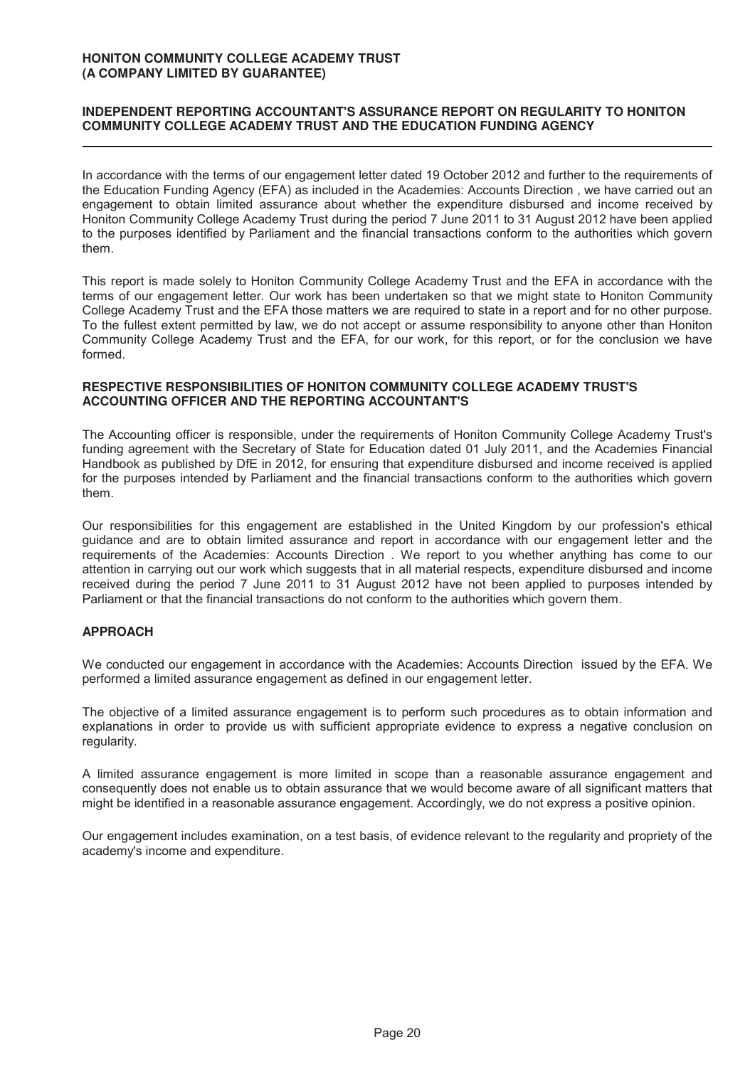**HONITON COMMUNITY COLLEGE ACADEMY TRUST**
**(A COMPANY LIMITED BY GUARANTEE)**

## INDEPENDENT REPORTING ACCOUNTANT'S ASSURANCE REPORT ON REGULARITY TO HONITON COMMUNITY COLLEGE ACADEMY TRUST AND THE EDUCATION FUNDING AGENCY

In accordance with the terms of our engagement letter dated 19 October 2012 and further to the requirements of the Education Funding Agency (EFA) as included in the Academies: Accounts Direction , we have carried out an engagement to obtain limited assurance about whether the expenditure disbursed and income received by Honiton Community College Academy Trust during the period 7 June 2011 to 31 August 2012 have been applied to the purposes identified by Parliament and the financial transactions conform to the authorities which govern them.

This report is made solely to Honiton Community College Academy Trust and the EFA in accordance with the terms of our engagement letter. Our work has been undertaken so that we might state to Honiton Community College Academy Trust and the EFA those matters we are required to state in a report and for no other purpose. To the fullest extent permitted by law, we do not accept or assume responsibility to anyone other than Honiton Community College Academy Trust and the EFA, for our work, for this report, or for the conclusion we have formed.

### RESPECTIVE RESPONSIBILITIES OF HONITON COMMUNITY COLLEGE ACADEMY TRUST'S ACCOUNTING OFFICER AND THE REPORTING ACCOUNTANT'S

The Accounting officer is responsible, under the requirements of Honiton Community College Academy Trust's funding agreement with the Secretary of State for Education dated 01 July 2011, and the Academies Financial Handbook as published by DfE in 2012, for ensuring that expenditure disbursed and income received is applied for the purposes intended by Parliament and the financial transactions conform to the authorities which govern them.

Our responsibilities for this engagement are established in the United Kingdom by our profession's ethical guidance and are to obtain limited assurance and report in accordance with our engagement letter and the requirements of the Academies: Accounts Direction . We report to you whether anything has come to our attention in carrying out our work which suggests that in all material respects, expenditure disbursed and income received during the period 7 June 2011 to 31 August 2012 have not been applied to purposes intended by Parliament or that the financial transactions do not conform to the authorities which govern them.

### APPROACH

We conducted our engagement in accordance with the Academies: Accounts Direction issued by the EFA. We performed a limited assurance engagement as defined in our engagement letter.

The objective of a limited assurance engagement is to perform such procedures as to obtain information and explanations in order to provide us with sufficient appropriate evidence to express a negative conclusion on regularity.

A limited assurance engagement is more limited in scope than a reasonable assurance engagement and consequently does not enable us to obtain assurance that we would become aware of all significant matters that might be identified in a reasonable assurance engagement. Accordingly, we do not express a positive opinion.

Our engagement includes examination, on a test basis, of evidence relevant to the regularity and propriety of the academy's income and expenditure.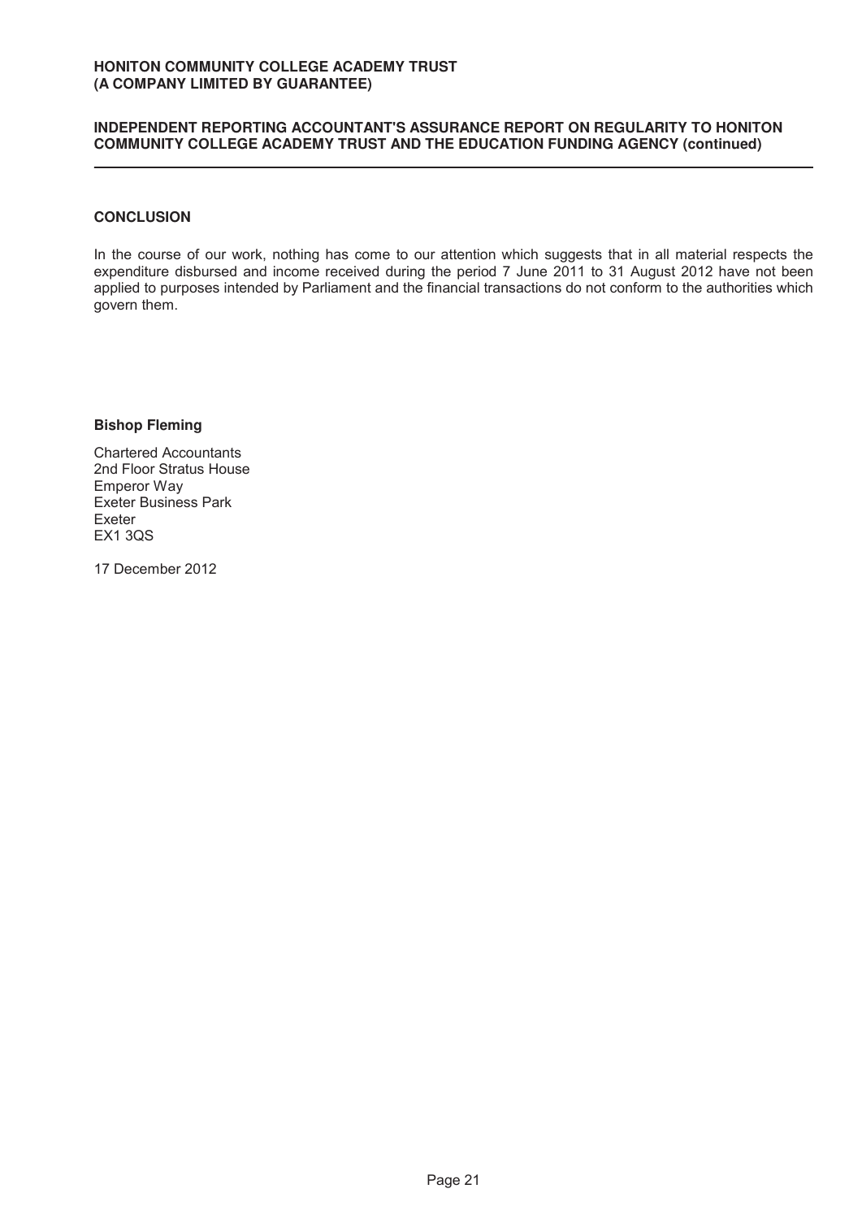## CONCLUSION

In the course of our work, nothing has come to our attention which suggests that in all material respects the expenditure disbursed and income received during the period 7 June 2011 to 31 August 2012 have not been applied to purposes intended by Parliament and the financial transactions do not conform to the authorities which govern them.

**Bishop Fleming**

Chartered Accountants
2nd Floor Stratus House
Emperor Way
Exeter Business Park
Exeter
EX1 3QS

17 December 2012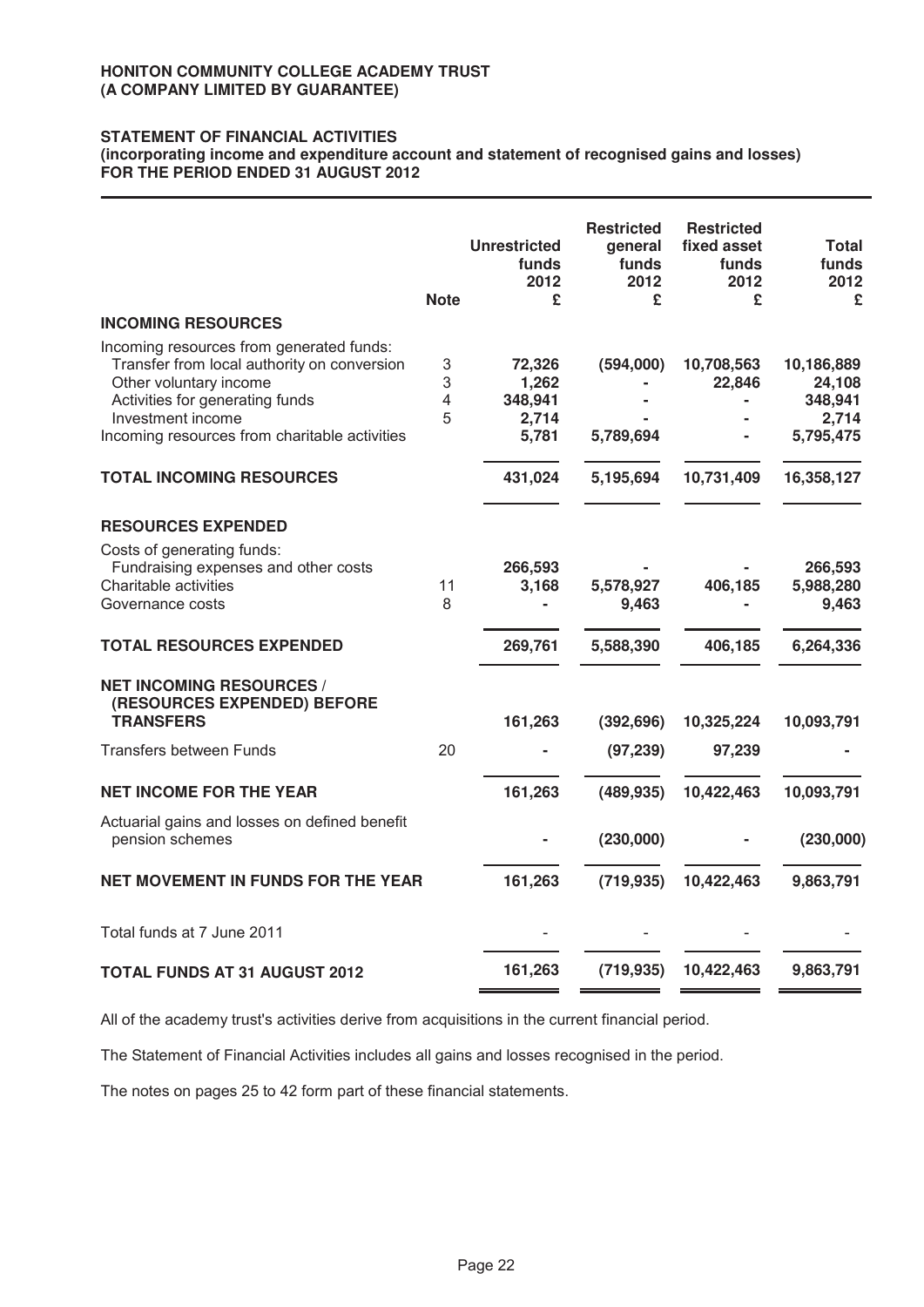**HONITON COMMUNITY COLLEGE ACADEMY TRUST**
**(A COMPANY LIMITED BY GUARANTEE)**

**STATEMENT OF FINANCIAL ACTIVITIES**
**(incorporating income and expenditure account and statement of recognised gains and losses)**
**FOR THE PERIOD ENDED 31 AUGUST 2012**

| | Note | Unrestricted funds 2012 £ | Restricted general funds 2012 £ | Restricted fixed asset funds 2012 £ | Total funds 2012 £ |
|---|---|---|---|---|---|
| **INCOMING RESOURCES** | | | | | |
| Incoming resources from generated funds: | | | | | |
| Transfer from local authority on conversion | 3 | 72,326 | (594,000) | 10,708,563 | 10,186,889 |
| Other voluntary income | 3 | 1,262 | - | 22,846 | 24,108 |
| Activities for generating funds | 4 | 348,941 | - | - | 348,941 |
| Investment income | 5 | 2,714 | - | - | 2,714 |
| Incoming resources from charitable activities | | 5,781 | 5,789,694 | - | 5,795,475 |
| **TOTAL INCOMING RESOURCES** | | 431,024 | 5,195,694 | 10,731,409 | 16,358,127 |
| **RESOURCES EXPENDED** | | | | | |
| Costs of generating funds: | | | | | |
| Fundraising expenses and other costs | | 266,593 | - | - | 266,593 |
| Charitable activities | 11 | 3,168 | 5,578,927 | 406,185 | 5,988,280 |
| Governance costs | 8 | - | 9,463 | - | 9,463 |
| **TOTAL RESOURCES EXPENDED** | | 269,761 | 5,588,390 | 406,185 | 6,264,336 |
| **NET INCOMING RESOURCES / (RESOURCES EXPENDED) BEFORE TRANSFERS** | | 161,263 | (392,696) | 10,325,224 | 10,093,791 |
| Transfers between Funds | 20 | - | (97,239) | 97,239 | - |
| **NET INCOME FOR THE YEAR** | | 161,263 | (489,935) | 10,422,463 | 10,093,791 |
| Actuarial gains and losses on defined benefit pension schemes | | - | (230,000) | - | (230,000) |
| **NET MOVEMENT IN FUNDS FOR THE YEAR** | | 161,263 | (719,935) | 10,422,463 | 9,863,791 |
| Total funds at 7 June 2011 | | - | - | - | - |
| **TOTAL FUNDS AT 31 AUGUST 2012** | | 161,263 | (719,935) | 10,422,463 | 9,863,791 |

All of the academy trust's activities derive from acquisitions in the current financial period.

The Statement of Financial Activities includes all gains and losses recognised in the period.

The notes on pages 25 to 42 form part of these financial statements.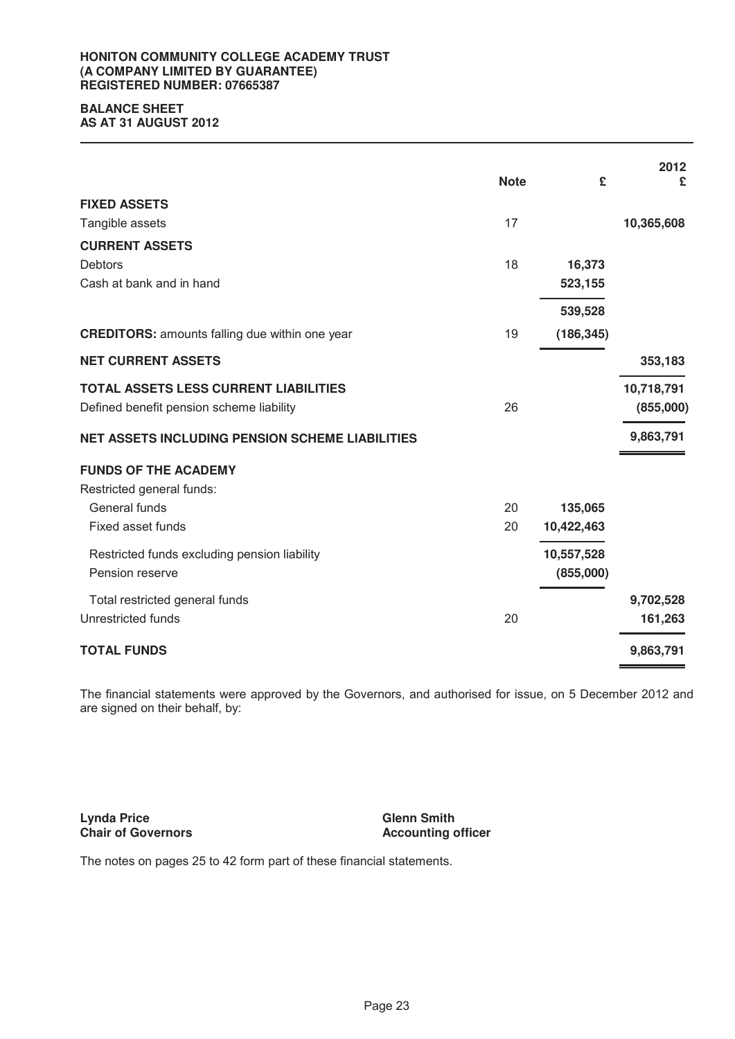**HONITON COMMUNITY COLLEGE ACADEMY TRUST**
**(A COMPANY LIMITED BY GUARANTEE)**
**REGISTERED NUMBER: 07665387**

# BALANCE SHEET
## AS AT 31 AUGUST 2012

| | Note | £ | 2012 £ |
|---|---|---|---|
| **FIXED ASSETS** | | | |
| Tangible assets | 17 | | **10,365,608** |
| **CURRENT ASSETS** | | | |
| Debtors | 18 | **16,373** | |
| Cash at bank and in hand | | **523,155** | |
| | | **539,528** | |
| **CREDITORS:** amounts falling due within one year | 19 | **(186,345)** | |
| **NET CURRENT ASSETS** | | | **353,183** |
| **TOTAL ASSETS LESS CURRENT LIABILITIES** | | | **10,718,791** |
| Defined benefit pension scheme liability | 26 | | **(855,000)** |
| **NET ASSETS INCLUDING PENSION SCHEME LIABILITIES** | | | **9,863,791** |
| **FUNDS OF THE ACADEMY** | | | |
| Restricted general funds: | | | |
| General funds | 20 | **135,065** | |
| Fixed asset funds | 20 | **10,422,463** | |
| Restricted funds excluding pension liability | | **10,557,528** | |
| Pension reserve | | **(855,000)** | |
| Total restricted general funds | | | **9,702,528** |
| Unrestricted funds | 20 | | **161,263** |
| **TOTAL FUNDS** | | | **9,863,791** |

The financial statements were approved by the Governors, and authorised for issue, on 5 December 2012 and are signed on their behalf, by:

**Lynda Price**
**Chair of Governors**

**Glenn Smith**
**Accounting officer**

The notes on pages 25 to 42 form part of these financial statements.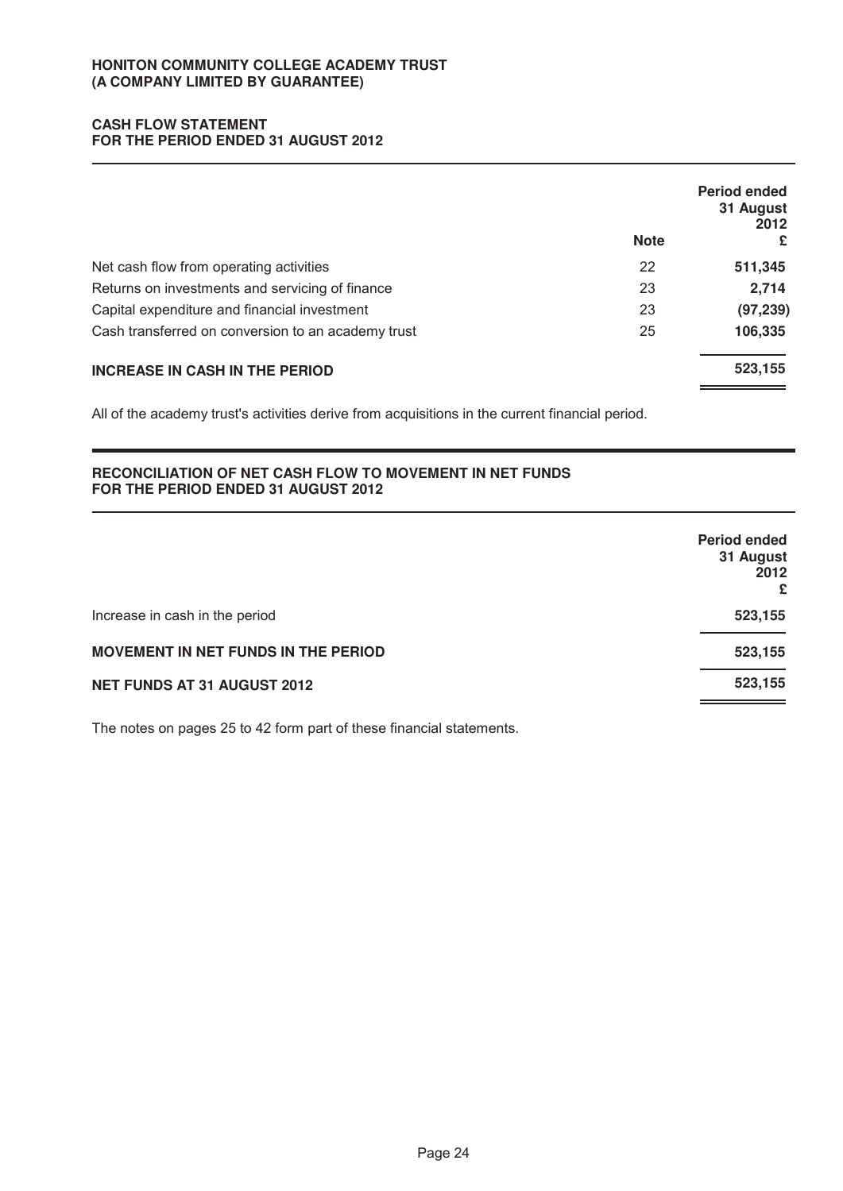**HONITON COMMUNITY COLLEGE ACADEMY TRUST**
**(A COMPANY LIMITED BY GUARANTEE)**

## CASH FLOW STATEMENT
## FOR THE PERIOD ENDED 31 AUGUST 2012

| | Note | Period ended 31 August 2012 £ |
|---|---|---|
| Net cash flow from operating activities | 22 | **511,345** |
| Returns on investments and servicing of finance | 23 | **2,714** |
| Capital expenditure and financial investment | 23 | **(97,239)** |
| Cash transferred on conversion to an academy trust | 25 | **106,335** |
| **INCREASE IN CASH IN THE PERIOD** | | **523,155** |

All of the academy trust's activities derive from acquisitions in the current financial period.

## RECONCILIATION OF NET CASH FLOW TO MOVEMENT IN NET FUNDS
## FOR THE PERIOD ENDED 31 AUGUST 2012

| | Period ended 31 August 2012 £ |
|---|---|
| Increase in cash in the period | **523,155** |
| **MOVEMENT IN NET FUNDS IN THE PERIOD** | **523,155** |
| **NET FUNDS AT 31 AUGUST 2012** | **523,155** |

The notes on pages 25 to 42 form part of these financial statements.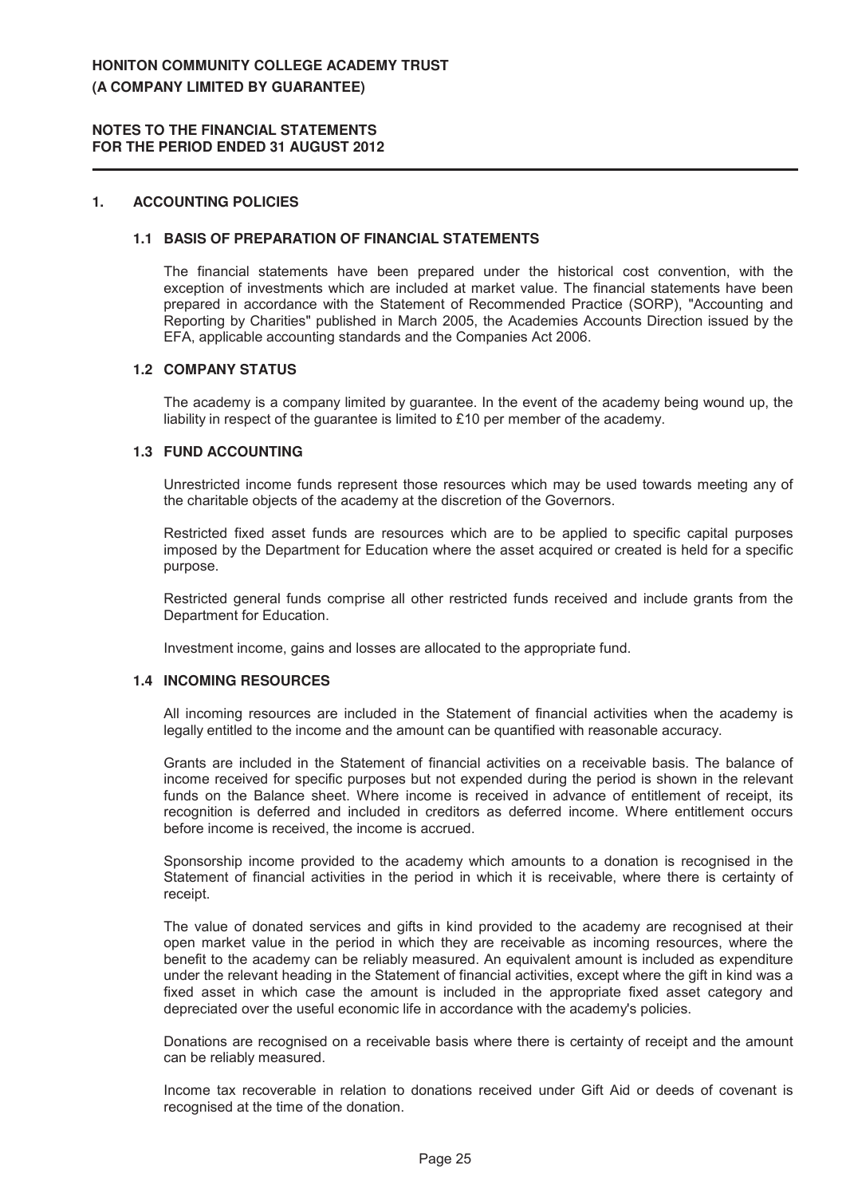# HONITON COMMUNITY COLLEGE ACADEMY TRUST
## (A COMPANY LIMITED BY GUARANTEE)

### NOTES TO THE FINANCIAL STATEMENTS
### FOR THE PERIOD ENDED 31 AUGUST 2012

## 1. ACCOUNTING POLICIES

### 1.1 BASIS OF PREPARATION OF FINANCIAL STATEMENTS

The financial statements have been prepared under the historical cost convention, with the exception of investments which are included at market value. The financial statements have been prepared in accordance with the Statement of Recommended Practice (SORP), "Accounting and Reporting by Charities" published in March 2005, the Academies Accounts Direction issued by the EFA, applicable accounting standards and the Companies Act 2006.

### 1.2 COMPANY STATUS

The academy is a company limited by guarantee. In the event of the academy being wound up, the liability in respect of the guarantee is limited to £10 per member of the academy.

### 1.3 FUND ACCOUNTING

Unrestricted income funds represent those resources which may be used towards meeting any of the charitable objects of the academy at the discretion of the Governors.

Restricted fixed asset funds are resources which are to be applied to specific capital purposes imposed by the Department for Education where the asset acquired or created is held for a specific purpose.

Restricted general funds comprise all other restricted funds received and include grants from the Department for Education.

Investment income, gains and losses are allocated to the appropriate fund.

### 1.4 INCOMING RESOURCES

All incoming resources are included in the Statement of financial activities when the academy is legally entitled to the income and the amount can be quantified with reasonable accuracy.

Grants are included in the Statement of financial activities on a receivable basis. The balance of income received for specific purposes but not expended during the period is shown in the relevant funds on the Balance sheet. Where income is received in advance of entitlement of receipt, its recognition is deferred and included in creditors as deferred income. Where entitlement occurs before income is received, the income is accrued.

Sponsorship income provided to the academy which amounts to a donation is recognised in the Statement of financial activities in the period in which it is receivable, where there is certainty of receipt.

The value of donated services and gifts in kind provided to the academy are recognised at their open market value in the period in which they are receivable as incoming resources, where the benefit to the academy can be reliably measured. An equivalent amount is included as expenditure under the relevant heading in the Statement of financial activities, except where the gift in kind was a fixed asset in which case the amount is included in the appropriate fixed asset category and depreciated over the useful economic life in accordance with the academy's policies.

Donations are recognised on a receivable basis where there is certainty of receipt and the amount can be reliably measured.

Income tax recoverable in relation to donations received under Gift Aid or deeds of covenant is recognised at the time of the donation.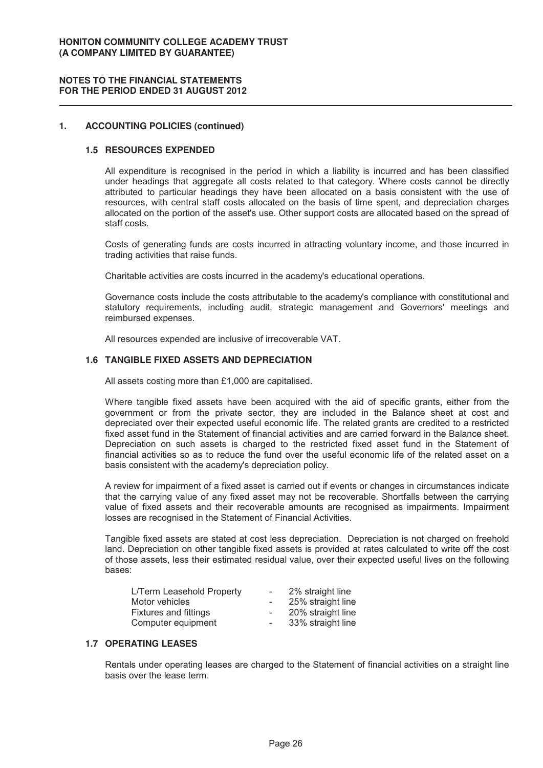## 1. ACCOUNTING POLICIES (continued)

### 1.5 RESOURCES EXPENDED

All expenditure is recognised in the period in which a liability is incurred and has been classified under headings that aggregate all costs related to that category. Where costs cannot be directly attributed to particular headings they have been allocated on a basis consistent with the use of resources, with central staff costs allocated on the basis of time spent, and depreciation charges allocated on the portion of the asset's use. Other support costs are allocated based on the spread of staff costs.

Costs of generating funds are costs incurred in attracting voluntary income, and those incurred in trading activities that raise funds.

Charitable activities are costs incurred in the academy's educational operations.

Governance costs include the costs attributable to the academy's compliance with constitutional and statutory requirements, including audit, strategic management and Governors' meetings and reimbursed expenses.

All resources expended are inclusive of irrecoverable VAT.

### 1.6 TANGIBLE FIXED ASSETS AND DEPRECIATION

All assets costing more than £1,000 are capitalised.

Where tangible fixed assets have been acquired with the aid of specific grants, either from the government or from the private sector, they are included in the Balance sheet at cost and depreciated over their expected useful economic life. The related grants are credited to a restricted fixed asset fund in the Statement of financial activities and are carried forward in the Balance sheet. Depreciation on such assets is charged to the restricted fixed asset fund in the Statement of financial activities so as to reduce the fund over the useful economic life of the related asset on a basis consistent with the academy's depreciation policy.

A review for impairment of a fixed asset is carried out if events or changes in circumstances indicate that the carrying value of any fixed asset may not be recoverable. Shortfalls between the carrying value of fixed assets and their recoverable amounts are recognised as impairments. Impairment losses are recognised in the Statement of Financial Activities.

Tangible fixed assets are stated at cost less depreciation. Depreciation is not charged on freehold land. Depreciation on other tangible fixed assets is provided at rates calculated to write off the cost of those assets, less their estimated residual value, over their expected useful lives on the following bases:

| | | |
|---|---|---|
| L/Term Leasehold Property | - | 2% straight line |
| Motor vehicles | - | 25% straight line |
| Fixtures and fittings | - | 20% straight line |
| Computer equipment | - | 33% straight line |

### 1.7 OPERATING LEASES

Rentals under operating leases are charged to the Statement of financial activities on a straight line basis over the lease term.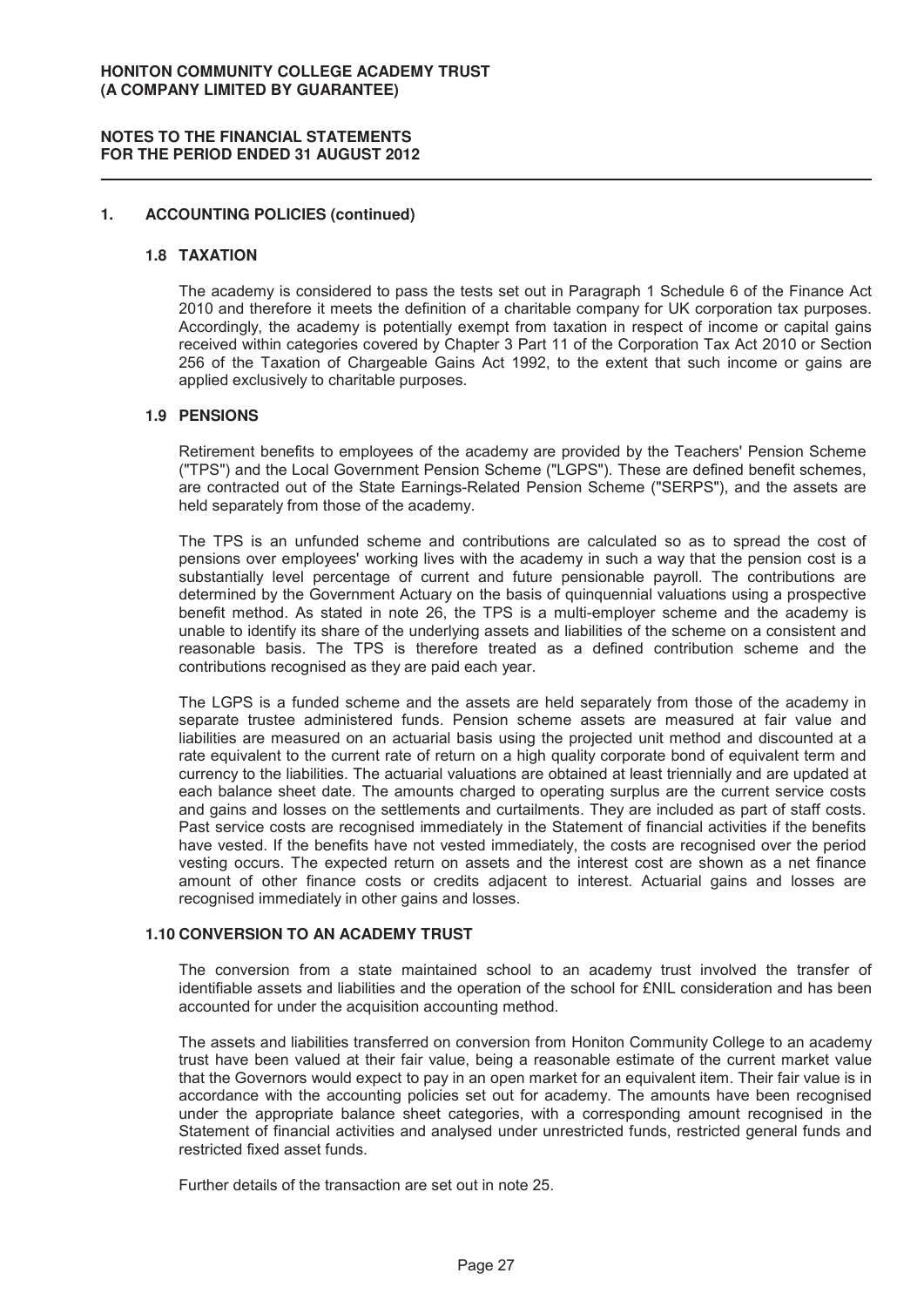## 1. ACCOUNTING POLICIES (continued)

### 1.8 TAXATION

The academy is considered to pass the tests set out in Paragraph 1 Schedule 6 of the Finance Act 2010 and therefore it meets the definition of a charitable company for UK corporation tax purposes. Accordingly, the academy is potentially exempt from taxation in respect of income or capital gains received within categories covered by Chapter 3 Part 11 of the Corporation Tax Act 2010 or Section 256 of the Taxation of Chargeable Gains Act 1992, to the extent that such income or gains are applied exclusively to charitable purposes.

### 1.9 PENSIONS

Retirement benefits to employees of the academy are provided by the Teachers' Pension Scheme ("TPS") and the Local Government Pension Scheme ("LGPS"). These are defined benefit schemes, are contracted out of the State Earnings-Related Pension Scheme ("SERPS"), and the assets are held separately from those of the academy.

The TPS is an unfunded scheme and contributions are calculated so as to spread the cost of pensions over employees' working lives with the academy in such a way that the pension cost is a substantially level percentage of current and future pensionable payroll. The contributions are determined by the Government Actuary on the basis of quinquennial valuations using a prospective benefit method. As stated in note 26, the TPS is a multi-employer scheme and the academy is unable to identify its share of the underlying assets and liabilities of the scheme on a consistent and reasonable basis. The TPS is therefore treated as a defined contribution scheme and the contributions recognised as they are paid each year.

The LGPS is a funded scheme and the assets are held separately from those of the academy in separate trustee administered funds. Pension scheme assets are measured at fair value and liabilities are measured on an actuarial basis using the projected unit method and discounted at a rate equivalent to the current rate of return on a high quality corporate bond of equivalent term and currency to the liabilities. The actuarial valuations are obtained at least triennially and are updated at each balance sheet date. The amounts charged to operating surplus are the current service costs and gains and losses on the settlements and curtailments. They are included as part of staff costs. Past service costs are recognised immediately in the Statement of financial activities if the benefits have vested. If the benefits have not vested immediately, the costs are recognised over the period vesting occurs. The expected return on assets and the interest cost are shown as a net finance amount of other finance costs or credits adjacent to interest. Actuarial gains and losses are recognised immediately in other gains and losses.

### 1.10 CONVERSION TO AN ACADEMY TRUST

The conversion from a state maintained school to an academy trust involved the transfer of identifiable assets and liabilities and the operation of the school for £NIL consideration and has been accounted for under the acquisition accounting method.

The assets and liabilities transferred on conversion from Honiton Community College to an academy trust have been valued at their fair value, being a reasonable estimate of the current market value that the Governors would expect to pay in an open market for an equivalent item. Their fair value is in accordance with the accounting policies set out for academy. The amounts have been recognised under the appropriate balance sheet categories, with a corresponding amount recognised in the Statement of financial activities and analysed under unrestricted funds, restricted general funds and restricted fixed asset funds.

Further details of the transaction are set out in note 25.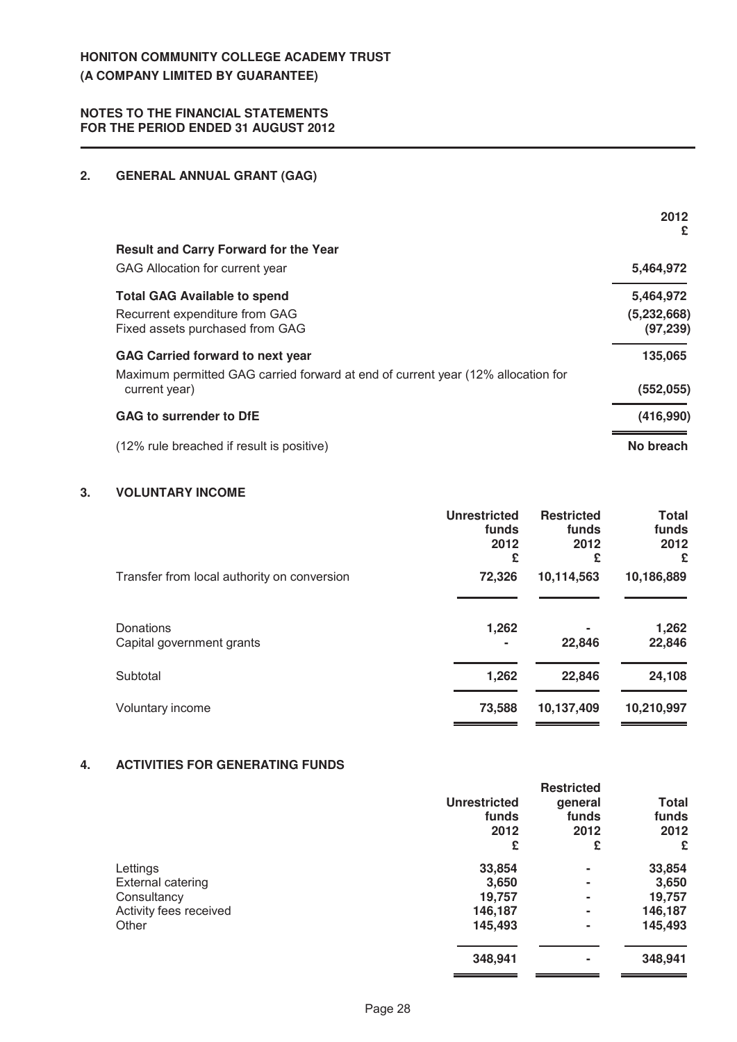# HONITON COMMUNITY COLLEGE ACADEMY TRUST
# (A COMPANY LIMITED BY GUARANTEE)

## NOTES TO THE FINANCIAL STATEMENTS FOR THE PERIOD ENDED 31 AUGUST 2012

### 2. GENERAL ANNUAL GRANT (GAG)

| | 2012 £ |
|---|---|
| **Result and Carry Forward for the Year** | |
| GAG Allocation for current year | **5,464,972** |
| **Total GAG Available to spend** | **5,464,972** |
| Recurrent expenditure from GAG | **(5,232,668)** |
| Fixed assets purchased from GAG | **(97,239)** |
| **GAG Carried forward to next year** | **135,065** |
| Maximum permitted GAG carried forward at end of current year (12% allocation for current year) | **(552,055)** |
| **GAG to surrender to DfE** | **(416,990)** |
| (12% rule breached if result is positive) | **No breach** |

### 3. VOLUNTARY INCOME

| | Unrestricted funds 2012 £ | Restricted funds 2012 £ | Total funds 2012 £ |
|---|---|---|---|
| Transfer from local authority on conversion | **72,326** | **10,114,563** | **10,186,889** |
| Donations | **1,262** | **-** | **1,262** |
| Capital government grants | **-** | **22,846** | **22,846** |
| Subtotal | **1,262** | **22,846** | **24,108** |
| Voluntary income | **73,588** | **10,137,409** | **10,210,997** |

### 4. ACTIVITIES FOR GENERATING FUNDS

| | Unrestricted funds 2012 £ | Restricted general funds 2012 £ | Total funds 2012 £ |
|---|---|---|---|
| Lettings | **33,854** | **-** | **33,854** |
| External catering | **3,650** | **-** | **3,650** |
| Consultancy | **19,757** | **-** | **19,757** |
| Activity fees received | **146,187** | **-** | **146,187** |
| Other | **145,493** | **-** | **145,493** |
| | **348,941** | **-** | **348,941** |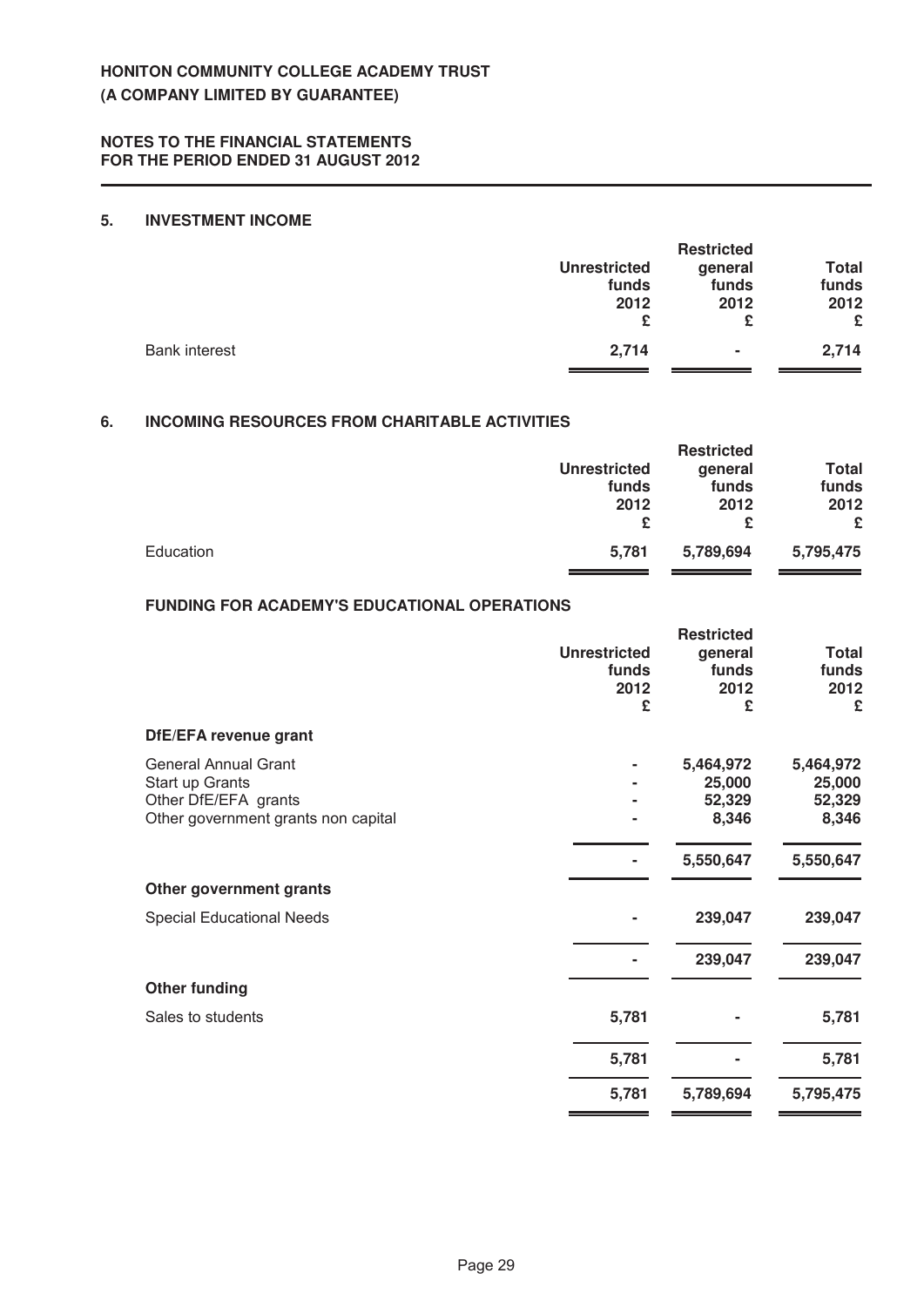## 5. INVESTMENT INCOME

| | Unrestricted funds 2012 £ | Restricted general funds 2012 £ | Total funds 2012 £ |
|---|---|---|---|
| Bank interest | **2,714** | **-** | **2,714** |

## 6. INCOMING RESOURCES FROM CHARITABLE ACTIVITIES

| | Unrestricted funds 2012 £ | Restricted general funds 2012 £ | Total funds 2012 £ |
|---|---|---|---|
| Education | **5,781** | **5,789,694** | **5,795,475** |

### FUNDING FOR ACADEMY'S EDUCATIONAL OPERATIONS

| | Unrestricted funds 2012 £ | Restricted general funds 2012 £ | Total funds 2012 £ |
|---|---|---|---|
| **DfE/EFA revenue grant** | | | |
| General Annual Grant | **-** | **5,464,972** | **5,464,972** |
| Start up Grants | **-** | **25,000** | **25,000** |
| Other DfE/EFA grants | **-** | **52,329** | **52,329** |
| Other government grants non capital | **-** | **8,346** | **8,346** |
| | **-** | **5,550,647** | **5,550,647** |
| **Other government grants** | | | |
| Special Educational Needs | **-** | **239,047** | **239,047** |
| | **-** | **239,047** | **239,047** |
| **Other funding** | | | |
| Sales to students | **5,781** | **-** | **5,781** |
| | **5,781** | **-** | **5,781** |
| | **5,781** | **5,789,694** | **5,795,475** |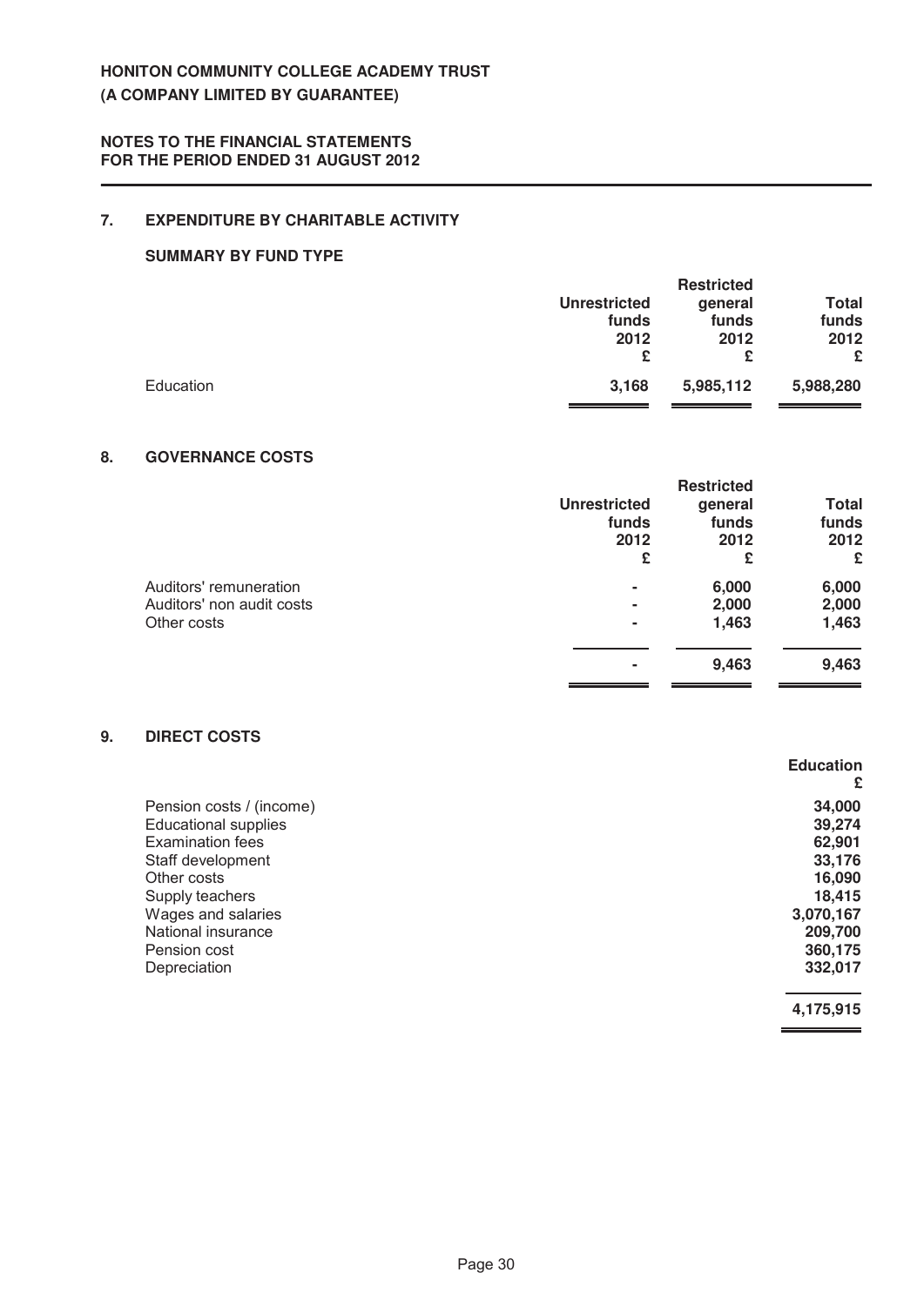## 7. EXPENDITURE BY CHARITABLE ACTIVITY

### SUMMARY BY FUND TYPE

| | Unrestricted funds 2012 £ | Restricted general funds 2012 £ | Total funds 2012 £ |
|---|---|---|---|
| Education | **3,168** | **5,985,112** | **5,988,280** |

## 8. GOVERNANCE COSTS

| | Unrestricted funds 2012 £ | Restricted general funds 2012 £ | Total funds 2012 £ |
|---|---|---|---|
| Auditors' remuneration | - | 6,000 | 6,000 |
| Auditors' non audit costs | - | 2,000 | 2,000 |
| Other costs | - | 1,463 | 1,463 |
| | **-** | **9,463** | **9,463** |

## 9. DIRECT COSTS

| | Education £ |
|---|---|
| Pension costs / (income) | 34,000 |
| Educational supplies | 39,274 |
| Examination fees | 62,901 |
| Staff development | 33,176 |
| Other costs | 16,090 |
| Supply teachers | 18,415 |
| Wages and salaries | 3,070,167 |
| National insurance | 209,700 |
| Pension cost | 360,175 |
| Depreciation | 332,017 |
| | **4,175,915** |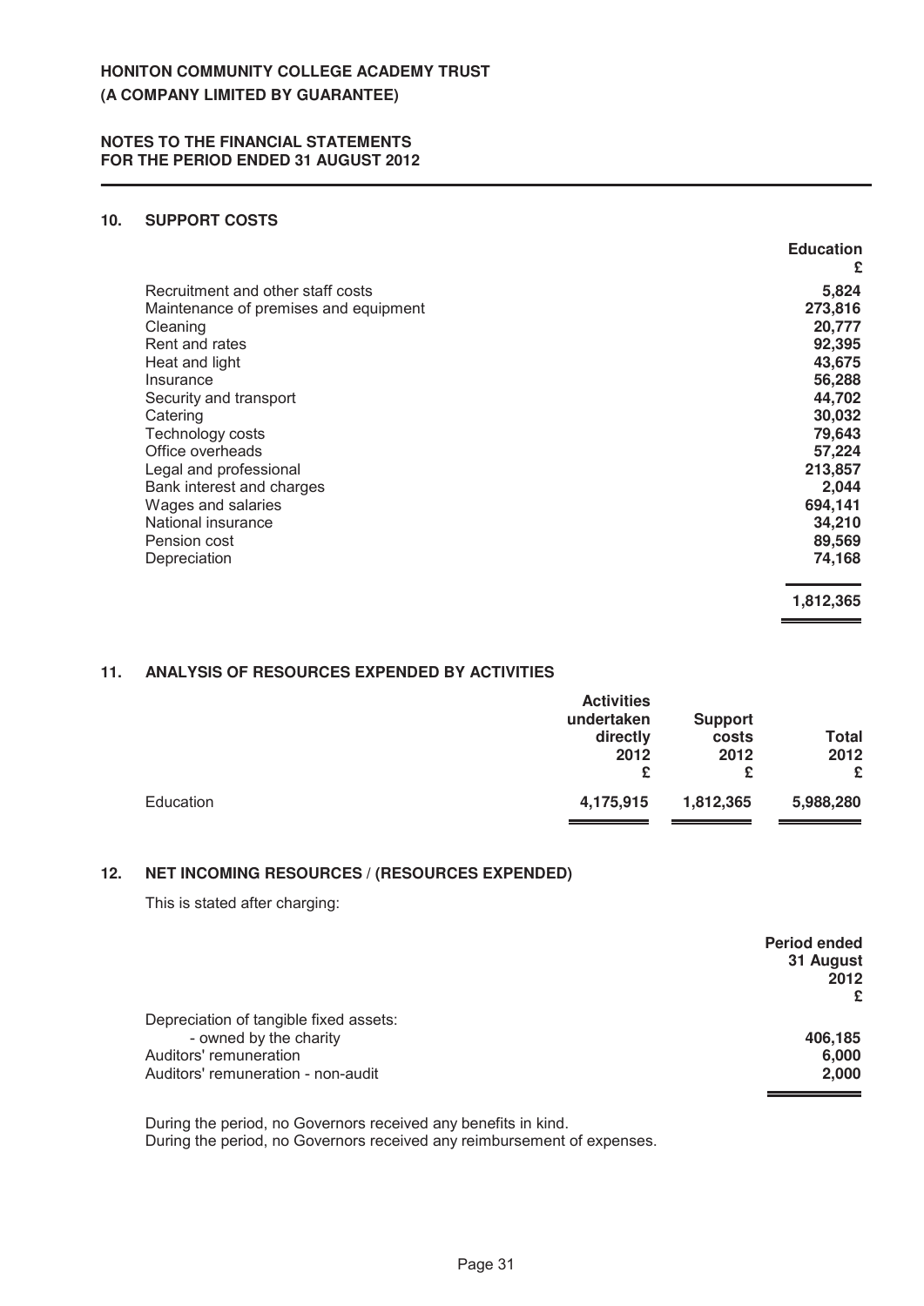# HONITON COMMUNITY COLLEGE ACADEMY TRUST
**(A COMPANY LIMITED BY GUARANTEE)**

**NOTES TO THE FINANCIAL STATEMENTS**
**FOR THE PERIOD ENDED 31 AUGUST 2012**

## 10. SUPPORT COSTS

| | Education £ |
|---|---|
| Recruitment and other staff costs | 5,824 |
| Maintenance of premises and equipment | 273,816 |
| Cleaning | 20,777 |
| Rent and rates | 92,395 |
| Heat and light | 43,675 |
| Insurance | 56,288 |
| Security and transport | 44,702 |
| Catering | 30,032 |
| Technology costs | 79,643 |
| Office overheads | 57,224 |
| Legal and professional | 213,857 |
| Bank interest and charges | 2,044 |
| Wages and salaries | 694,141 |
| National insurance | 34,210 |
| Pension cost | 89,569 |
| Depreciation | 74,168 |
| | **1,812,365** |

## 11. ANALYSIS OF RESOURCES EXPENDED BY ACTIVITIES

| | Activities undertaken directly 2012 £ | Support costs 2012 £ | Total 2012 £ |
|---|---|---|---|
| Education | 4,175,915 | 1,812,365 | 5,988,280 |

## 12. NET INCOMING RESOURCES / (RESOURCES EXPENDED)

This is stated after charging:

| | Period ended 31 August 2012 £ |
|---|---|
| Depreciation of tangible fixed assets: | |
| - owned by the charity | 406,185 |
| Auditors' remuneration | 6,000 |
| Auditors' remuneration - non-audit | 2,000 |

During the period, no Governors received any benefits in kind.
During the period, no Governors received any reimbursement of expenses.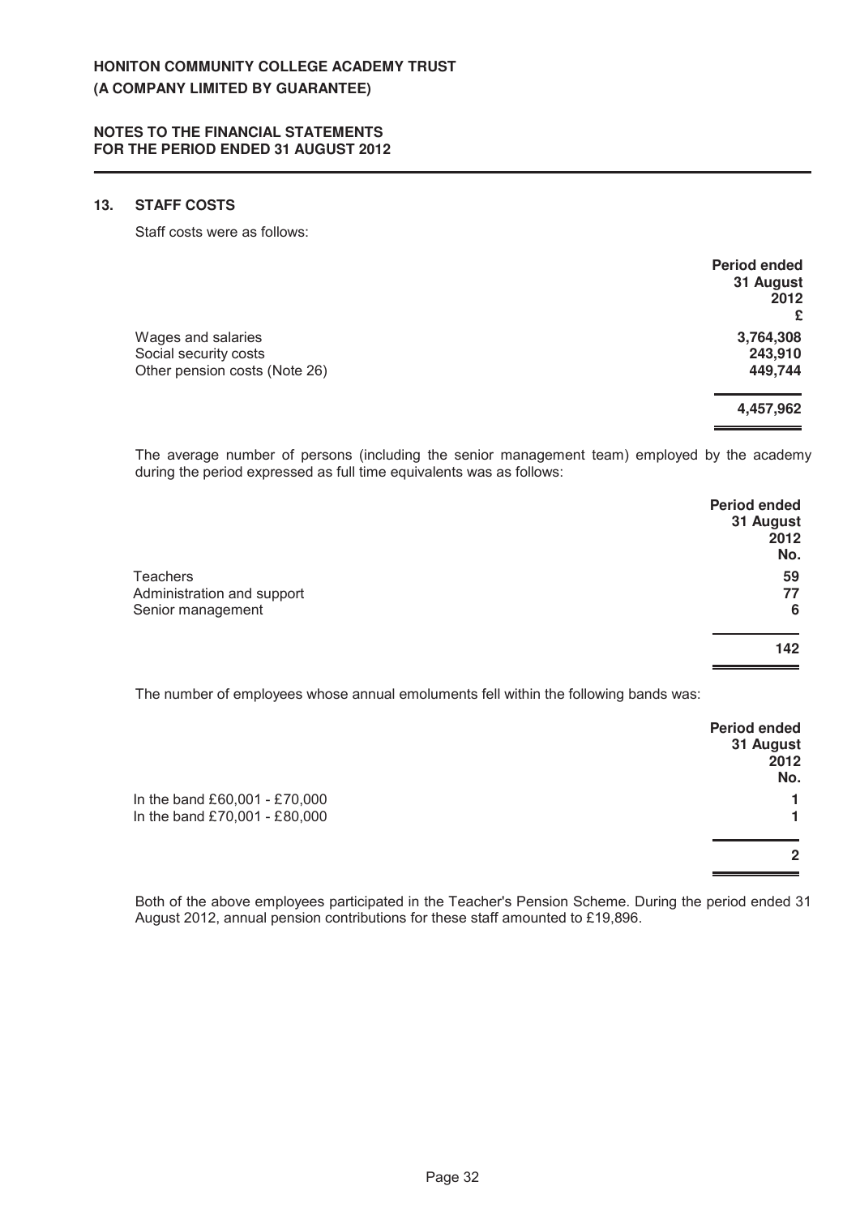HONITON COMMUNITY COLLEGE ACADEMY TRUST
(A COMPANY LIMITED BY GUARANTEE)

NOTES TO THE FINANCIAL STATEMENTS
FOR THE PERIOD ENDED 31 AUGUST 2012

## 13. STAFF COSTS

Staff costs were as follows:

| | Period ended 31 August 2012 £ |
|---|---|
| Wages and salaries | 3,764,308 |
| Social security costs | 243,910 |
| Other pension costs (Note 26) | 449,744 |
| | **4,457,962** |

The average number of persons (including the senior management team) employed by the academy during the period expressed as full time equivalents was as follows:

| | Period ended 31 August 2012 No. |
|---|---|
| Teachers | 59 |
| Administration and support | 77 |
| Senior management | 6 |
| | **142** |

The number of employees whose annual emoluments fell within the following bands was:

| | Period ended 31 August 2012 No. |
|---|---|
| In the band £60,001 - £70,000 | 1 |
| In the band £70,001 - £80,000 | 1 |
| | **2** |

Both of the above employees participated in the Teacher's Pension Scheme. During the period ended 31 August 2012, annual pension contributions for these staff amounted to £19,896.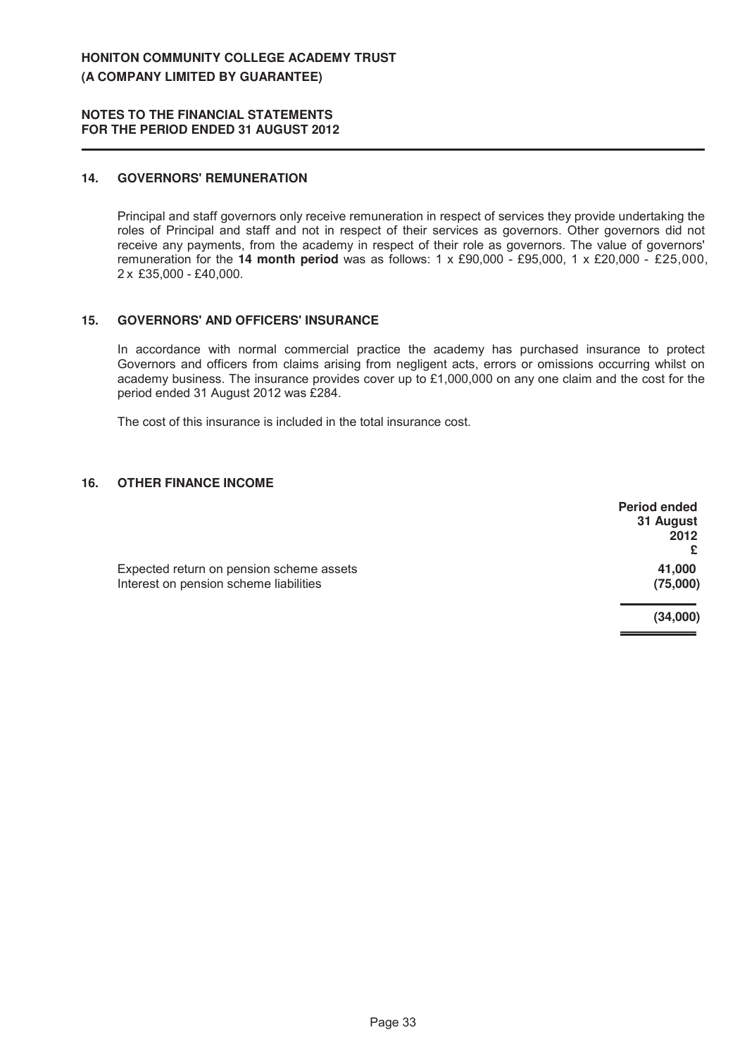# HONITON COMMUNITY COLLEGE ACADEMY TRUST
# (A COMPANY LIMITED BY GUARANTEE)

## NOTES TO THE FINANCIAL STATEMENTS
## FOR THE PERIOD ENDED 31 AUGUST 2012

### 14. GOVERNORS' REMUNERATION

Principal and staff governors only receive remuneration in respect of services they provide undertaking the roles of Principal and staff and not in respect of their services as governors. Other governors did not receive any payments, from the academy in respect of their role as governors. The value of governors' remuneration for the **14 month period** was as follows: 1 x £90,000 - £95,000, 1 x £20,000 - £25,000, 2 x £35,000 - £40,000.

### 15. GOVERNORS' AND OFFICERS' INSURANCE

In accordance with normal commercial practice the academy has purchased insurance to protect Governors and officers from claims arising from negligent acts, errors or omissions occurring whilst on academy business. The insurance provides cover up to £1,000,000 on any one claim and the cost for the period ended 31 August 2012 was £284.

The cost of this insurance is included in the total insurance cost.

### 16. OTHER FINANCE INCOME

| | Period ended 31 August 2012 £ |
|---|---|
| Expected return on pension scheme assets | 41,000 |
| Interest on pension scheme liabilities | (75,000) |
| | **(34,000)** |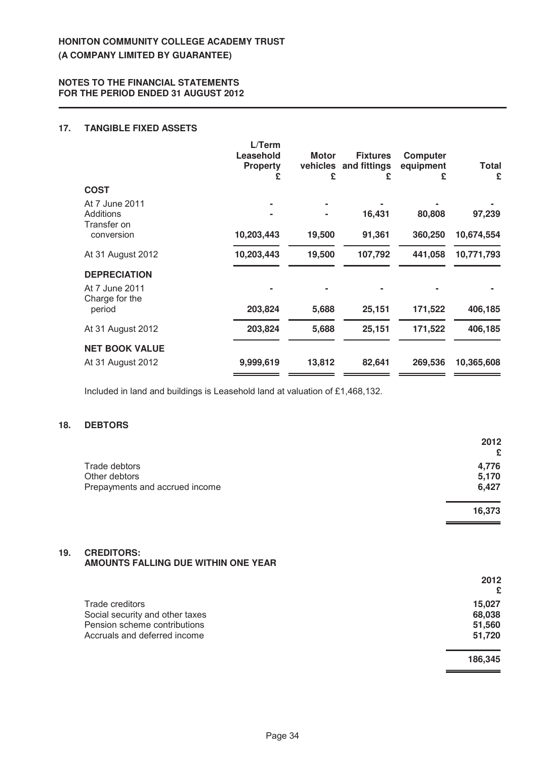# HONITON COMMUNITY COLLEGE ACADEMY TRUST
# (A COMPANY LIMITED BY GUARANTEE)

## NOTES TO THE FINANCIAL STATEMENTS FOR THE PERIOD ENDED 31 AUGUST 2012

### 17. TANGIBLE FIXED ASSETS

| | L/Term Leasehold Property £ | Motor vehicles £ | Fixtures and fittings £ | Computer equipment £ | Total £ |
|---|---|---|---|---|---|
| **COST** | | | | | |
| At 7 June 2011 | - | - | - | - | - |
| Additions | - | - | 16,431 | 80,808 | 97,239 |
| Transfer on conversion | 10,203,443 | 19,500 | 91,361 | 360,250 | 10,674,554 |
| At 31 August 2012 | 10,203,443 | 19,500 | 107,792 | 441,058 | 10,771,793 |
| **DEPRECIATION** | | | | | |
| At 7 June 2011 | - | - | - | - | - |
| Charge for the period | 203,824 | 5,688 | 25,151 | 171,522 | 406,185 |
| At 31 August 2012 | 203,824 | 5,688 | 25,151 | 171,522 | 406,185 |
| **NET BOOK VALUE** | | | | | |
| At 31 August 2012 | 9,999,619 | 13,812 | 82,641 | 269,536 | 10,365,608 |

Included in land and buildings is Leasehold land at valuation of £1,468,132.

### 18. DEBTORS

| | 2012 £ |
|---|---|
| Trade debtors | 4,776 |
| Other debtors | 5,170 |
| Prepayments and accrued income | 6,427 |
| | 16,373 |

### 19. CREDITORS: AMOUNTS FALLING DUE WITHIN ONE YEAR

| | 2012 £ |
|---|---|
| Trade creditors | 15,027 |
| Social security and other taxes | 68,038 |
| Pension scheme contributions | 51,560 |
| Accruals and deferred income | 51,720 |
| | 186,345 |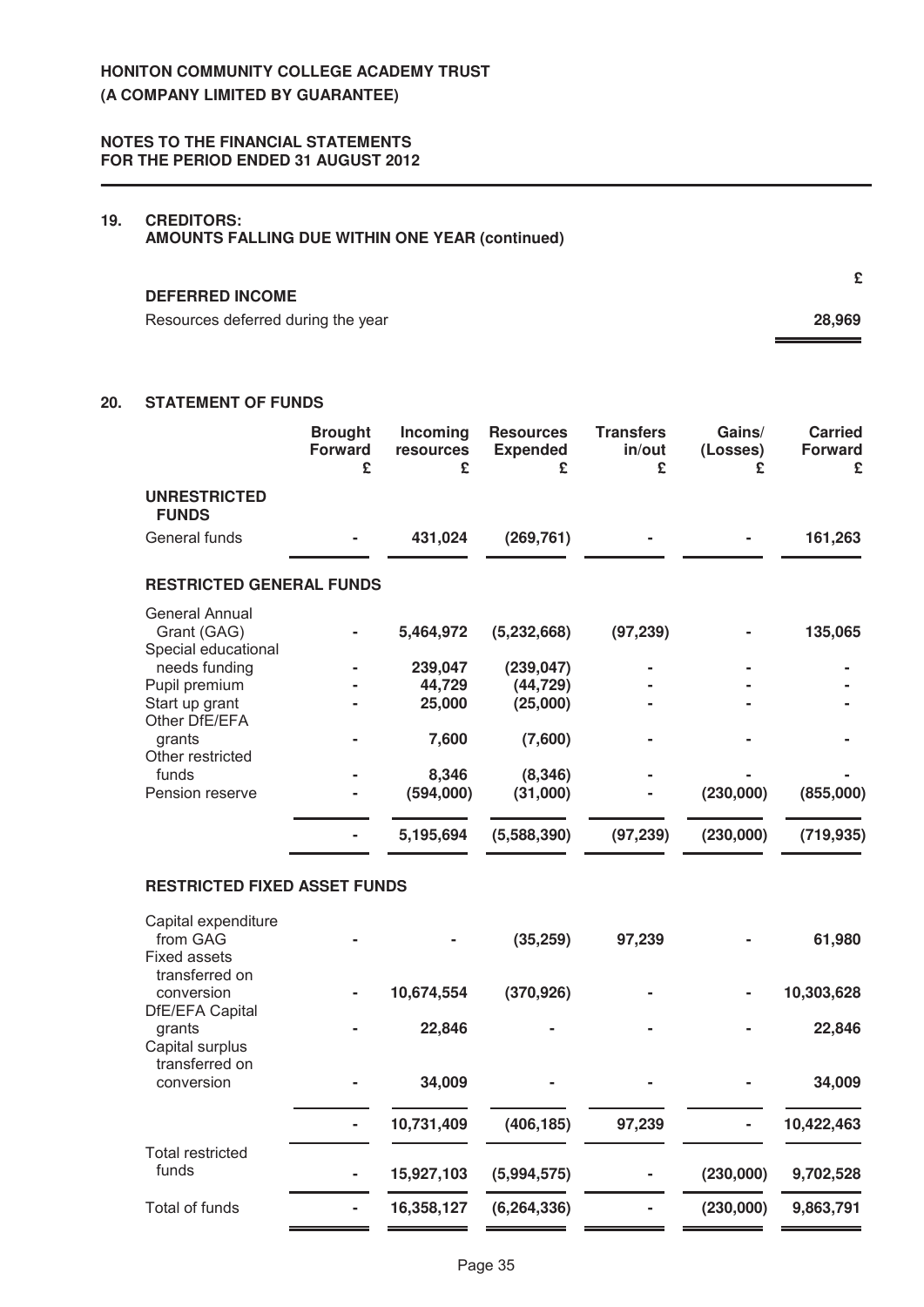# HONITON COMMUNITY COLLEGE ACADEMY TRUST
# (A COMPANY LIMITED BY GUARANTEE)

## NOTES TO THE FINANCIAL STATEMENTS FOR THE PERIOD ENDED 31 AUGUST 2012

### 19. CREDITORS: AMOUNTS FALLING DUE WITHIN ONE YEAR (continued)

| | £ |
|---|---|
| **DEFERRED INCOME** | |
| Resources deferred during the year | **28,969** |

### 20. STATEMENT OF FUNDS

| | Brought Forward £ | Incoming resources £ | Resources Expended £ | Transfers in/out £ | Gains/ (Losses) £ | Carried Forward £ |
|---|---|---|---|---|---|---|
| **UNRESTRICTED FUNDS** | | | | | | |
| General funds | - | 431,024 | (269,761) | - | - | 161,263 |
| **RESTRICTED GENERAL FUNDS** | | | | | | |
| General Annual Grant (GAG) | - | 5,464,972 | (5,232,668) | (97,239) | - | 135,065 |
| Special educational needs funding | - | 239,047 | (239,047) | - | - | - |
| Pupil premium | - | 44,729 | (44,729) | - | - | - |
| Start up grant | - | 25,000 | (25,000) | - | - | - |
| Other DfE/EFA grants | - | 7,600 | (7,600) | - | - | - |
| Other restricted funds | - | 8,346 | (8,346) | - | - | - |
| Pension reserve | - | (594,000) | (31,000) | - | (230,000) | (855,000) |
| | - | 5,195,694 | (5,588,390) | (97,239) | (230,000) | (719,935) |
| **RESTRICTED FIXED ASSET FUNDS** | | | | | | |
| Capital expenditure from GAG | - | - | (35,259) | 97,239 | - | 61,980 |
| Fixed assets transferred on conversion | - | 10,674,554 | (370,926) | - | - | 10,303,628 |
| DfE/EFA Capital grants | - | 22,846 | - | - | - | 22,846 |
| Capital surplus transferred on conversion | - | 34,009 | - | - | - | 34,009 |
| | - | 10,731,409 | (406,185) | 97,239 | - | 10,422,463 |
| Total restricted funds | - | 15,927,103 | (5,994,575) | - | (230,000) | 9,702,528 |
| Total of funds | - | 16,358,127 | (6,264,336) | - | (230,000) | 9,863,791 |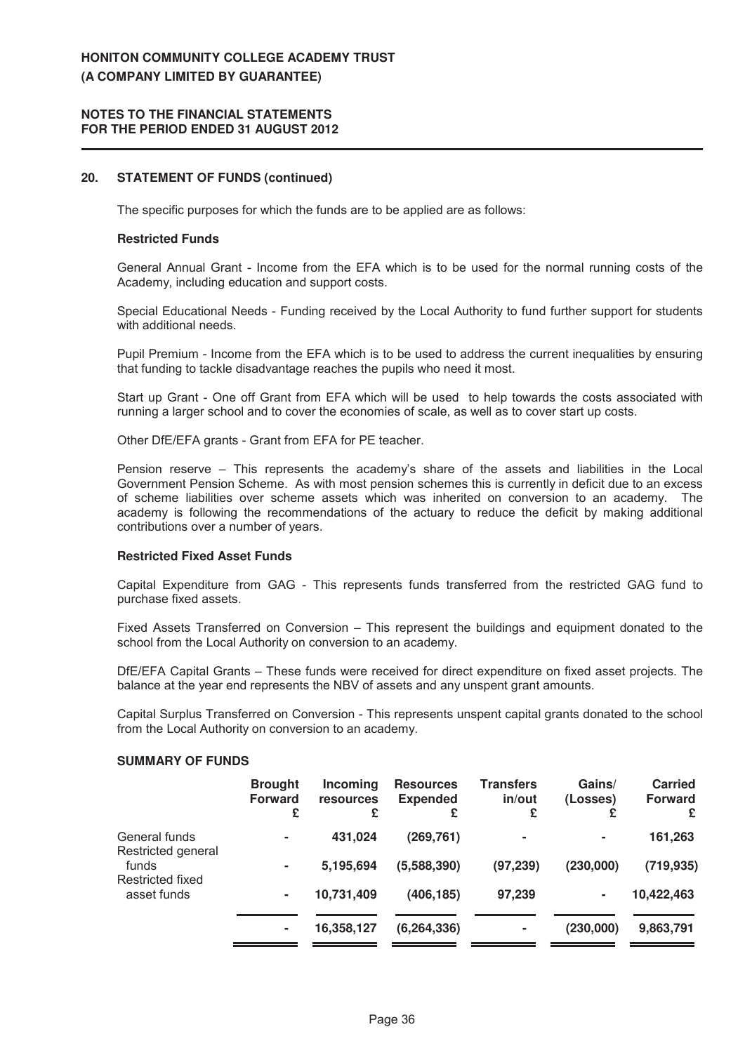## 20. STATEMENT OF FUNDS (continued)

The specific purposes for which the funds are to be applied are as follows:

### Restricted Funds

General Annual Grant - Income from the EFA which is to be used for the normal running costs of the Academy, including education and support costs.

Special Educational Needs - Funding received by the Local Authority to fund further support for students with additional needs.

Pupil Premium - Income from the EFA which is to be used to address the current inequalities by ensuring that funding to tackle disadvantage reaches the pupils who need it most.

Start up Grant - One off Grant from EFA which will be used to help towards the costs associated with running a larger school and to cover the economies of scale, as well as to cover start up costs.

Other DfE/EFA grants - Grant from EFA for PE teacher.

Pension reserve – This represents the academy's share of the assets and liabilities in the Local Government Pension Scheme. As with most pension schemes this is currently in deficit due to an excess of scheme liabilities over scheme assets which was inherited on conversion to an academy. The academy is following the recommendations of the actuary to reduce the deficit by making additional contributions over a number of years.

### Restricted Fixed Asset Funds

Capital Expenditure from GAG - This represents funds transferred from the restricted GAG fund to purchase fixed assets.

Fixed Assets Transferred on Conversion – This represent the buildings and equipment donated to the school from the Local Authority on conversion to an academy.

DfE/EFA Capital Grants – These funds were received for direct expenditure on fixed asset projects. The balance at the year end represents the NBV of assets and any unspent grant amounts.

Capital Surplus Transferred on Conversion - This represents unspent capital grants donated to the school from the Local Authority on conversion to an academy.

### SUMMARY OF FUNDS

| | Brought Forward £ | Incoming resources £ | Resources Expended £ | Transfers in/out £ | Gains/ (Losses) £ | Carried Forward £ |
|---|---|---|---|---|---|---|
| General funds | - | 431,024 | (269,761) | - | - | 161,263 |
| Restricted general funds | - | 5,195,694 | (5,588,390) | (97,239) | (230,000) | (719,935) |
| Restricted fixed asset funds | - | 10,731,409 | (406,185) | 97,239 | - | 10,422,463 |
| | - | 16,358,127 | (6,264,336) | - | (230,000) | 9,863,791 |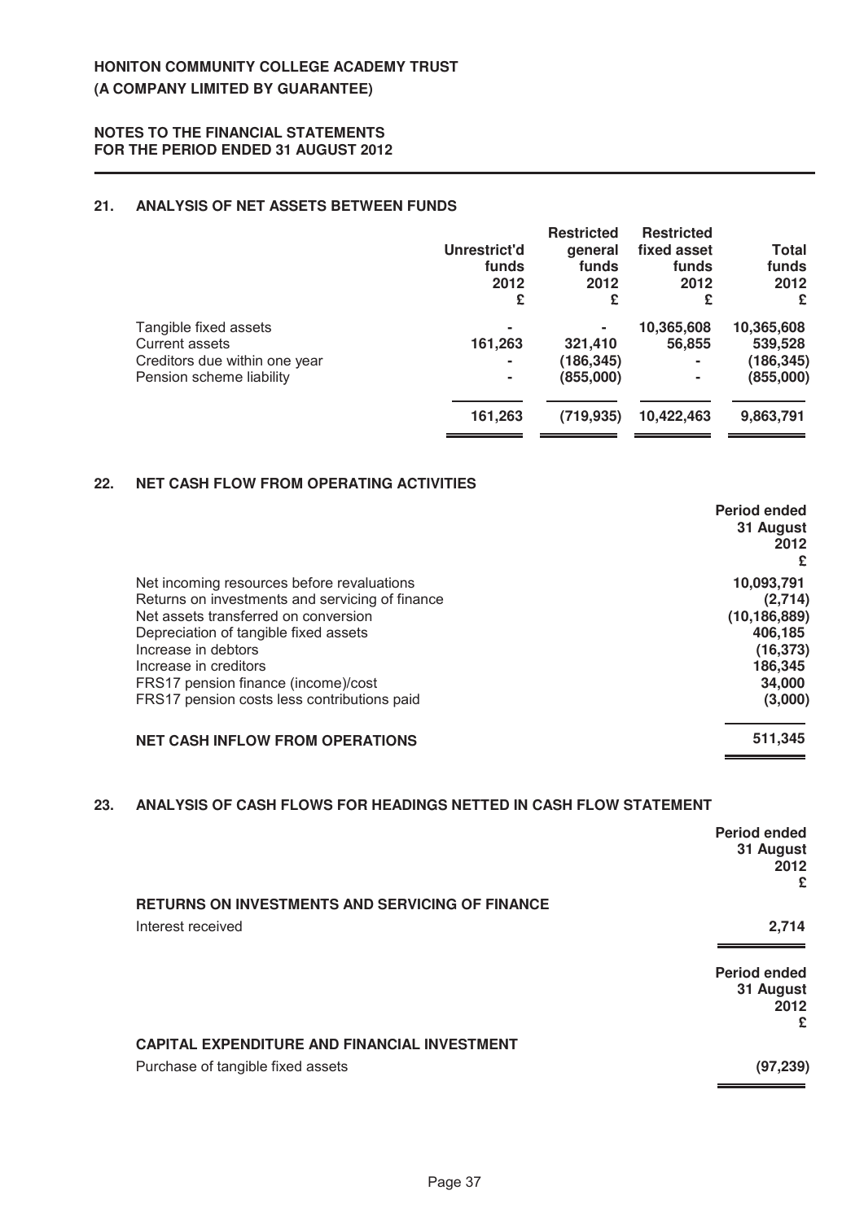# HONITON COMMUNITY COLLEGE ACADEMY TRUST
# (A COMPANY LIMITED BY GUARANTEE)

## NOTES TO THE FINANCIAL STATEMENTS FOR THE PERIOD ENDED 31 AUGUST 2012

### 21. ANALYSIS OF NET ASSETS BETWEEN FUNDS

| | Unrestrict'd funds 2012 £ | Restricted general funds 2012 £ | Restricted fixed asset funds 2012 £ | Total funds 2012 £ |
|---|---|---|---|---|
| Tangible fixed assets | - | - | 10,365,608 | 10,365,608 |
| Current assets | 161,263 | 321,410 | 56,855 | 539,528 |
| Creditors due within one year | - | (186,345) | - | (186,345) |
| Pension scheme liability | - | (855,000) | - | (855,000) |
| | **161,263** | **(719,935)** | **10,422,463** | **9,863,791** |

### 22. NET CASH FLOW FROM OPERATING ACTIVITIES

| | Period ended 31 August 2012 £ |
|---|---|
| Net incoming resources before revaluations | 10,093,791 |
| Returns on investments and servicing of finance | (2,714) |
| Net assets transferred on conversion | (10,186,889) |
| Depreciation of tangible fixed assets | 406,185 |
| Increase in debtors | (16,373) |
| Increase in creditors | 186,345 |
| FRS17 pension finance (income)/cost | 34,000 |
| FRS17 pension costs less contributions paid | (3,000) |
| **NET CASH INFLOW FROM OPERATIONS** | **511,345** |

### 23. ANALYSIS OF CASH FLOWS FOR HEADINGS NETTED IN CASH FLOW STATEMENT

| | Period ended 31 August 2012 £ |
|---|---|
| **RETURNS ON INVESTMENTS AND SERVICING OF FINANCE** | |
| Interest received | **2,714** |

| | Period ended 31 August 2012 £ |
|---|---|
| **CAPITAL EXPENDITURE AND FINANCIAL INVESTMENT** | |
| Purchase of tangible fixed assets | **(97,239)** |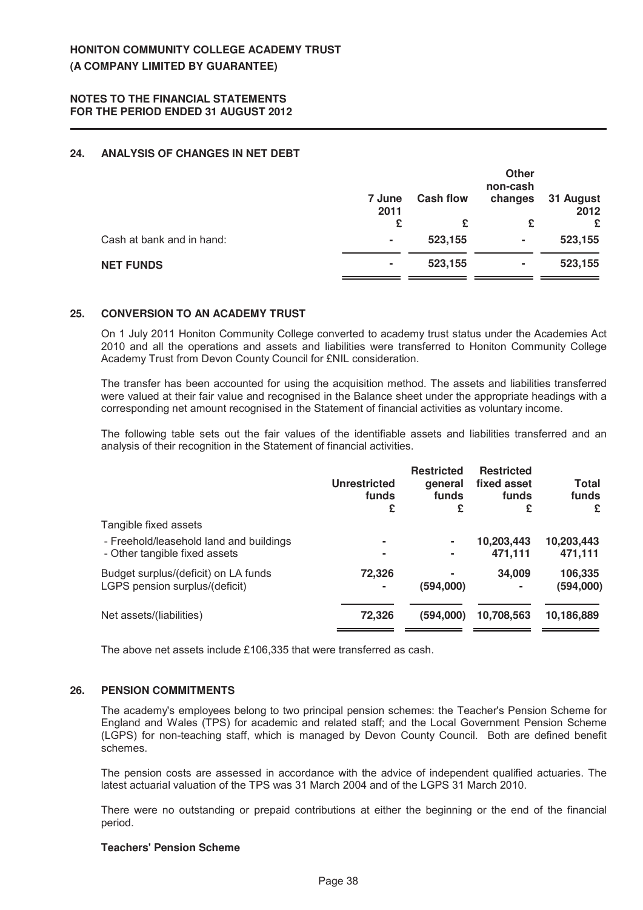HONITON COMMUNITY COLLEGE ACADEMY TRUST
(A COMPANY LIMITED BY GUARANTEE)

NOTES TO THE FINANCIAL STATEMENTS
FOR THE PERIOD ENDED 31 AUGUST 2012

## 24. ANALYSIS OF CHANGES IN NET DEBT

| | 7 June 2011 | Cash flow | Other non-cash changes | 31 August 2012 |
|---|---|---|---|---|
| | £ | £ | £ | £ |
| Cash at bank and in hand: | - | 523,155 | - | 523,155 |
| **NET FUNDS** | - | 523,155 | - | 523,155 |

## 25. CONVERSION TO AN ACADEMY TRUST

On 1 July 2011 Honiton Community College converted to academy trust status under the Academies Act 2010 and all the operations and assets and liabilities were transferred to Honiton Community College Academy Trust from Devon County Council for £NIL consideration.

The transfer has been accounted for using the acquisition method. The assets and liabilities transferred were valued at their fair value and recognised in the Balance sheet under the appropriate headings with a corresponding net amount recognised in the Statement of financial activities as voluntary income.

The following table sets out the fair values of the identifiable assets and liabilities transferred and an analysis of their recognition in the Statement of financial activities.

| | Unrestricted funds | Restricted general funds | Restricted fixed asset funds | Total funds |
|---|---|---|---|---|
| | £ | £ | £ | £ |
| Tangible fixed assets | | | | |
| - Freehold/leasehold land and buildings | - | - | 10,203,443 | 10,203,443 |
| - Other tangible fixed assets | - | - | 471,111 | 471,111 |
| Budget surplus/(deficit) on LA funds | 72,326 | - | 34,009 | 106,335 |
| LGPS pension surplus/(deficit) | - | (594,000) | - | (594,000) |
| Net assets/(liabilities) | 72,326 | (594,000) | 10,708,563 | 10,186,889 |

The above net assets include £106,335 that were transferred as cash.

## 26. PENSION COMMITMENTS

The academy's employees belong to two principal pension schemes: the Teacher's Pension Scheme for England and Wales (TPS) for academic and related staff; and the Local Government Pension Scheme (LGPS) for non-teaching staff, which is managed by Devon County Council. Both are defined benefit schemes.

The pension costs are assessed in accordance with the advice of independent qualified actuaries. The latest actuarial valuation of the TPS was 31 March 2004 and of the LGPS 31 March 2010.

There were no outstanding or prepaid contributions at either the beginning or the end of the financial period.

**Teachers' Pension Scheme**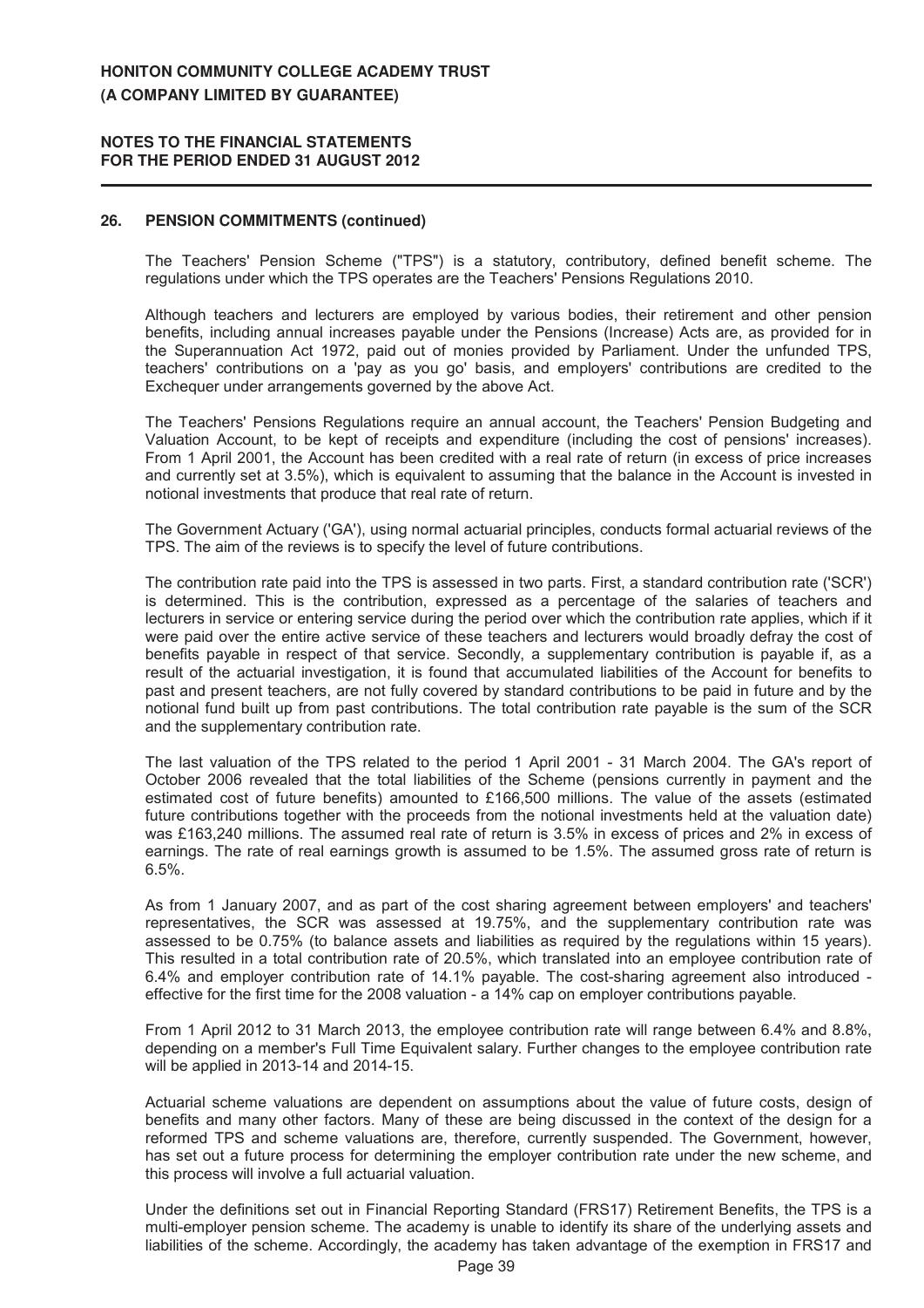**HONITON COMMUNITY COLLEGE ACADEMY TRUST**
**(A COMPANY LIMITED BY GUARANTEE)**

**NOTES TO THE FINANCIAL STATEMENTS**
**FOR THE PERIOD ENDED 31 AUGUST 2012**

### 26. PENSION COMMITMENTS (continued)

The Teachers' Pension Scheme ("TPS") is a statutory, contributory, defined benefit scheme. The regulations under which the TPS operates are the Teachers' Pensions Regulations 2010.

Although teachers and lecturers are employed by various bodies, their retirement and other pension benefits, including annual increases payable under the Pensions (Increase) Acts are, as provided for in the Superannuation Act 1972, paid out of monies provided by Parliament. Under the unfunded TPS, teachers' contributions on a 'pay as you go' basis, and employers' contributions are credited to the Exchequer under arrangements governed by the above Act.

The Teachers' Pensions Regulations require an annual account, the Teachers' Pension Budgeting and Valuation Account, to be kept of receipts and expenditure (including the cost of pensions' increases). From 1 April 2001, the Account has been credited with a real rate of return (in excess of price increases and currently set at 3.5%), which is equivalent to assuming that the balance in the Account is invested in notional investments that produce that real rate of return.

The Government Actuary ('GA'), using normal actuarial principles, conducts formal actuarial reviews of the TPS. The aim of the reviews is to specify the level of future contributions.

The contribution rate paid into the TPS is assessed in two parts. First, a standard contribution rate ('SCR') is determined. This is the contribution, expressed as a percentage of the salaries of teachers and lecturers in service or entering service during the period over which the contribution rate applies, which if it were paid over the entire active service of these teachers and lecturers would broadly defray the cost of benefits payable in respect of that service. Secondly, a supplementary contribution is payable if, as a result of the actuarial investigation, it is found that accumulated liabilities of the Account for benefits to past and present teachers, are not fully covered by standard contributions to be paid in future and by the notional fund built up from past contributions. The total contribution rate payable is the sum of the SCR and the supplementary contribution rate.

The last valuation of the TPS related to the period 1 April 2001 - 31 March 2004. The GA's report of October 2006 revealed that the total liabilities of the Scheme (pensions currently in payment and the estimated cost of future benefits) amounted to £166,500 millions. The value of the assets (estimated future contributions together with the proceeds from the notional investments held at the valuation date) was £163,240 millions. The assumed real rate of return is 3.5% in excess of prices and 2% in excess of earnings. The rate of real earnings growth is assumed to be 1.5%. The assumed gross rate of return is 6.5%.

As from 1 January 2007, and as part of the cost sharing agreement between employers' and teachers' representatives, the SCR was assessed at 19.75%, and the supplementary contribution rate was assessed to be 0.75% (to balance assets and liabilities as required by the regulations within 15 years). This resulted in a total contribution rate of 20.5%, which translated into an employee contribution rate of 6.4% and employer contribution rate of 14.1% payable. The cost-sharing agreement also introduced - effective for the first time for the 2008 valuation - a 14% cap on employer contributions payable.

From 1 April 2012 to 31 March 2013, the employee contribution rate will range between 6.4% and 8.8%, depending on a member's Full Time Equivalent salary. Further changes to the employee contribution rate will be applied in 2013-14 and 2014-15.

Actuarial scheme valuations are dependent on assumptions about the value of future costs, design of benefits and many other factors. Many of these are being discussed in the context of the design for a reformed TPS and scheme valuations are, therefore, currently suspended. The Government, however, has set out a future process for determining the employer contribution rate under the new scheme, and this process will involve a full actuarial valuation.

Under the definitions set out in Financial Reporting Standard (FRS17) Retirement Benefits, the TPS is a multi-employer pension scheme. The academy is unable to identify its share of the underlying assets and liabilities of the scheme. Accordingly, the academy has taken advantage of the exemption in FRS17 and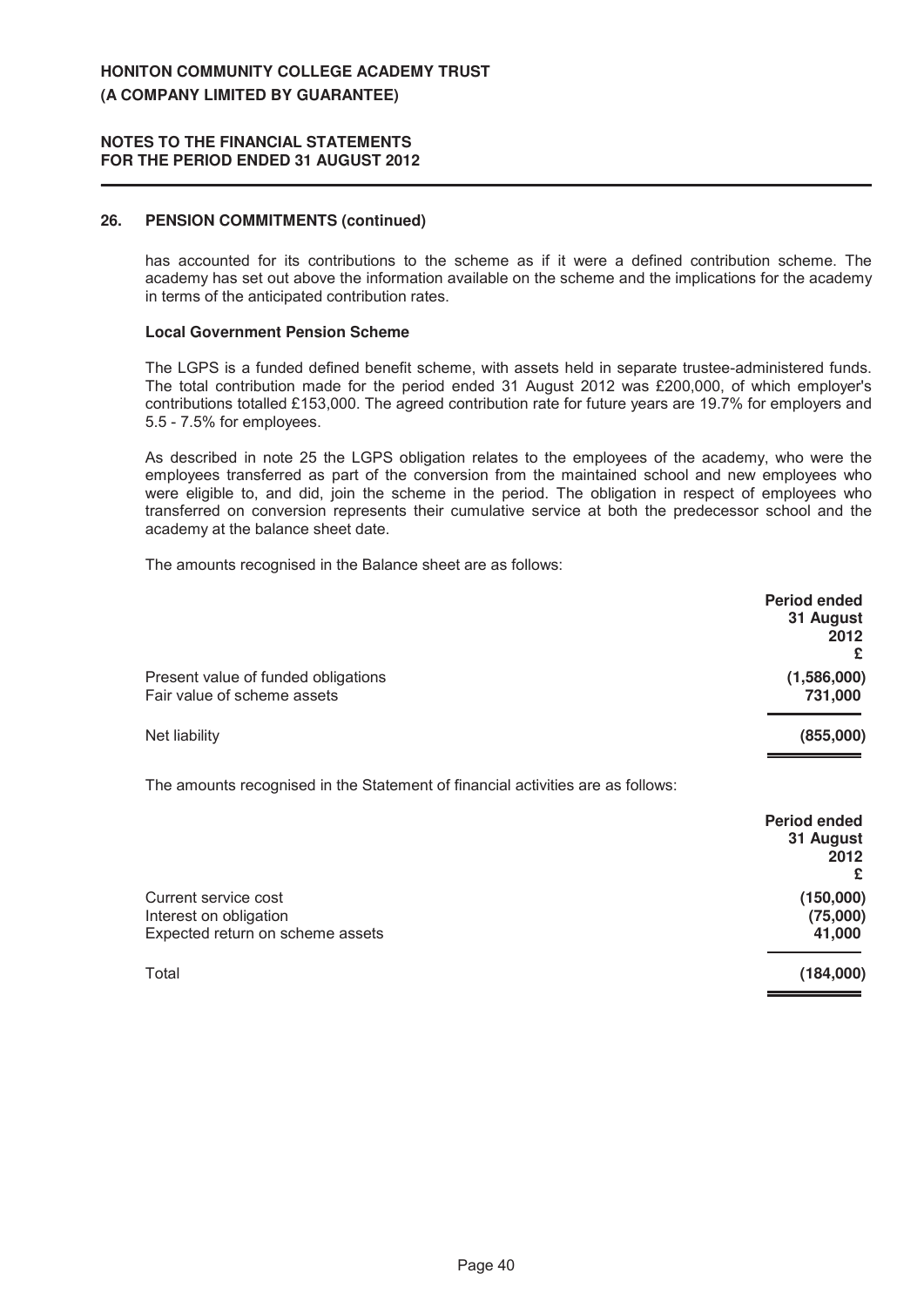## 26. PENSION COMMITMENTS (continued)

has accounted for its contributions to the scheme as if it were a defined contribution scheme. The academy has set out above the information available on the scheme and the implications for the academy in terms of the anticipated contribution rates.

### Local Government Pension Scheme

The LGPS is a funded defined benefit scheme, with assets held in separate trustee-administered funds. The total contribution made for the period ended 31 August 2012 was £200,000, of which employer's contributions totalled £153,000. The agreed contribution rate for future years are 19.7% for employers and 5.5 - 7.5% for employees.

As described in note 25 the LGPS obligation relates to the employees of the academy, who were the employees transferred as part of the conversion from the maintained school and new employees who were eligible to, and did, join the scheme in the period. The obligation in respect of employees who transferred on conversion represents their cumulative service at both the predecessor school and the academy at the balance sheet date.

The amounts recognised in the Balance sheet are as follows:

| | Period ended 31 August 2012 £ |
|---|---|
| Present value of funded obligations | (1,586,000) |
| Fair value of scheme assets | 731,000 |
| Net liability | **(855,000)** |

The amounts recognised in the Statement of financial activities are as follows:

| | Period ended 31 August 2012 £ |
|---|---|
| Current service cost | (150,000) |
| Interest on obligation | (75,000) |
| Expected return on scheme assets | 41,000 |
| Total | **(184,000)** |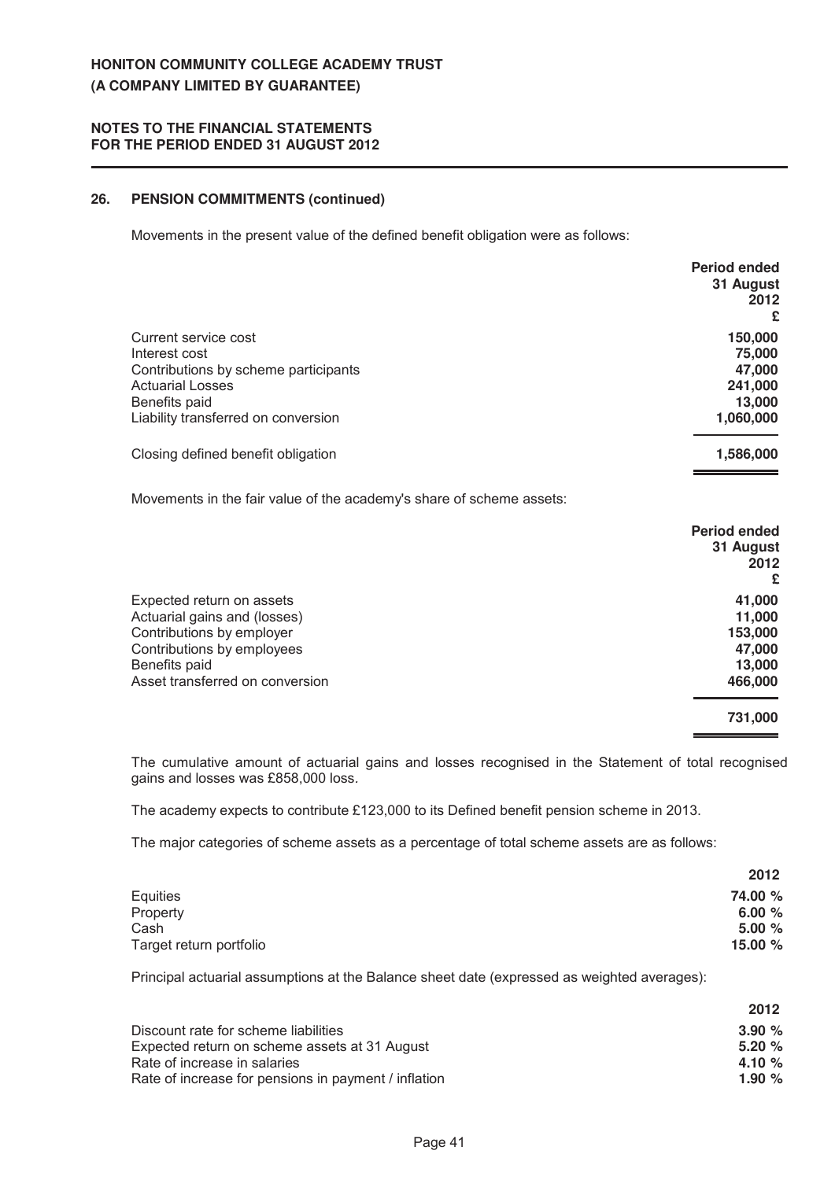**HONITON COMMUNITY COLLEGE ACADEMY TRUST**
**(A COMPANY LIMITED BY GUARANTEE)**

**NOTES TO THE FINANCIAL STATEMENTS**
**FOR THE PERIOD ENDED 31 AUGUST 2012**

## 26. PENSION COMMITMENTS (continued)

Movements in the present value of the defined benefit obligation were as follows:

| | Period ended 31 August 2012 £ |
|---|---|
| Current service cost | 150,000 |
| Interest cost | 75,000 |
| Contributions by scheme participants | 47,000 |
| Actuarial Losses | 241,000 |
| Benefits paid | 13,000 |
| Liability transferred on conversion | 1,060,000 |
| Closing defined benefit obligation | 1,586,000 |

Movements in the fair value of the academy's share of scheme assets:

| | Period ended 31 August 2012 £ |
|---|---|
| Expected return on assets | 41,000 |
| Actuarial gains and (losses) | 11,000 |
| Contributions by employer | 153,000 |
| Contributions by employees | 47,000 |
| Benefits paid | 13,000 |
| Asset transferred on conversion | 466,000 |
| | 731,000 |

The cumulative amount of actuarial gains and losses recognised in the Statement of total recognised gains and losses was £858,000 loss.

The academy expects to contribute £123,000 to its Defined benefit pension scheme in 2013.

The major categories of scheme assets as a percentage of total scheme assets are as follows:

| | 2012 |
|---|---|
| Equities | 74.00 % |
| Property | 6.00 % |
| Cash | 5.00 % |
| Target return portfolio | 15.00 % |

Principal actuarial assumptions at the Balance sheet date (expressed as weighted averages):

| | 2012 |
|---|---|
| Discount rate for scheme liabilities | 3.90 % |
| Expected return on scheme assets at 31 August | 5.20 % |
| Rate of increase in salaries | 4.10 % |
| Rate of increase for pensions in payment / inflation | 1.90 % |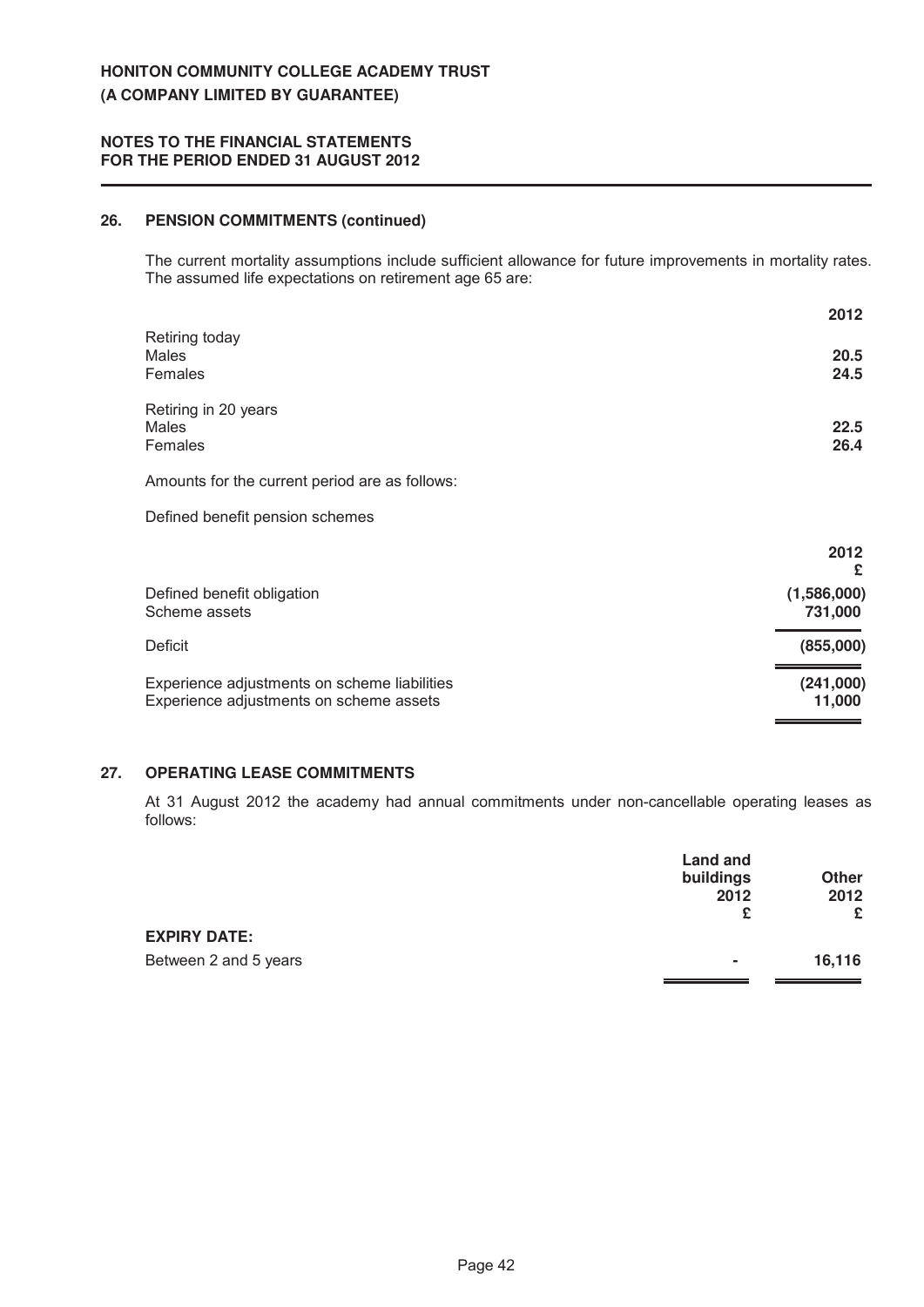HONITON COMMUNITY COLLEGE ACADEMY TRUST
(A COMPANY LIMITED BY GUARANTEE)

NOTES TO THE FINANCIAL STATEMENTS
FOR THE PERIOD ENDED 31 AUGUST 2012

## 26. PENSION COMMITMENTS (continued)

The current mortality assumptions include sufficient allowance for future improvements in mortality rates. The assumed life expectations on retirement age 65 are:

| | 2012 |
|---|---|
| Retiring today | |
| Males | 20.5 |
| Females | 24.5 |
| Retiring in 20 years | |
| Males | 22.5 |
| Females | 26.4 |

Amounts for the current period are as follows:

Defined benefit pension schemes

| | 2012 £ |
|---|---|
| Defined benefit obligation | (1,586,000) |
| Scheme assets | 731,000 |
| Deficit | (855,000) |
| Experience adjustments on scheme liabilities | (241,000) |
| Experience adjustments on scheme assets | 11,000 |

## 27. OPERATING LEASE COMMITMENTS

At 31 August 2012 the academy had annual commitments under non-cancellable operating leases as follows:

| | Land and buildings 2012 £ | Other 2012 £ |
|---|---|---|
| **EXPIRY DATE:** | | |
| Between 2 and 5 years | - | 16,116 |